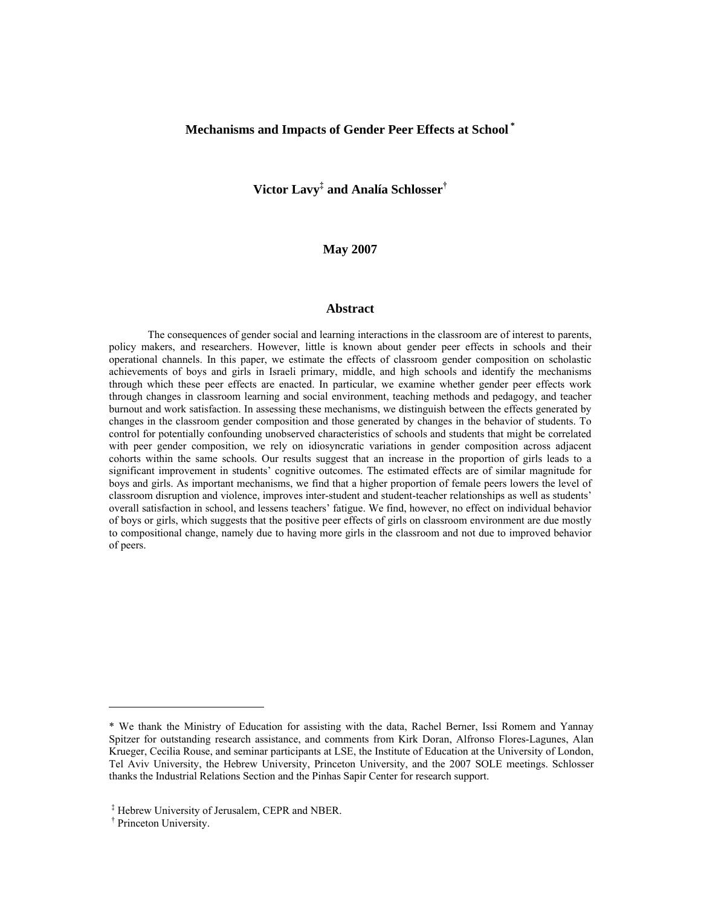# Mechanisms and Impacts of Gender Peer Effects at School [*]

**Victor Lavy[‡] and Analía Schlosser[†]**

**May 2007**

## Abstract

The consequences of gender social and learning interactions in the classroom are of interest to parents, policy makers, and researchers. However, little is known about gender peer effects in schools and their operational channels. In this paper, we estimate the effects of classroom gender composition on scholastic achievements of boys and girls in Israeli primary, middle, and high schools and identify the mechanisms through which these peer effects are enacted. In particular, we examine whether gender peer effects work through changes in classroom learning and social environment, teaching methods and pedagogy, and teacher burnout and work satisfaction. In assessing these mechanisms, we distinguish between the effects generated by changes in the classroom gender composition and those generated by changes in the behavior of students. To control for potentially confounding unobserved characteristics of schools and students that might be correlated with peer gender composition, we rely on idiosyncratic variations in gender composition across adjacent cohorts within the same schools. Our results suggest that an increase in the proportion of girls leads to a significant improvement in students' cognitive outcomes. The estimated effects are of similar magnitude for boys and girls. As important mechanisms, we find that a higher proportion of female peers lowers the level of classroom disruption and violence, improves inter-student and student-teacher relationships as well as students' overall satisfaction in school, and lessens teachers' fatigue. We find, however, no effect on individual behavior of boys or girls, which suggests that the positive peer effects of girls on classroom environment are due mostly to compositional change, namely due to having more girls in the classroom and not due to improved behavior of peers.

---

* We thank the Ministry of Education for assisting with the data, Rachel Berner, Issi Romem and Yannay Spitzer for outstanding research assistance, and comments from Kirk Doran, Alfronso Flores-Lagunes, Alan Krueger, Cecilia Rouse, and seminar participants at LSE, the Institute of Education at the University of London, Tel Aviv University, the Hebrew University, Princeton University, and the 2007 SOLE meetings. Schlosser thanks the Industrial Relations Section and the Pinhas Sapir Center for research support.

[‡] Hebrew University of Jerusalem, CEPR and NBER.

[†] Princeton University.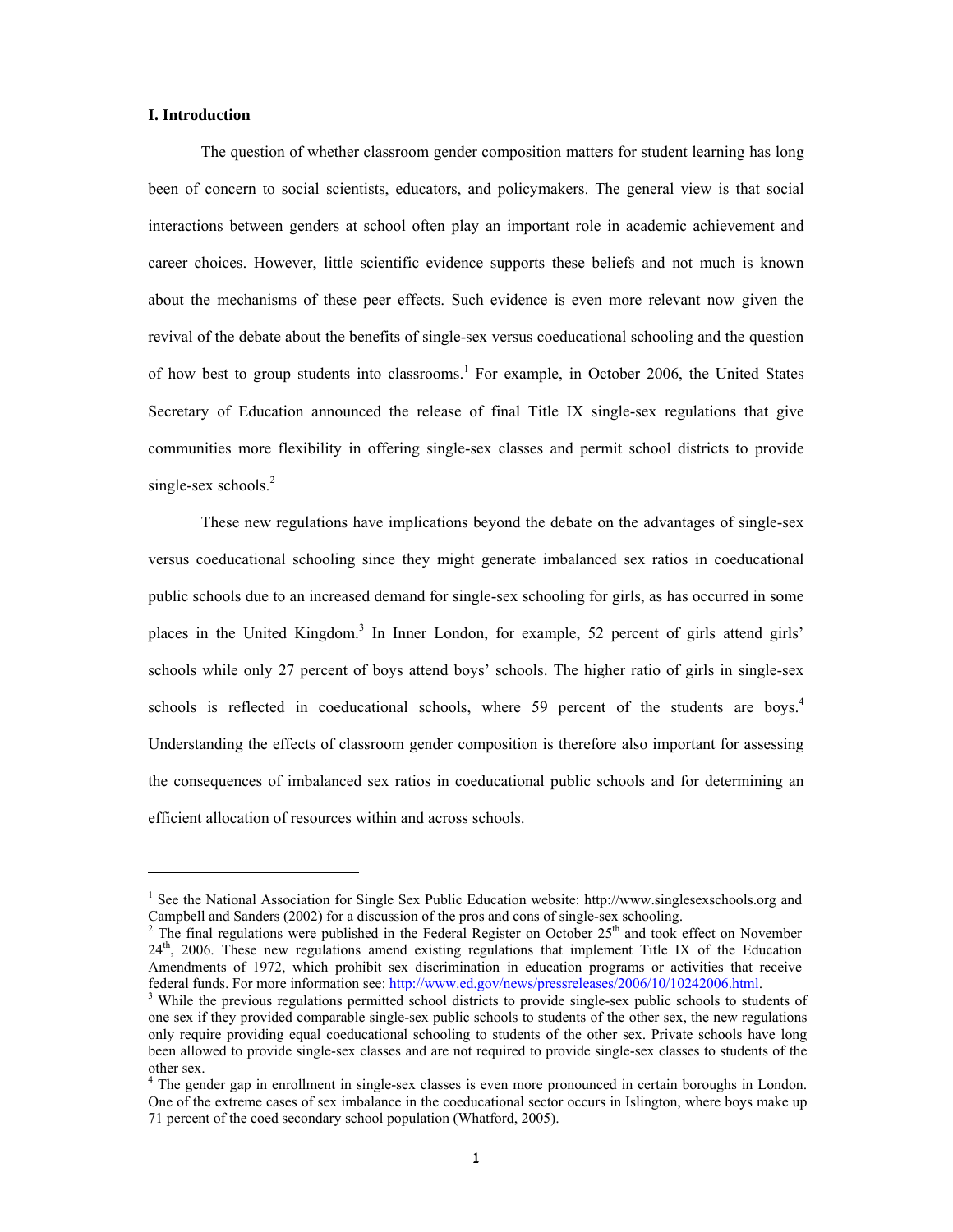### I. Introduction

The question of whether classroom gender composition matters for student learning has long been of concern to social scientists, educators, and policymakers. The general view is that social interactions between genders at school often play an important role in academic achievement and career choices. However, little scientific evidence supports these beliefs and not much is known about the mechanisms of these peer effects. Such evidence is even more relevant now given the revival of the debate about the benefits of single-sex versus coeducational schooling and the question of how best to group students into classrooms.[1] For example, in October 2006, the United States Secretary of Education announced the release of final Title IX single-sex regulations that give communities more flexibility in offering single-sex classes and permit school districts to provide single-sex schools.[2]

These new regulations have implications beyond the debate on the advantages of single-sex versus coeducational schooling since they might generate imbalanced sex ratios in coeducational public schools due to an increased demand for single-sex schooling for girls, as has occurred in some places in the United Kingdom.[3] In Inner London, for example, 52 percent of girls attend girls' schools while only 27 percent of boys attend boys' schools. The higher ratio of girls in single-sex schools is reflected in coeducational schools, where 59 percent of the students are boys.[4] Understanding the effects of classroom gender composition is therefore also important for assessing the consequences of imbalanced sex ratios in coeducational public schools and for determining an efficient allocation of resources within and across schools.

---

[1] See the National Association for Single Sex Public Education website: http://www.singlesexschools.org and Campbell and Sanders (2002) for a discussion of the pros and cons of single-sex schooling.

[2] The final regulations were published in the Federal Register on October 25th and took effect on November 24th, 2006. These new regulations amend existing regulations that implement Title IX of the Education Amendments of 1972, which prohibit sex discrimination in education programs or activities that receive federal funds. For more information see: http://www.ed.gov/news/pressreleases/2006/10/10242006.html.

[3] While the previous regulations permitted school districts to provide single-sex public schools to students of one sex if they provided comparable single-sex public schools to students of the other sex, the new regulations only require providing equal coeducational schooling to students of the other sex. Private schools have long been allowed to provide single-sex classes and are not required to provide single-sex classes to students of the other sex.

[4] The gender gap in enrollment in single-sex classes is even more pronounced in certain boroughs in London. One of the extreme cases of sex imbalance in the coeducational sector occurs in Islington, where boys make up 71 percent of the coed secondary school population (Whatford, 2005).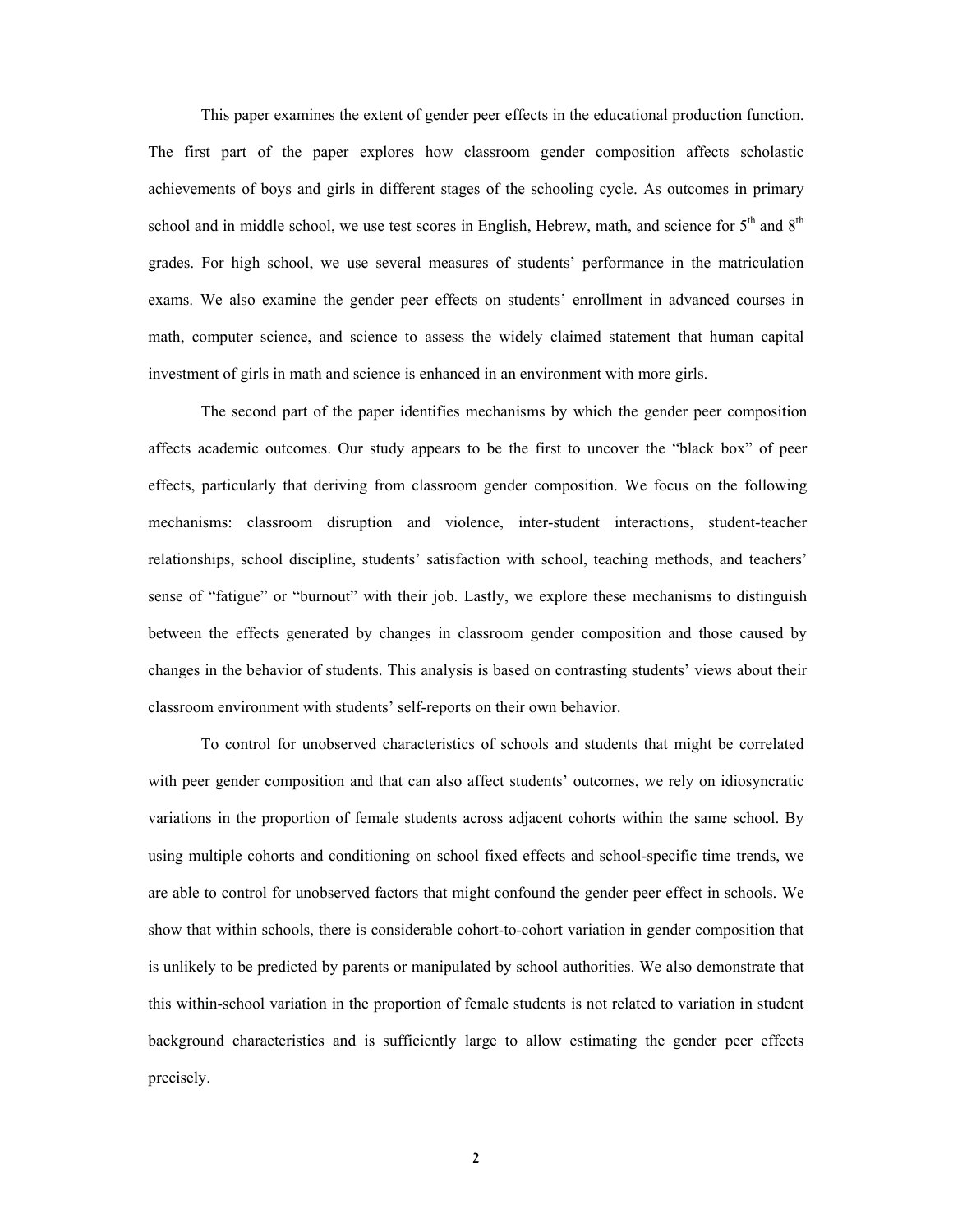This paper examines the extent of gender peer effects in the educational production function. The first part of the paper explores how classroom gender composition affects scholastic achievements of boys and girls in different stages of the schooling cycle. As outcomes in primary school and in middle school, we use test scores in English, Hebrew, math, and science for 5th and 8th grades. For high school, we use several measures of students' performance in the matriculation exams. We also examine the gender peer effects on students' enrollment in advanced courses in math, computer science, and science to assess the widely claimed statement that human capital investment of girls in math and science is enhanced in an environment with more girls.

The second part of the paper identifies mechanisms by which the gender peer composition affects academic outcomes. Our study appears to be the first to uncover the "black box" of peer effects, particularly that deriving from classroom gender composition. We focus on the following mechanisms: classroom disruption and violence, inter-student interactions, student-teacher relationships, school discipline, students' satisfaction with school, teaching methods, and teachers' sense of "fatigue" or "burnout" with their job. Lastly, we explore these mechanisms to distinguish between the effects generated by changes in classroom gender composition and those caused by changes in the behavior of students. This analysis is based on contrasting students' views about their classroom environment with students' self-reports on their own behavior.

To control for unobserved characteristics of schools and students that might be correlated with peer gender composition and that can also affect students' outcomes, we rely on idiosyncratic variations in the proportion of female students across adjacent cohorts within the same school. By using multiple cohorts and conditioning on school fixed effects and school-specific time trends, we are able to control for unobserved factors that might confound the gender peer effect in schools. We show that within schools, there is considerable cohort-to-cohort variation in gender composition that is unlikely to be predicted by parents or manipulated by school authorities. We also demonstrate that this within-school variation in the proportion of female students is not related to variation in student background characteristics and is sufficiently large to allow estimating the gender peer effects precisely.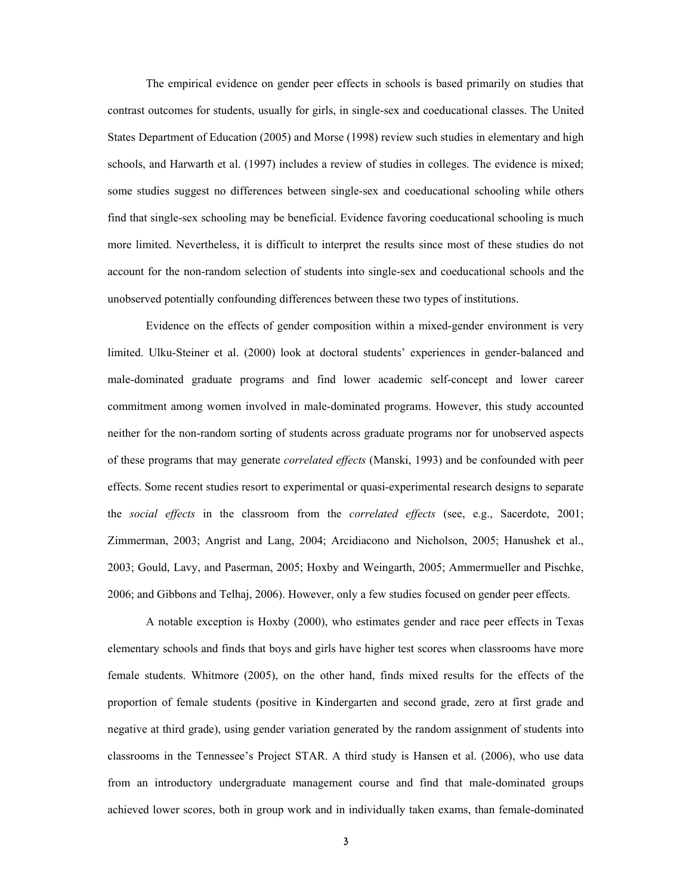The empirical evidence on gender peer effects in schools is based primarily on studies that contrast outcomes for students, usually for girls, in single-sex and coeducational classes. The United States Department of Education (2005) and Morse (1998) review such studies in elementary and high schools, and Harwarth et al. (1997) includes a review of studies in colleges. The evidence is mixed; some studies suggest no differences between single-sex and coeducational schooling while others find that single-sex schooling may be beneficial. Evidence favoring coeducational schooling is much more limited. Nevertheless, it is difficult to interpret the results since most of these studies do not account for the non-random selection of students into single-sex and coeducational schools and the unobserved potentially confounding differences between these two types of institutions.

Evidence on the effects of gender composition within a mixed-gender environment is very limited. Ulku-Steiner et al. (2000) look at doctoral students' experiences in gender-balanced and male-dominated graduate programs and find lower academic self-concept and lower career commitment among women involved in male-dominated programs. However, this study accounted neither for the non-random sorting of students across graduate programs nor for unobserved aspects of these programs that may generate *correlated effects* (Manski, 1993) and be confounded with peer effects. Some recent studies resort to experimental or quasi-experimental research designs to separate the *social effects* in the classroom from the *correlated effects* (see, e.g., Sacerdote, 2001; Zimmerman, 2003; Angrist and Lang, 2004; Arcidiacono and Nicholson, 2005; Hanushek et al., 2003; Gould, Lavy, and Paserman, 2005; Hoxby and Weingarth, 2005; Ammermueller and Pischke, 2006; and Gibbons and Telhaj, 2006). However, only a few studies focused on gender peer effects.

A notable exception is Hoxby (2000), who estimates gender and race peer effects in Texas elementary schools and finds that boys and girls have higher test scores when classrooms have more female students. Whitmore (2005), on the other hand, finds mixed results for the effects of the proportion of female students (positive in Kindergarten and second grade, zero at first grade and negative at third grade), using gender variation generated by the random assignment of students into classrooms in the Tennessee's Project STAR. A third study is Hansen et al. (2006), who use data from an introductory undergraduate management course and find that male-dominated groups achieved lower scores, both in group work and in individually taken exams, than female-dominated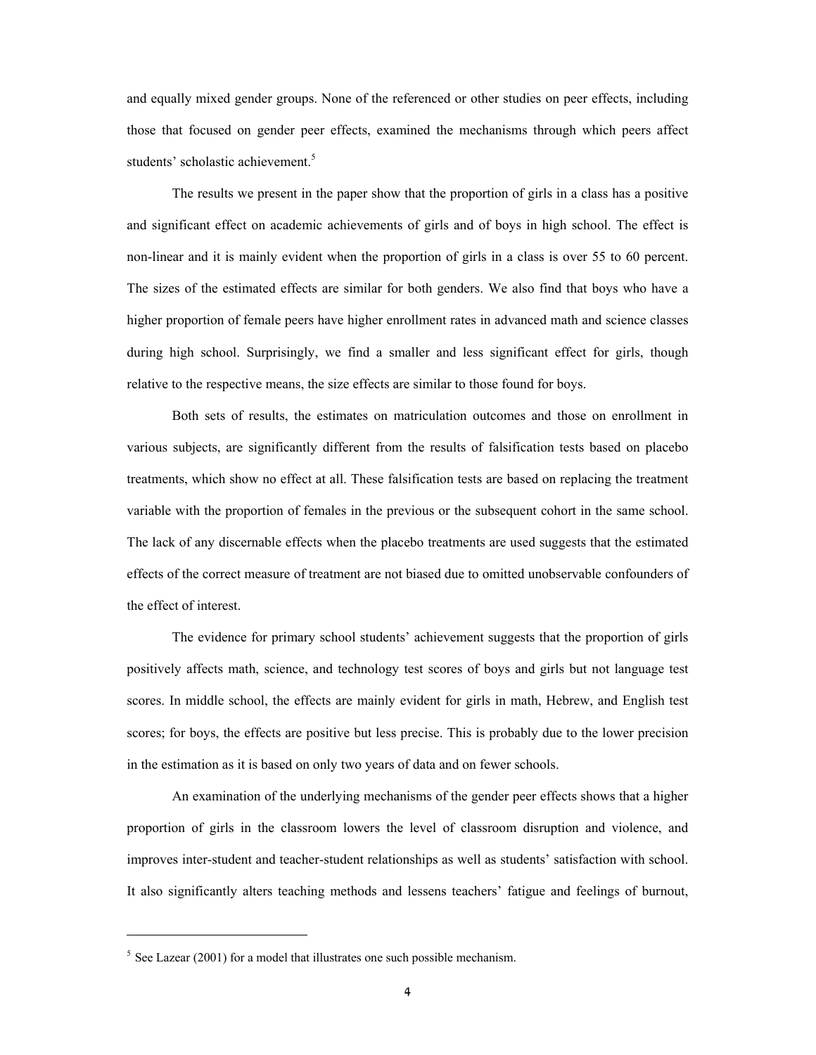and equally mixed gender groups. None of the referenced or other studies on peer effects, including those that focused on gender peer effects, examined the mechanisms through which peers affect students' scholastic achievement.[5]

The results we present in the paper show that the proportion of girls in a class has a positive and significant effect on academic achievements of girls and of boys in high school. The effect is non-linear and it is mainly evident when the proportion of girls in a class is over 55 to 60 percent. The sizes of the estimated effects are similar for both genders. We also find that boys who have a higher proportion of female peers have higher enrollment rates in advanced math and science classes during high school. Surprisingly, we find a smaller and less significant effect for girls, though relative to the respective means, the size effects are similar to those found for boys.

Both sets of results, the estimates on matriculation outcomes and those on enrollment in various subjects, are significantly different from the results of falsification tests based on placebo treatments, which show no effect at all. These falsification tests are based on replacing the treatment variable with the proportion of females in the previous or the subsequent cohort in the same school. The lack of any discernable effects when the placebo treatments are used suggests that the estimated effects of the correct measure of treatment are not biased due to omitted unobservable confounders of the effect of interest.

The evidence for primary school students' achievement suggests that the proportion of girls positively affects math, science, and technology test scores of boys and girls but not language test scores. In middle school, the effects are mainly evident for girls in math, Hebrew, and English test scores; for boys, the effects are positive but less precise. This is probably due to the lower precision in the estimation as it is based on only two years of data and on fewer schools.

An examination of the underlying mechanisms of the gender peer effects shows that a higher proportion of girls in the classroom lowers the level of classroom disruption and violence, and improves inter-student and teacher-student relationships as well as students' satisfaction with school. It also significantly alters teaching methods and lessens teachers' fatigue and feelings of burnout,

---

[5] See Lazear (2001) for a model that illustrates one such possible mechanism.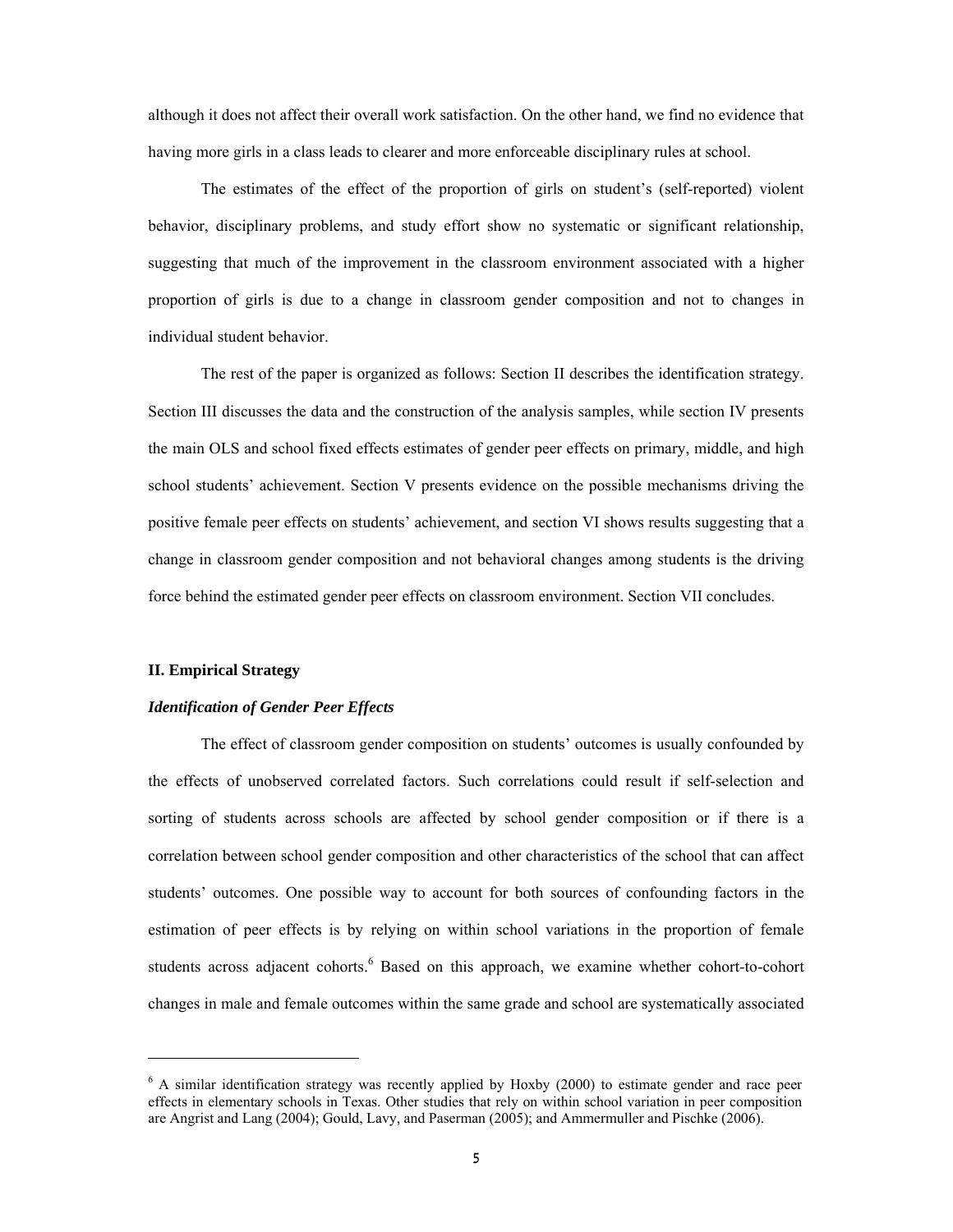although it does not affect their overall work satisfaction. On the other hand, we find no evidence that having more girls in a class leads to clearer and more enforceable disciplinary rules at school.

The estimates of the effect of the proportion of girls on student's (self-reported) violent behavior, disciplinary problems, and study effort show no systematic or significant relationship, suggesting that much of the improvement in the classroom environment associated with a higher proportion of girls is due to a change in classroom gender composition and not to changes in individual student behavior.

The rest of the paper is organized as follows: Section II describes the identification strategy. Section III discusses the data and the construction of the analysis samples, while section IV presents the main OLS and school fixed effects estimates of gender peer effects on primary, middle, and high school students' achievement. Section V presents evidence on the possible mechanisms driving the positive female peer effects on students' achievement, and section VI shows results suggesting that a change in classroom gender composition and not behavioral changes among students is the driving force behind the estimated gender peer effects on classroom environment. Section VII concludes.

## II. Empirical Strategy

### *Identification of Gender Peer Effects*

The effect of classroom gender composition on students' outcomes is usually confounded by the effects of unobserved correlated factors. Such correlations could result if self-selection and sorting of students across schools are affected by school gender composition or if there is a correlation between school gender composition and other characteristics of the school that can affect students' outcomes. One possible way to account for both sources of confounding factors in the estimation of peer effects is by relying on within school variations in the proportion of female students across adjacent cohorts.[6] Based on this approach, we examine whether cohort-to-cohort changes in male and female outcomes within the same grade and school are systematically associated

[6] A similar identification strategy was recently applied by Hoxby (2000) to estimate gender and race peer effects in elementary schools in Texas. Other studies that rely on within school variation in peer composition are Angrist and Lang (2004); Gould, Lavy, and Paserman (2005); and Ammermuller and Pischke (2006).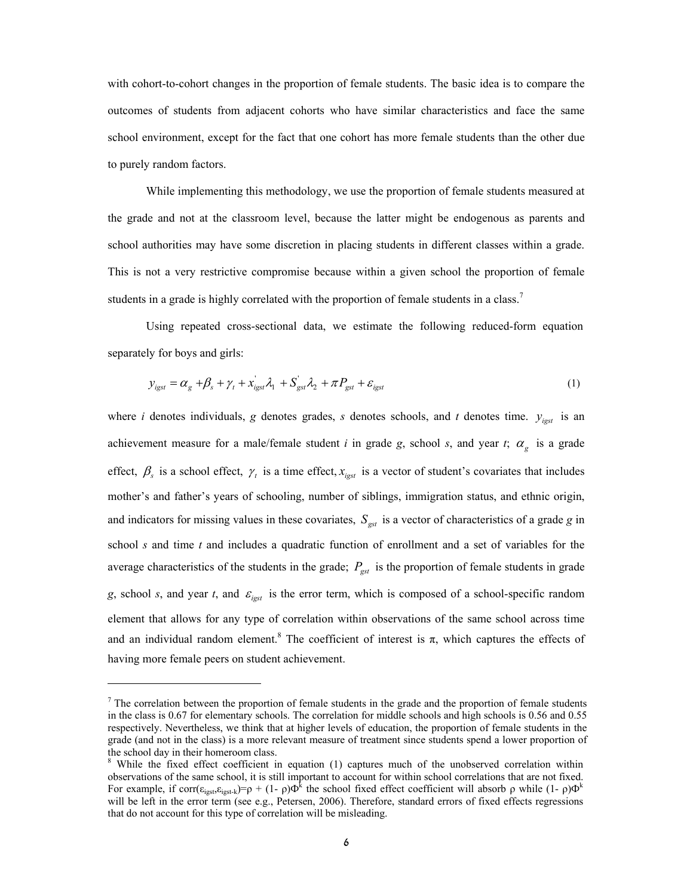with cohort-to-cohort changes in the proportion of female students. The basic idea is to compare the outcomes of students from adjacent cohorts who have similar characteristics and face the same school environment, except for the fact that one cohort has more female students than the other due to purely random factors.

While implementing this methodology, we use the proportion of female students measured at the grade and not at the classroom level, because the latter might be endogenous as parents and school authorities may have some discretion in placing students in different classes within a grade. This is not a very restrictive compromise because within a given school the proportion of female students in a grade is highly correlated with the proportion of female students in a class.[7]

Using repeated cross-sectional data, we estimate the following reduced-form equation separately for boys and girls:

$$y_{igst} = \alpha_g + \beta_s + \gamma_t + x_{igst}^{'}\lambda_1 + S_{gst}^{'}\lambda_2 + \pi P_{gst} + \varepsilon_{igst} \tag{1}$$

where *i* denotes individuals, *g* denotes grades, *s* denotes schools, and *t* denotes time. $y_{igst}$ is an achievement measure for a male/female student *i* in grade *g*, school *s*, and year *t*; $\alpha_g$ is a grade effect, $\beta_s$ is a school effect, $\gamma_t$ is a time effect, $x_{igst}$ is a vector of student's covariates that includes mother's and father's years of schooling, number of siblings, immigration status, and ethnic origin, and indicators for missing values in these covariates, $S_{gst}$ is a vector of characteristics of a grade *g* in school *s* and time *t* and includes a quadratic function of enrollment and a set of variables for the average characteristics of the students in the grade; $P_{gst}$ is the proportion of female students in grade *g*, school *s*, and year *t*, and $\varepsilon_{igst}$ is the error term, which is composed of a school-specific random element that allows for any type of correlation within observations of the same school across time and an individual random element.[8] The coefficient of interest is $\pi$, which captures the effects of having more female peers on student achievement.

---

[7] The correlation between the proportion of female students in the grade and the proportion of female students in the class is 0.67 for elementary schools. The correlation for middle schools and high schools is 0.56 and 0.55 respectively. Nevertheless, we think that at higher levels of education, the proportion of female students in the grade (and not in the class) is a more relevant measure of treatment since students spend a lower proportion of the school day in their homeroom class.

[8] While the fixed effect coefficient in equation (1) captures much of the unobserved correlation within observations of the same school, it is still important to account for within school correlations that are not fixed. For example, if $\text{corr}(\varepsilon_{igst},\varepsilon_{igst-k})=\rho + (1-\rho)\Phi^k$ the school fixed effect coefficient will absorb $\rho$ while $(1-\rho)\Phi^k$ will be left in the error term (see e.g., Petersen, 2006). Therefore, standard errors of fixed effects regressions that do not account for this type of correlation will be misleading.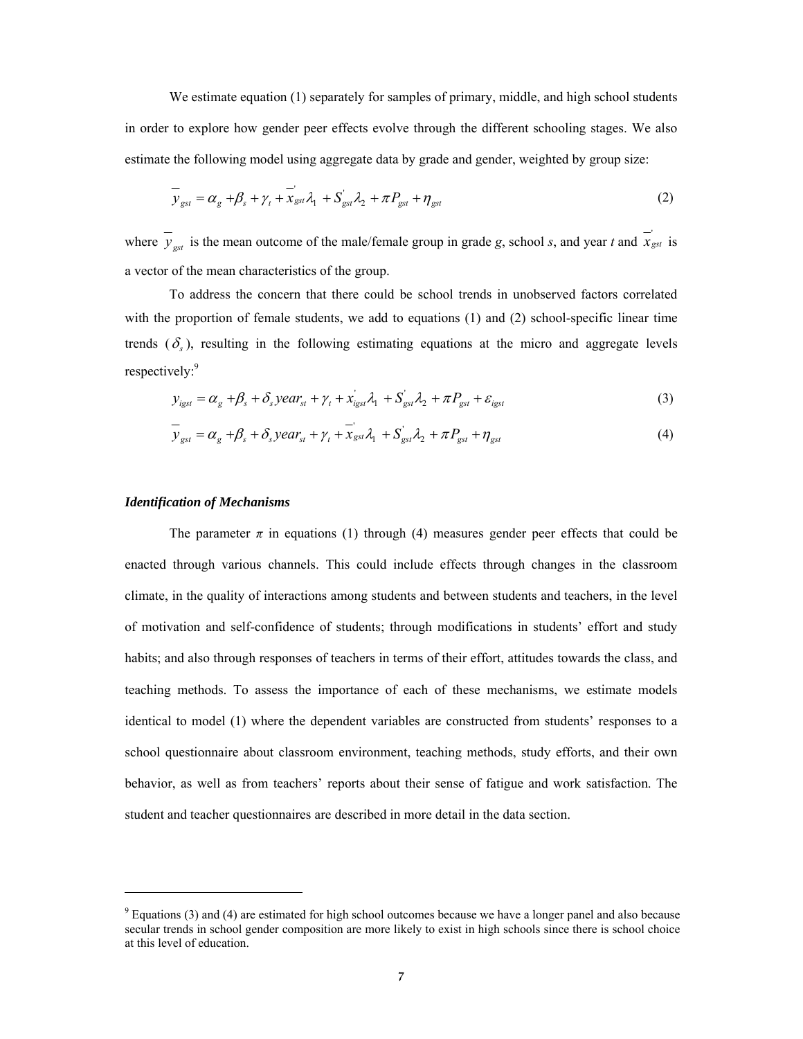We estimate equation (1) separately for samples of primary, middle, and high school students in order to explore how gender peer effects evolve through the different schooling stages. We also estimate the following model using aggregate data by grade and gender, weighted by group size:

$$\overline{y}_{gst} = \alpha_g + \beta_s + \gamma_t + \overline{x}_{gst}^{'}\lambda_1 + S_{gst}^{'}\lambda_2 + \pi P_{gst} + \eta_{gst} \tag{2}$$

where $\overline{y}_{gst}$ is the mean outcome of the male/female group in grade *g*, school *s*, and year *t* and $\overline{x}_{gst}^{'}$ is a vector of the mean characteristics of the group.

To address the concern that there could be school trends in unobserved factors correlated with the proportion of female students, we add to equations (1) and (2) school-specific linear time trends ($\delta_s$), resulting in the following estimating equations at the micro and aggregate levels respectively:[9]

$$y_{igst} = \alpha_g + \beta_s + \delta_s year_{st} + \gamma_t + x_{igst}^{'}\lambda_1 + S_{gst}^{'}\lambda_2 + \pi P_{gst} + \varepsilon_{igst} \tag{3}$$

$$\overline{y}_{gst} = \alpha_g + \beta_s + \delta_s year_{st} + \gamma_t + \overline{x}_{gst}^{'}\lambda_1 + S_{gst}^{'}\lambda_2 + \pi P_{gst} + \eta_{gst} \tag{4}$$

***Identification of Mechanisms***

The parameter $\pi$ in equations (1) through (4) measures gender peer effects that could be enacted through various channels. This could include effects through changes in the classroom climate, in the quality of interactions among students and between students and teachers, in the level of motivation and self-confidence of students; through modifications in students' effort and study habits; and also through responses of teachers in terms of their effort, attitudes towards the class, and teaching methods. To assess the importance of each of these mechanisms, we estimate models identical to model (1) where the dependent variables are constructed from students' responses to a school questionnaire about classroom environment, teaching methods, study efforts, and their own behavior, as well as from teachers' reports about their sense of fatigue and work satisfaction. The student and teacher questionnaires are described in more detail in the data section.

---

[9] Equations (3) and (4) are estimated for high school outcomes because we have a longer panel and also because secular trends in school gender composition are more likely to exist in high schools since there is school choice at this level of education.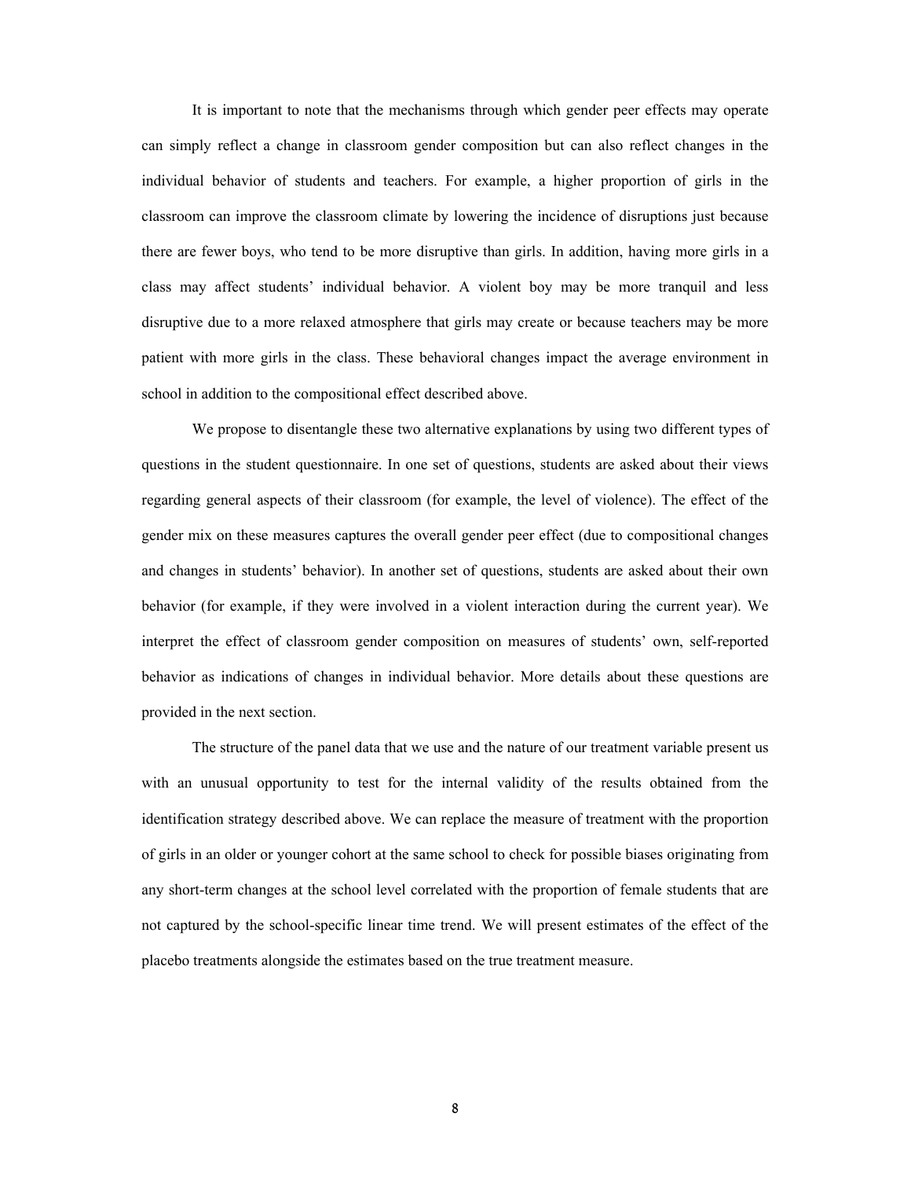It is important to note that the mechanisms through which gender peer effects may operate can simply reflect a change in classroom gender composition but can also reflect changes in the individual behavior of students and teachers. For example, a higher proportion of girls in the classroom can improve the classroom climate by lowering the incidence of disruptions just because there are fewer boys, who tend to be more disruptive than girls. In addition, having more girls in a class may affect students' individual behavior. A violent boy may be more tranquil and less disruptive due to a more relaxed atmosphere that girls may create or because teachers may be more patient with more girls in the class. These behavioral changes impact the average environment in school in addition to the compositional effect described above.

We propose to disentangle these two alternative explanations by using two different types of questions in the student questionnaire. In one set of questions, students are asked about their views regarding general aspects of their classroom (for example, the level of violence). The effect of the gender mix on these measures captures the overall gender peer effect (due to compositional changes and changes in students' behavior). In another set of questions, students are asked about their own behavior (for example, if they were involved in a violent interaction during the current year). We interpret the effect of classroom gender composition on measures of students' own, self-reported behavior as indications of changes in individual behavior. More details about these questions are provided in the next section.

The structure of the panel data that we use and the nature of our treatment variable present us with an unusual opportunity to test for the internal validity of the results obtained from the identification strategy described above. We can replace the measure of treatment with the proportion of girls in an older or younger cohort at the same school to check for possible biases originating from any short-term changes at the school level correlated with the proportion of female students that are not captured by the school-specific linear time trend. We will present estimates of the effect of the placebo treatments alongside the estimates based on the true treatment measure.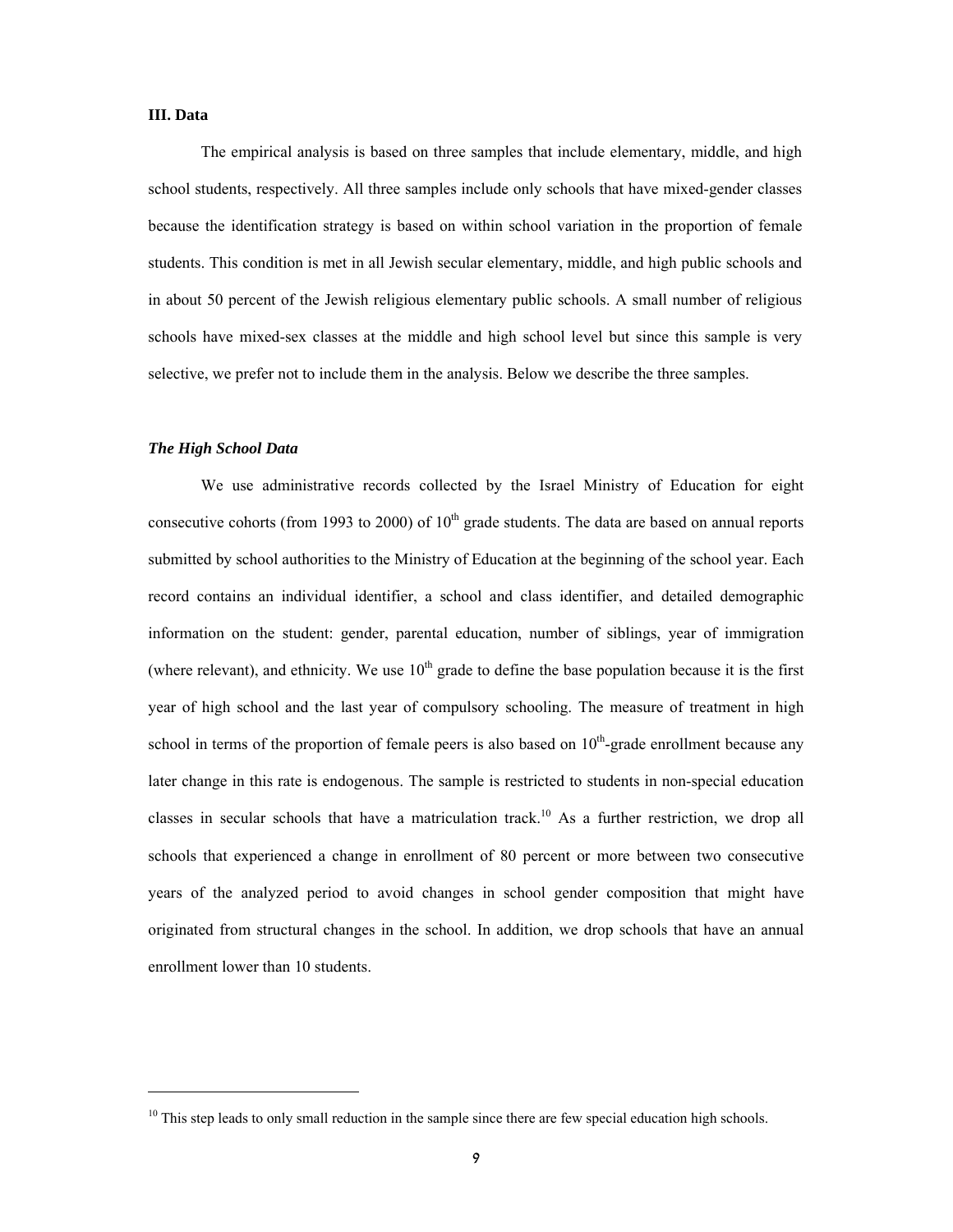### III. Data

The empirical analysis is based on three samples that include elementary, middle, and high school students, respectively. All three samples include only schools that have mixed-gender classes because the identification strategy is based on within school variation in the proportion of female students. This condition is met in all Jewish secular elementary, middle, and high public schools and in about 50 percent of the Jewish religious elementary public schools. A small number of religious schools have mixed-sex classes at the middle and high school level but since this sample is very selective, we prefer not to include them in the analysis. Below we describe the three samples.

#### *The High School Data*

We use administrative records collected by the Israel Ministry of Education for eight consecutive cohorts (from 1993 to 2000) of $10^{th}$ grade students. The data are based on annual reports submitted by school authorities to the Ministry of Education at the beginning of the school year. Each record contains an individual identifier, a school and class identifier, and detailed demographic information on the student: gender, parental education, number of siblings, year of immigration (where relevant), and ethnicity. We use $10^{th}$ grade to define the base population because it is the first year of high school and the last year of compulsory schooling. The measure of treatment in high school in terms of the proportion of female peers is also based on $10^{th}$-grade enrollment because any later change in this rate is endogenous. The sample is restricted to students in non-special education classes in secular schools that have a matriculation track.[10] As a further restriction, we drop all schools that experienced a change in enrollment of 80 percent or more between two consecutive years of the analyzed period to avoid changes in school gender composition that might have originated from structural changes in the school. In addition, we drop schools that have an annual enrollment lower than 10 students.

---

[10] This step leads to only small reduction in the sample since there are few special education high schools.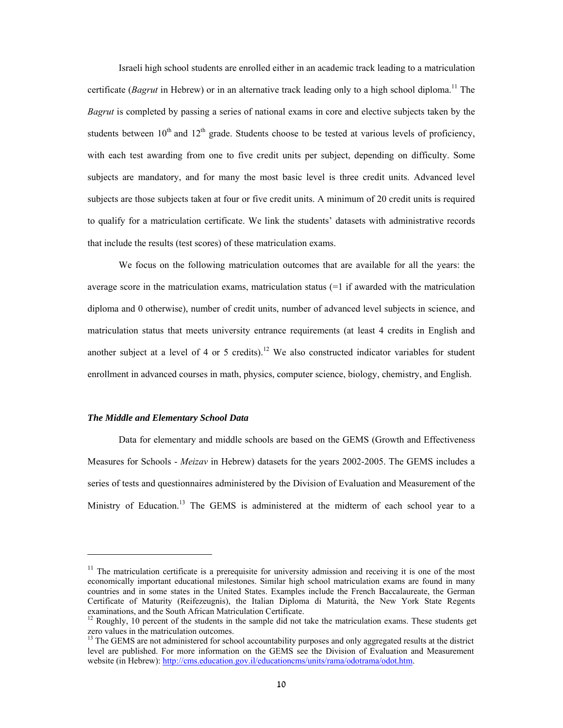Israeli high school students are enrolled either in an academic track leading to a matriculation certificate (*Bagrut* in Hebrew) or in an alternative track leading only to a high school diploma.[11] The *Bagrut* is completed by passing a series of national exams in core and elective subjects taken by the students between 10th and 12th grade. Students choose to be tested at various levels of proficiency, with each test awarding from one to five credit units per subject, depending on difficulty. Some subjects are mandatory, and for many the most basic level is three credit units. Advanced level subjects are those subjects taken at four or five credit units. A minimum of 20 credit units is required to qualify for a matriculation certificate. We link the students' datasets with administrative records that include the results (test scores) of these matriculation exams.

We focus on the following matriculation outcomes that are available for all the years: the average score in the matriculation exams, matriculation status (=1 if awarded with the matriculation diploma and 0 otherwise), number of credit units, number of advanced level subjects in science, and matriculation status that meets university entrance requirements (at least 4 credits in English and another subject at a level of 4 or 5 credits).[12] We also constructed indicator variables for student enrollment in advanced courses in math, physics, computer science, biology, chemistry, and English.

### *The Middle and Elementary School Data*

Data for elementary and middle schools are based on the GEMS (Growth and Effectiveness Measures for Schools - *Meizav* in Hebrew) datasets for the years 2002-2005. The GEMS includes a series of tests and questionnaires administered by the Division of Evaluation and Measurement of the Ministry of Education.[13] The GEMS is administered at the midterm of each school year to a

---

[11] The matriculation certificate is a prerequisite for university admission and receiving it is one of the most economically important educational milestones. Similar high school matriculation exams are found in many countries and in some states in the United States. Examples include the French Baccalaureate, the German Certificate of Maturity (Reifezeugnis), the Italian Diploma di Maturità, the New York State Regents examinations, and the South African Matriculation Certificate.

[12] Roughly, 10 percent of the students in the sample did not take the matriculation exams. These students get zero values in the matriculation outcomes.

[13] The GEMS are not administered for school accountability purposes and only aggregated results at the district level are published. For more information on the GEMS see the Division of Evaluation and Measurement website (in Hebrew): http://cms.education.gov.il/educationcms/units/rama/odotrama/odot.htm.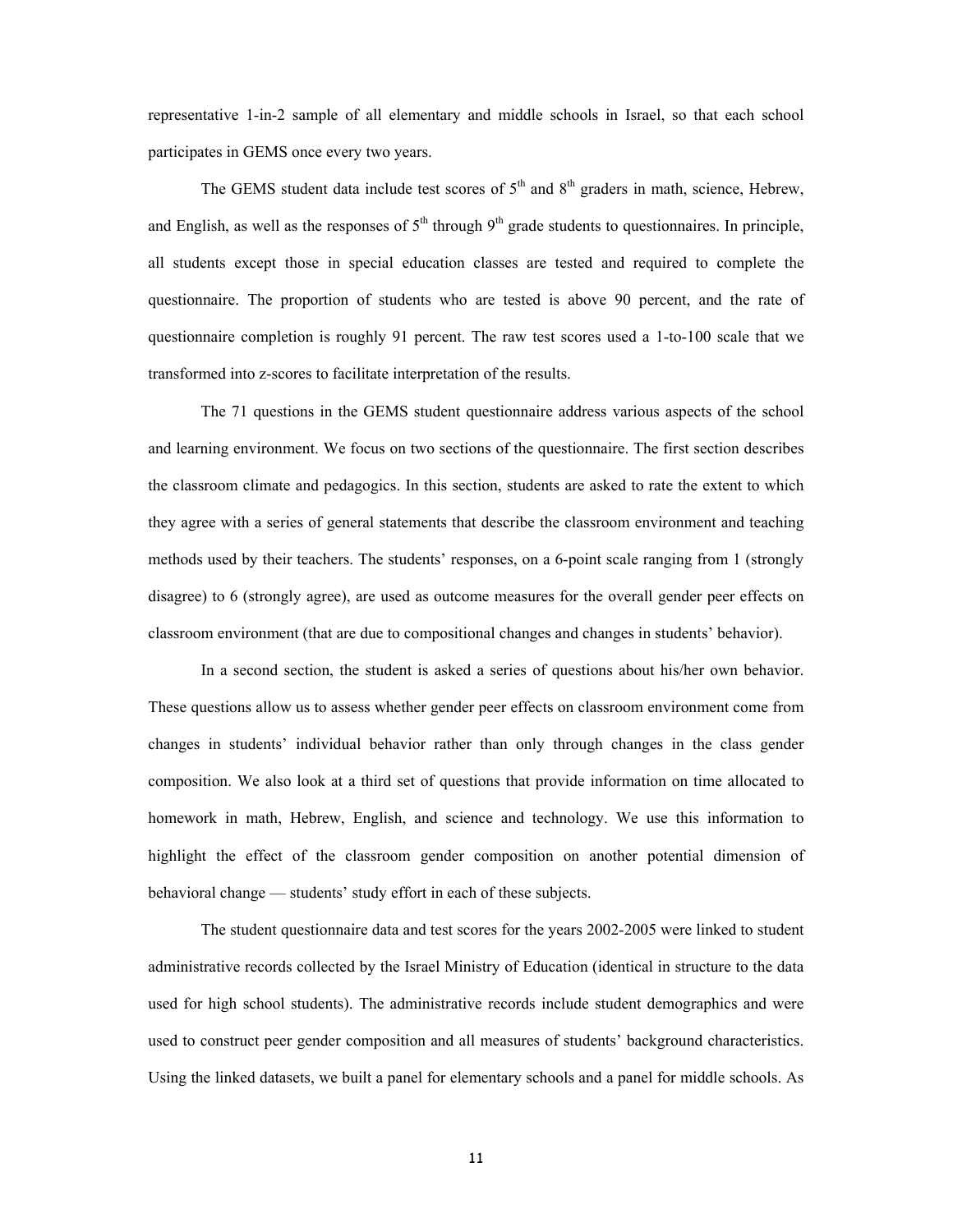representative 1-in-2 sample of all elementary and middle schools in Israel, so that each school participates in GEMS once every two years.

The GEMS student data include test scores of 5th and 8th graders in math, science, Hebrew, and English, as well as the responses of 5th through 9th grade students to questionnaires. In principle, all students except those in special education classes are tested and required to complete the questionnaire. The proportion of students who are tested is above 90 percent, and the rate of questionnaire completion is roughly 91 percent. The raw test scores used a 1-to-100 scale that we transformed into z-scores to facilitate interpretation of the results.

The 71 questions in the GEMS student questionnaire address various aspects of the school and learning environment. We focus on two sections of the questionnaire. The first section describes the classroom climate and pedagogics. In this section, students are asked to rate the extent to which they agree with a series of general statements that describe the classroom environment and teaching methods used by their teachers. The students' responses, on a 6-point scale ranging from 1 (strongly disagree) to 6 (strongly agree), are used as outcome measures for the overall gender peer effects on classroom environment (that are due to compositional changes and changes in students' behavior).

In a second section, the student is asked a series of questions about his/her own behavior. These questions allow us to assess whether gender peer effects on classroom environment come from changes in students' individual behavior rather than only through changes in the class gender composition. We also look at a third set of questions that provide information on time allocated to homework in math, Hebrew, English, and science and technology. We use this information to highlight the effect of the classroom gender composition on another potential dimension of behavioral change — students' study effort in each of these subjects.

The student questionnaire data and test scores for the years 2002-2005 were linked to student administrative records collected by the Israel Ministry of Education (identical in structure to the data used for high school students). The administrative records include student demographics and were used to construct peer gender composition and all measures of students' background characteristics. Using the linked datasets, we built a panel for elementary schools and a panel for middle schools. As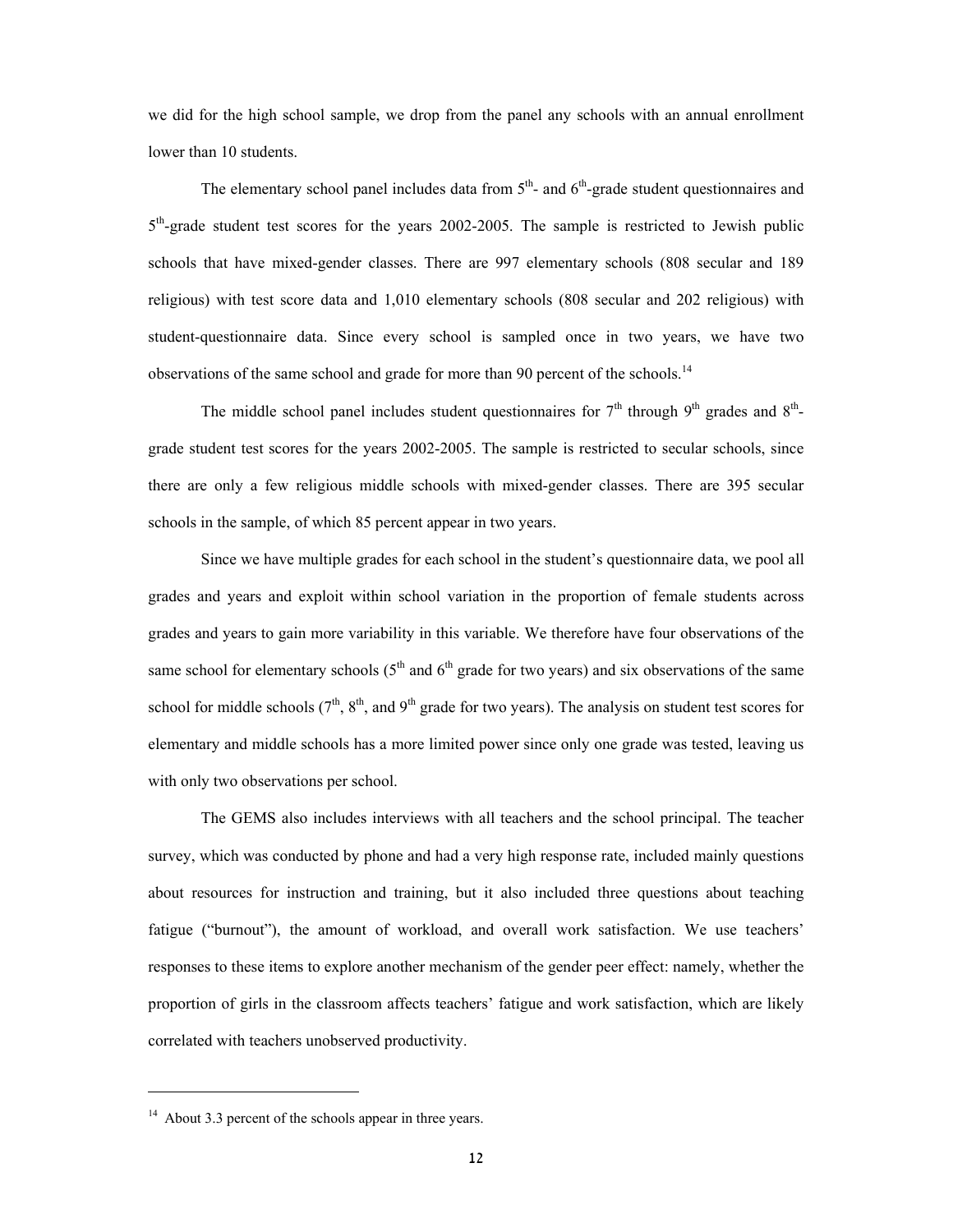we did for the high school sample, we drop from the panel any schools with an annual enrollment lower than 10 students.

The elementary school panel includes data from 5th- and 6th-grade student questionnaires and 5th-grade student test scores for the years 2002-2005. The sample is restricted to Jewish public schools that have mixed-gender classes. There are 997 elementary schools (808 secular and 189 religious) with test score data and 1,010 elementary schools (808 secular and 202 religious) with student-questionnaire data. Since every school is sampled once in two years, we have two observations of the same school and grade for more than 90 percent of the schools.[14]

The middle school panel includes student questionnaires for 7th through 9th grades and 8th-grade student test scores for the years 2002-2005. The sample is restricted to secular schools, since there are only a few religious middle schools with mixed-gender classes. There are 395 secular schools in the sample, of which 85 percent appear in two years.

Since we have multiple grades for each school in the student's questionnaire data, we pool all grades and years and exploit within school variation in the proportion of female students across grades and years to gain more variability in this variable. We therefore have four observations of the same school for elementary schools (5th and 6th grade for two years) and six observations of the same school for middle schools (7th, 8th, and 9th grade for two years). The analysis on student test scores for elementary and middle schools has a more limited power since only one grade was tested, leaving us with only two observations per school.

The GEMS also includes interviews with all teachers and the school principal. The teacher survey, which was conducted by phone and had a very high response rate, included mainly questions about resources for instruction and training, but it also included three questions about teaching fatigue ("burnout"), the amount of workload, and overall work satisfaction. We use teachers' responses to these items to explore another mechanism of the gender peer effect: namely, whether the proportion of girls in the classroom affects teachers' fatigue and work satisfaction, which are likely correlated with teachers unobserved productivity.

---

[14] About 3.3 percent of the schools appear in three years.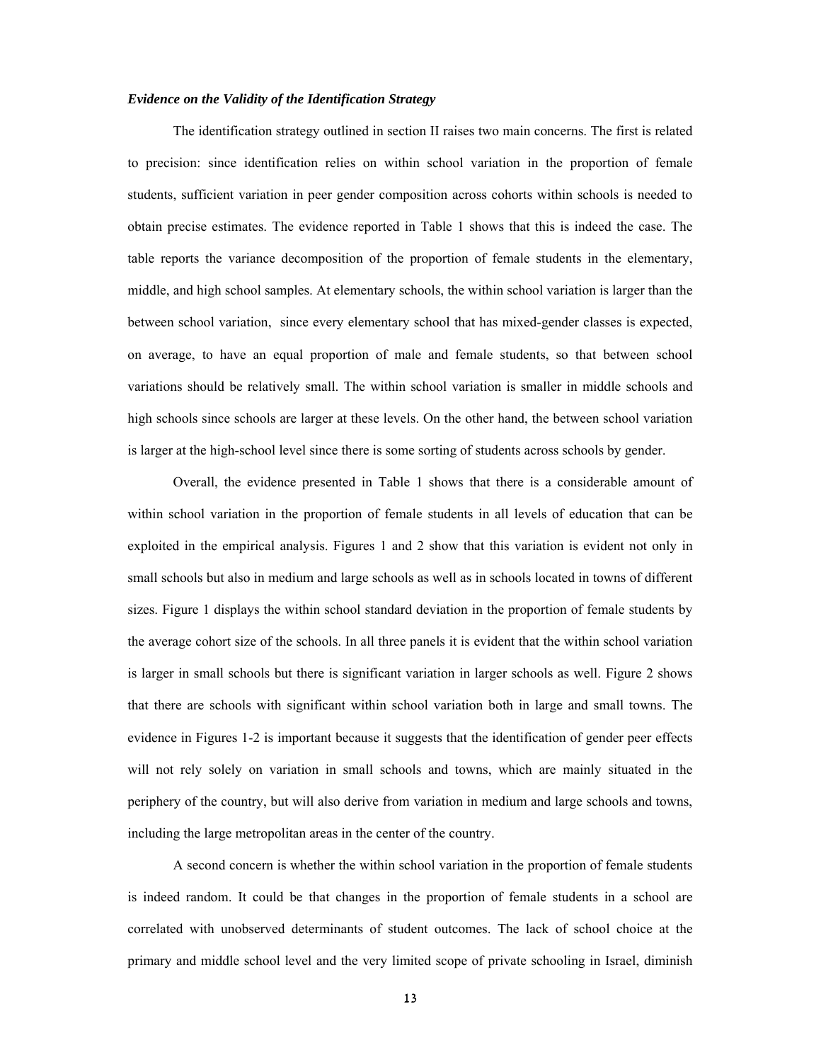***Evidence on the Validity of the Identification Strategy***

The identification strategy outlined in section II raises two main concerns. The first is related to precision: since identification relies on within school variation in the proportion of female students, sufficient variation in peer gender composition across cohorts within schools is needed to obtain precise estimates. The evidence reported in Table 1 shows that this is indeed the case. The table reports the variance decomposition of the proportion of female students in the elementary, middle, and high school samples. At elementary schools, the within school variation is larger than the between school variation, since every elementary school that has mixed-gender classes is expected, on average, to have an equal proportion of male and female students, so that between school variations should be relatively small. The within school variation is smaller in middle schools and high schools since schools are larger at these levels. On the other hand, the between school variation is larger at the high-school level since there is some sorting of students across schools by gender.

Overall, the evidence presented in Table 1 shows that there is a considerable amount of within school variation in the proportion of female students in all levels of education that can be exploited in the empirical analysis. Figures 1 and 2 show that this variation is evident not only in small schools but also in medium and large schools as well as in schools located in towns of different sizes. Figure 1 displays the within school standard deviation in the proportion of female students by the average cohort size of the schools. In all three panels it is evident that the within school variation is larger in small schools but there is significant variation in larger schools as well. Figure 2 shows that there are schools with significant within school variation both in large and small towns. The evidence in Figures 1-2 is important because it suggests that the identification of gender peer effects will not rely solely on variation in small schools and towns, which are mainly situated in the periphery of the country, but will also derive from variation in medium and large schools and towns, including the large metropolitan areas in the center of the country.

A second concern is whether the within school variation in the proportion of female students is indeed random. It could be that changes in the proportion of female students in a school are correlated with unobserved determinants of student outcomes. The lack of school choice at the primary and middle school level and the very limited scope of private schooling in Israel, diminish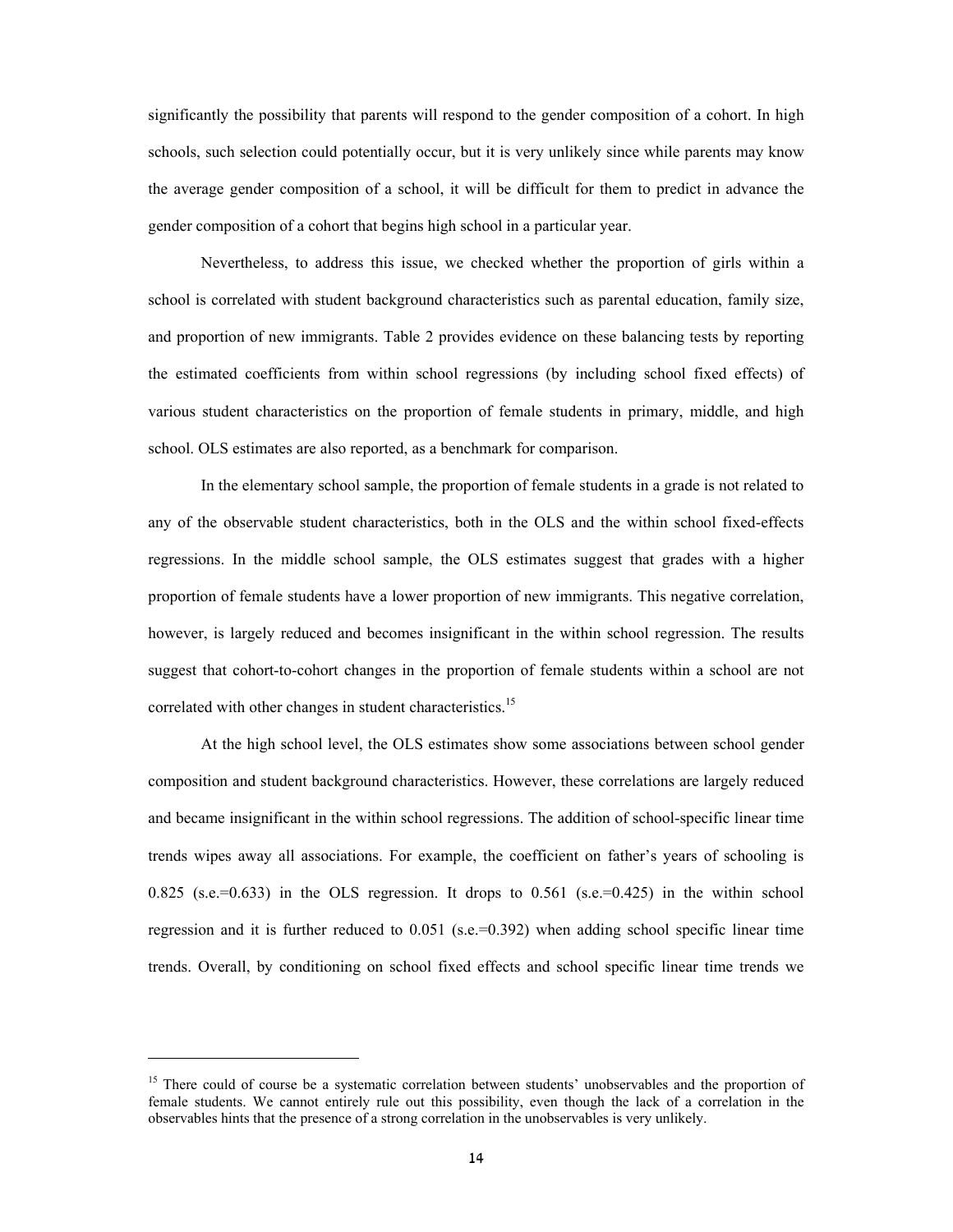significantly the possibility that parents will respond to the gender composition of a cohort. In high schools, such selection could potentially occur, but it is very unlikely since while parents may know the average gender composition of a school, it will be difficult for them to predict in advance the gender composition of a cohort that begins high school in a particular year.

Nevertheless, to address this issue, we checked whether the proportion of girls within a school is correlated with student background characteristics such as parental education, family size, and proportion of new immigrants. Table 2 provides evidence on these balancing tests by reporting the estimated coefficients from within school regressions (by including school fixed effects) of various student characteristics on the proportion of female students in primary, middle, and high school. OLS estimates are also reported, as a benchmark for comparison.

In the elementary school sample, the proportion of female students in a grade is not related to any of the observable student characteristics, both in the OLS and the within school fixed-effects regressions. In the middle school sample, the OLS estimates suggest that grades with a higher proportion of female students have a lower proportion of new immigrants. This negative correlation, however, is largely reduced and becomes insignificant in the within school regression. The results suggest that cohort-to-cohort changes in the proportion of female students within a school are not correlated with other changes in student characteristics.[15]

At the high school level, the OLS estimates show some associations between school gender composition and student background characteristics. However, these correlations are largely reduced and became insignificant in the within school regressions. The addition of school-specific linear time trends wipes away all associations. For example, the coefficient on father's years of schooling is 0.825 (s.e.=0.633) in the OLS regression. It drops to 0.561 (s.e.=0.425) in the within school regression and it is further reduced to 0.051 (s.e.=0.392) when adding school specific linear time trends. Overall, by conditioning on school fixed effects and school specific linear time trends we

---

[15] There could of course be a systematic correlation between students' unobservables and the proportion of female students. We cannot entirely rule out this possibility, even though the lack of a correlation in the observables hints that the presence of a strong correlation in the unobservables is very unlikely.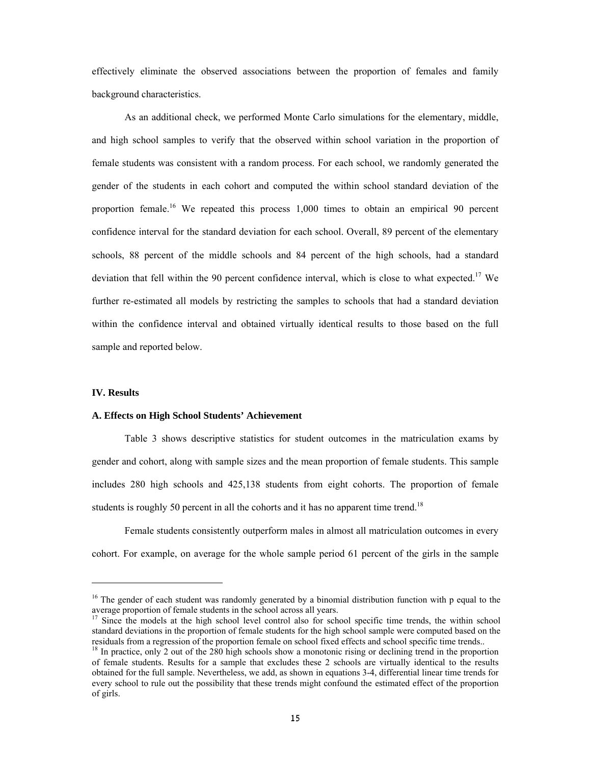effectively eliminate the observed associations between the proportion of females and family background characteristics.

As an additional check, we performed Monte Carlo simulations for the elementary, middle, and high school samples to verify that the observed within school variation in the proportion of female students was consistent with a random process. For each school, we randomly generated the gender of the students in each cohort and computed the within school standard deviation of the proportion female.[16] We repeated this process 1,000 times to obtain an empirical 90 percent confidence interval for the standard deviation for each school. Overall, 89 percent of the elementary schools, 88 percent of the middle schools and 84 percent of the high schools, had a standard deviation that fell within the 90 percent confidence interval, which is close to what expected.[17] We further re-estimated all models by restricting the samples to schools that had a standard deviation within the confidence interval and obtained virtually identical results to those based on the full sample and reported below.

## IV. Results

### A. Effects on High School Students' Achievement

Table 3 shows descriptive statistics for student outcomes in the matriculation exams by gender and cohort, along with sample sizes and the mean proportion of female students. This sample includes 280 high schools and 425,138 students from eight cohorts. The proportion of female students is roughly 50 percent in all the cohorts and it has no apparent time trend.[18]

Female students consistently outperform males in almost all matriculation outcomes in every cohort. For example, on average for the whole sample period 61 percent of the girls in the sample

---

[16] The gender of each student was randomly generated by a binomial distribution function with p equal to the average proportion of female students in the school across all years.

[17] Since the models at the high school level control also for school specific time trends, the within school standard deviations in the proportion of female students for the high school sample were computed based on the residuals from a regression of the proportion female on school fixed effects and school specific time trends..

[18] In practice, only 2 out of the 280 high schools show a monotonic rising or declining trend in the proportion of female students. Results for a sample that excludes these 2 schools are virtually identical to the results obtained for the full sample. Nevertheless, we add, as shown in equations 3-4, differential linear time trends for every school to rule out the possibility that these trends might confound the estimated effect of the proportion of girls.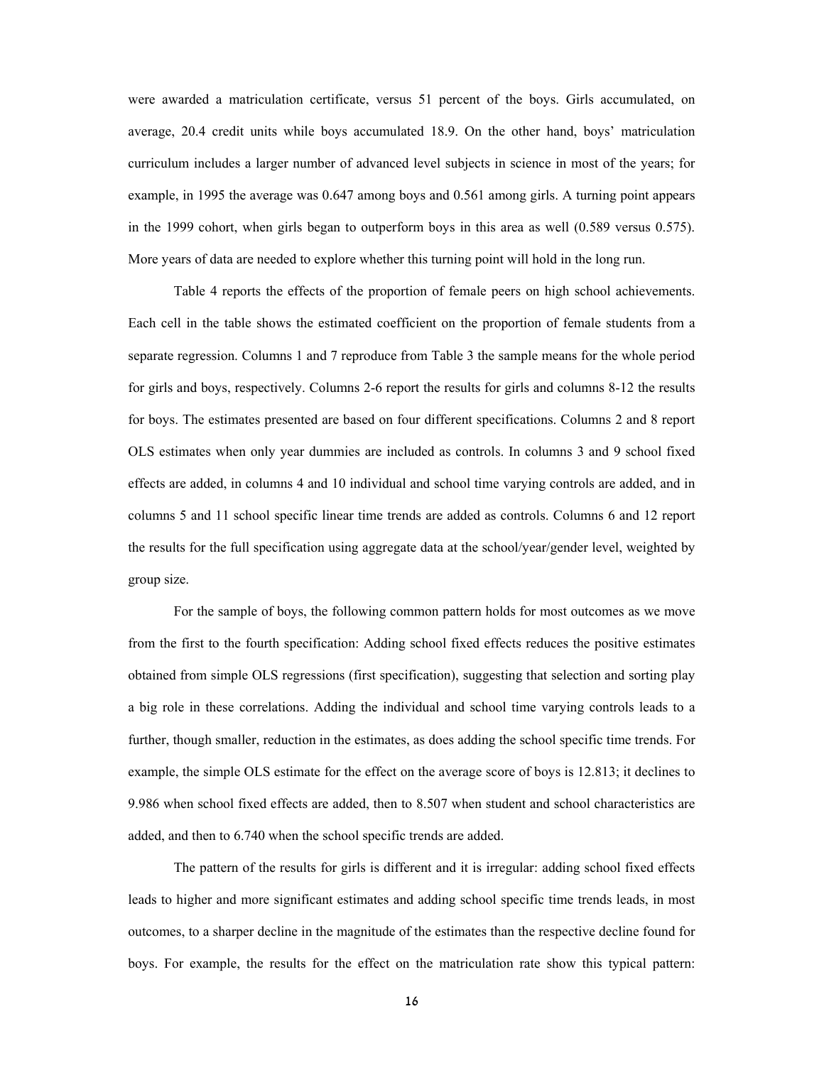were awarded a matriculation certificate, versus 51 percent of the boys. Girls accumulated, on average, 20.4 credit units while boys accumulated 18.9. On the other hand, boys' matriculation curriculum includes a larger number of advanced level subjects in science in most of the years; for example, in 1995 the average was 0.647 among boys and 0.561 among girls. A turning point appears in the 1999 cohort, when girls began to outperform boys in this area as well (0.589 versus 0.575). More years of data are needed to explore whether this turning point will hold in the long run.

Table 4 reports the effects of the proportion of female peers on high school achievements. Each cell in the table shows the estimated coefficient on the proportion of female students from a separate regression. Columns 1 and 7 reproduce from Table 3 the sample means for the whole period for girls and boys, respectively. Columns 2-6 report the results for girls and columns 8-12 the results for boys. The estimates presented are based on four different specifications. Columns 2 and 8 report OLS estimates when only year dummies are included as controls. In columns 3 and 9 school fixed effects are added, in columns 4 and 10 individual and school time varying controls are added, and in columns 5 and 11 school specific linear time trends are added as controls. Columns 6 and 12 report the results for the full specification using aggregate data at the school/year/gender level, weighted by group size.

For the sample of boys, the following common pattern holds for most outcomes as we move from the first to the fourth specification: Adding school fixed effects reduces the positive estimates obtained from simple OLS regressions (first specification), suggesting that selection and sorting play a big role in these correlations. Adding the individual and school time varying controls leads to a further, though smaller, reduction in the estimates, as does adding the school specific time trends. For example, the simple OLS estimate for the effect on the average score of boys is 12.813; it declines to 9.986 when school fixed effects are added, then to 8.507 when student and school characteristics are added, and then to 6.740 when the school specific trends are added.

The pattern of the results for girls is different and it is irregular: adding school fixed effects leads to higher and more significant estimates and adding school specific time trends leads, in most outcomes, to a sharper decline in the magnitude of the estimates than the respective decline found for boys. For example, the results for the effect on the matriculation rate show this typical pattern: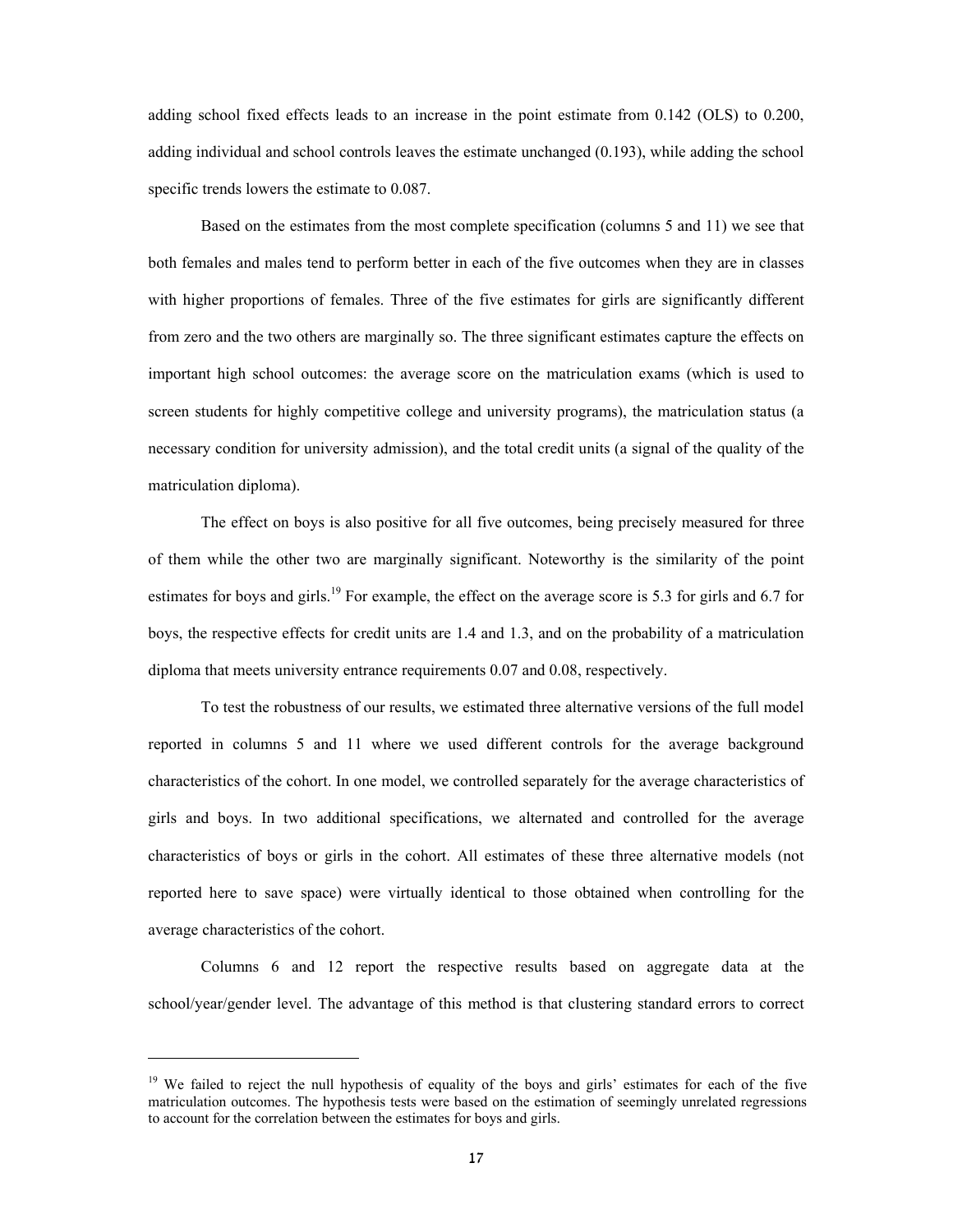adding school fixed effects leads to an increase in the point estimate from 0.142 (OLS) to 0.200, adding individual and school controls leaves the estimate unchanged (0.193), while adding the school specific trends lowers the estimate to 0.087.

Based on the estimates from the most complete specification (columns 5 and 11) we see that both females and males tend to perform better in each of the five outcomes when they are in classes with higher proportions of females. Three of the five estimates for girls are significantly different from zero and the two others are marginally so. The three significant estimates capture the effects on important high school outcomes: the average score on the matriculation exams (which is used to screen students for highly competitive college and university programs), the matriculation status (a necessary condition for university admission), and the total credit units (a signal of the quality of the matriculation diploma).

The effect on boys is also positive for all five outcomes, being precisely measured for three of them while the other two are marginally significant. Noteworthy is the similarity of the point estimates for boys and girls.[19] For example, the effect on the average score is 5.3 for girls and 6.7 for boys, the respective effects for credit units are 1.4 and 1.3, and on the probability of a matriculation diploma that meets university entrance requirements 0.07 and 0.08, respectively.

To test the robustness of our results, we estimated three alternative versions of the full model reported in columns 5 and 11 where we used different controls for the average background characteristics of the cohort. In one model, we controlled separately for the average characteristics of girls and boys. In two additional specifications, we alternated and controlled for the average characteristics of boys or girls in the cohort. All estimates of these three alternative models (not reported here to save space) were virtually identical to those obtained when controlling for the average characteristics of the cohort.

Columns 6 and 12 report the respective results based on aggregate data at the school/year/gender level. The advantage of this method is that clustering standard errors to correct

[19] We failed to reject the null hypothesis of equality of the boys and girls' estimates for each of the five matriculation outcomes. The hypothesis tests were based on the estimation of seemingly unrelated regressions to account for the correlation between the estimates for boys and girls.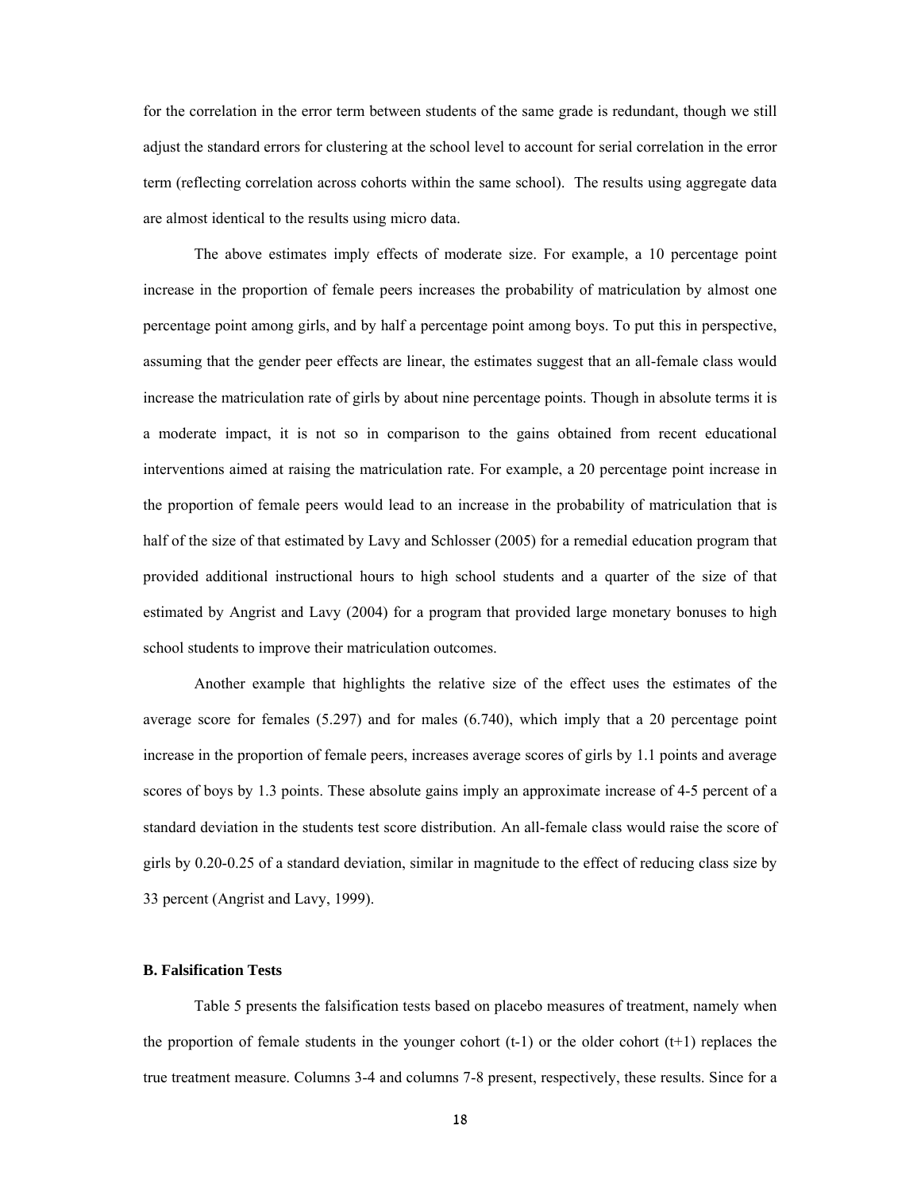for the correlation in the error term between students of the same grade is redundant, though we still adjust the standard errors for clustering at the school level to account for serial correlation in the error term (reflecting correlation across cohorts within the same school). The results using aggregate data are almost identical to the results using micro data.

The above estimates imply effects of moderate size. For example, a 10 percentage point increase in the proportion of female peers increases the probability of matriculation by almost one percentage point among girls, and by half a percentage point among boys. To put this in perspective, assuming that the gender peer effects are linear, the estimates suggest that an all-female class would increase the matriculation rate of girls by about nine percentage points. Though in absolute terms it is a moderate impact, it is not so in comparison to the gains obtained from recent educational interventions aimed at raising the matriculation rate. For example, a 20 percentage point increase in the proportion of female peers would lead to an increase in the probability of matriculation that is half of the size of that estimated by Lavy and Schlosser (2005) for a remedial education program that provided additional instructional hours to high school students and a quarter of the size of that estimated by Angrist and Lavy (2004) for a program that provided large monetary bonuses to high school students to improve their matriculation outcomes.

Another example that highlights the relative size of the effect uses the estimates of the average score for females (5.297) and for males (6.740), which imply that a 20 percentage point increase in the proportion of female peers, increases average scores of girls by 1.1 points and average scores of boys by 1.3 points. These absolute gains imply an approximate increase of 4-5 percent of a standard deviation in the students test score distribution. An all-female class would raise the score of girls by 0.20-0.25 of a standard deviation, similar in magnitude to the effect of reducing class size by 33 percent (Angrist and Lavy, 1999).

### B. Falsification Tests

Table 5 presents the falsification tests based on placebo measures of treatment, namely when the proportion of female students in the younger cohort (t-1) or the older cohort (t+1) replaces the true treatment measure. Columns 3-4 and columns 7-8 present, respectively, these results. Since for a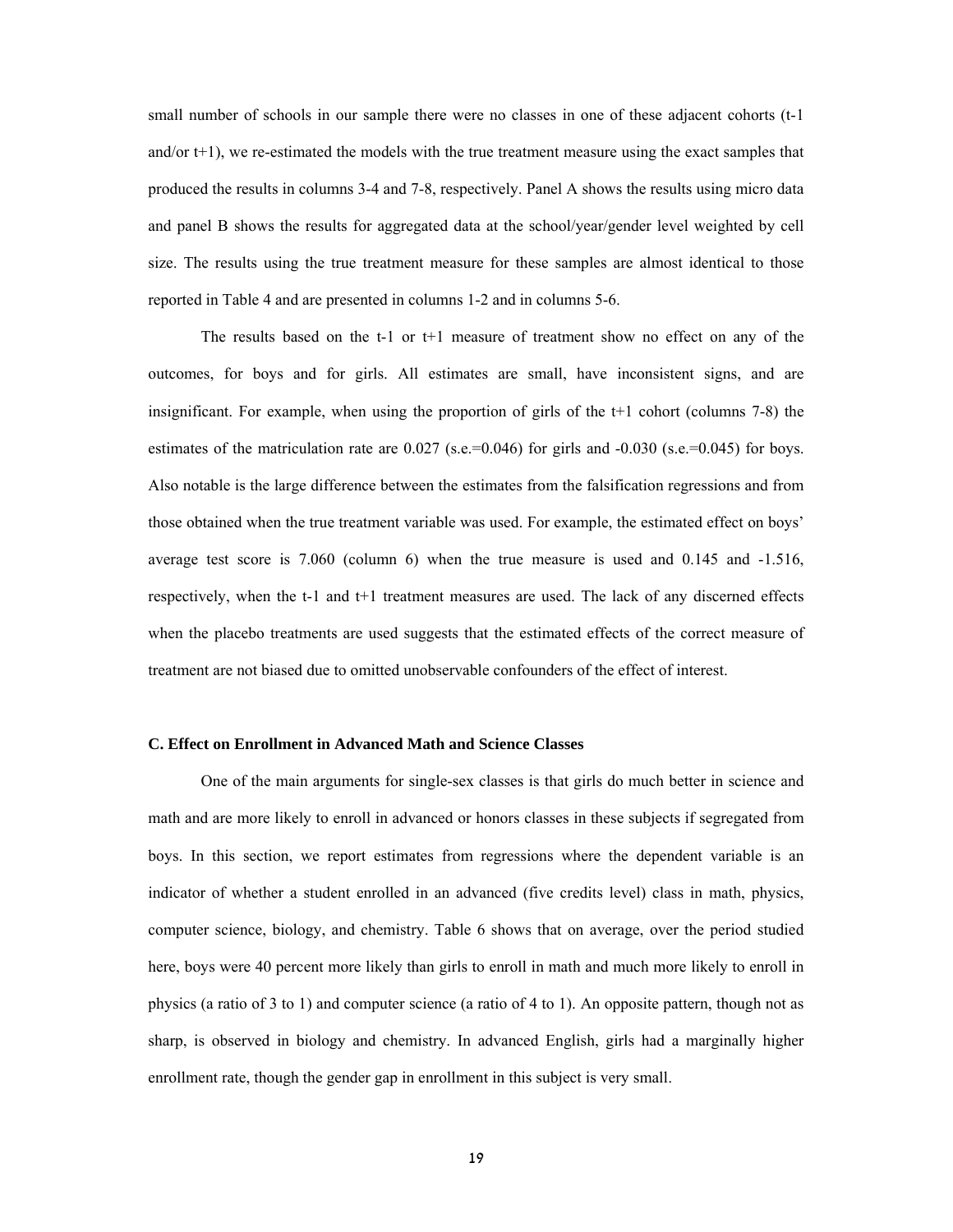small number of schools in our sample there were no classes in one of these adjacent cohorts (t-1 and/or t+1), we re-estimated the models with the true treatment measure using the exact samples that produced the results in columns 3-4 and 7-8, respectively. Panel A shows the results using micro data and panel B shows the results for aggregated data at the school/year/gender level weighted by cell size. The results using the true treatment measure for these samples are almost identical to those reported in Table 4 and are presented in columns 1-2 and in columns 5-6.

The results based on the t-1 or t+1 measure of treatment show no effect on any of the outcomes, for boys and for girls. All estimates are small, have inconsistent signs, and are insignificant. For example, when using the proportion of girls of the t+1 cohort (columns 7-8) the estimates of the matriculation rate are 0.027 (s.e.=0.046) for girls and -0.030 (s.e.=0.045) for boys. Also notable is the large difference between the estimates from the falsification regressions and from those obtained when the true treatment variable was used. For example, the estimated effect on boys' average test score is 7.060 (column 6) when the true measure is used and 0.145 and -1.516, respectively, when the t-1 and t+1 treatment measures are used. The lack of any discerned effects when the placebo treatments are used suggests that the estimated effects of the correct measure of treatment are not biased due to omitted unobservable confounders of the effect of interest.

### C. Effect on Enrollment in Advanced Math and Science Classes

One of the main arguments for single-sex classes is that girls do much better in science and math and are more likely to enroll in advanced or honors classes in these subjects if segregated from boys. In this section, we report estimates from regressions where the dependent variable is an indicator of whether a student enrolled in an advanced (five credits level) class in math, physics, computer science, biology, and chemistry. Table 6 shows that on average, over the period studied here, boys were 40 percent more likely than girls to enroll in math and much more likely to enroll in physics (a ratio of 3 to 1) and computer science (a ratio of 4 to 1). An opposite pattern, though not as sharp, is observed in biology and chemistry. In advanced English, girls had a marginally higher enrollment rate, though the gender gap in enrollment in this subject is very small.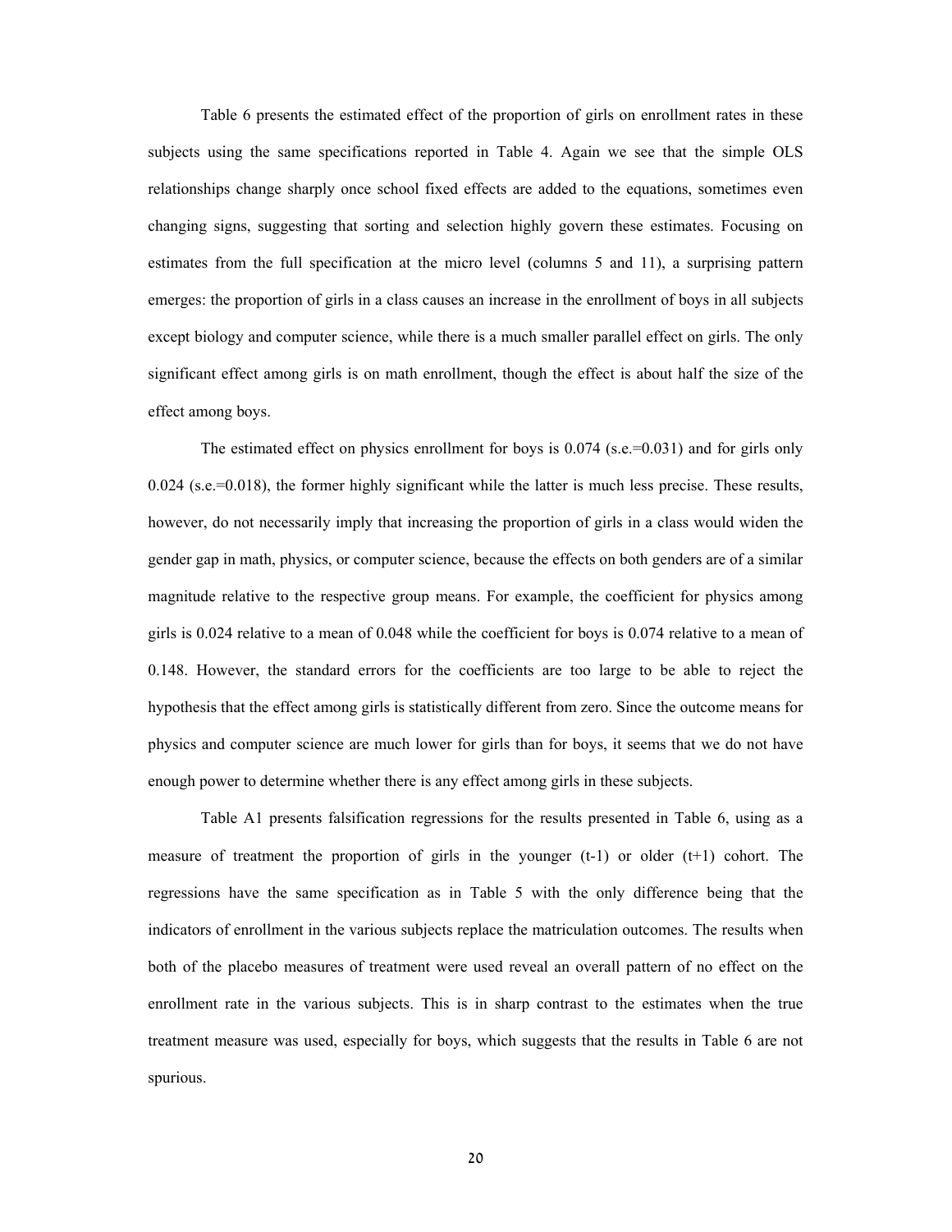Table 6 presents the estimated effect of the proportion of girls on enrollment rates in these subjects using the same specifications reported in Table 4. Again we see that the simple OLS relationships change sharply once school fixed effects are added to the equations, sometimes even changing signs, suggesting that sorting and selection highly govern these estimates. Focusing on estimates from the full specification at the micro level (columns 5 and 11), a surprising pattern emerges: the proportion of girls in a class causes an increase in the enrollment of boys in all subjects except biology and computer science, while there is a much smaller parallel effect on girls. The only significant effect among girls is on math enrollment, though the effect is about half the size of the effect among boys.

The estimated effect on physics enrollment for boys is 0.074 (s.e.=0.031) and for girls only 0.024 (s.e.=0.018), the former highly significant while the latter is much less precise. These results, however, do not necessarily imply that increasing the proportion of girls in a class would widen the gender gap in math, physics, or computer science, because the effects on both genders are of a similar magnitude relative to the respective group means. For example, the coefficient for physics among girls is 0.024 relative to a mean of 0.048 while the coefficient for boys is 0.074 relative to a mean of 0.148. However, the standard errors for the coefficients are too large to be able to reject the hypothesis that the effect among girls is statistically different from zero. Since the outcome means for physics and computer science are much lower for girls than for boys, it seems that we do not have enough power to determine whether there is any effect among girls in these subjects.

Table A1 presents falsification regressions for the results presented in Table 6, using as a measure of treatment the proportion of girls in the younger (t-1) or older (t+1) cohort. The regressions have the same specification as in Table 5 with the only difference being that the indicators of enrollment in the various subjects replace the matriculation outcomes. The results when both of the placebo measures of treatment were used reveal an overall pattern of no effect on the enrollment rate in the various subjects. This is in sharp contrast to the estimates when the true treatment measure was used, especially for boys, which suggests that the results in Table 6 are not spurious.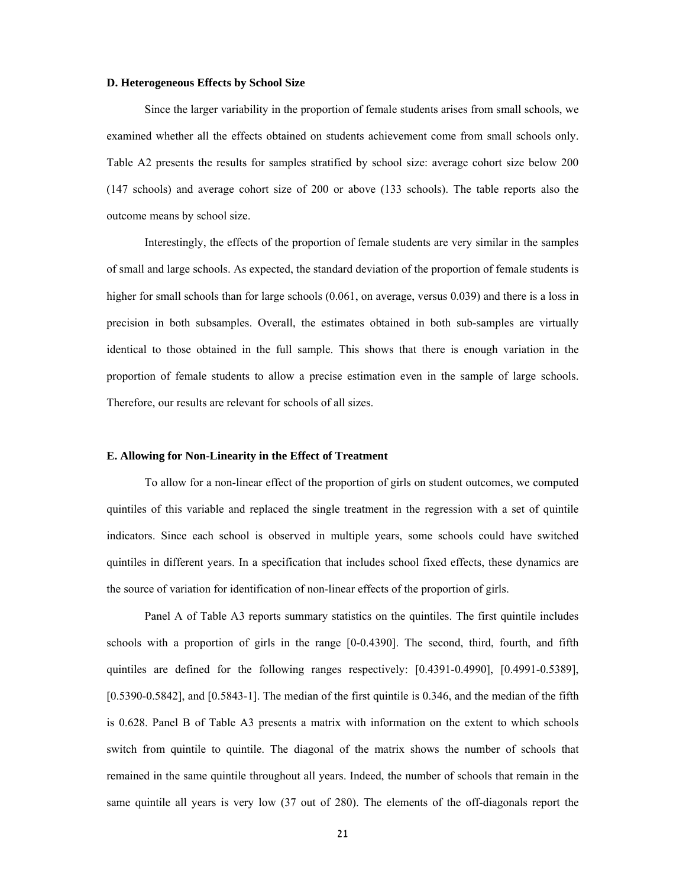### D. Heterogeneous Effects by School Size

Since the larger variability in the proportion of female students arises from small schools, we examined whether all the effects obtained on students achievement come from small schools only. Table A2 presents the results for samples stratified by school size: average cohort size below 200 (147 schools) and average cohort size of 200 or above (133 schools). The table reports also the outcome means by school size.

Interestingly, the effects of the proportion of female students are very similar in the samples of small and large schools. As expected, the standard deviation of the proportion of female students is higher for small schools than for large schools (0.061, on average, versus 0.039) and there is a loss in precision in both subsamples. Overall, the estimates obtained in both sub-samples are virtually identical to those obtained in the full sample. This shows that there is enough variation in the proportion of female students to allow a precise estimation even in the sample of large schools. Therefore, our results are relevant for schools of all sizes.

### E. Allowing for Non-Linearity in the Effect of Treatment

To allow for a non-linear effect of the proportion of girls on student outcomes, we computed quintiles of this variable and replaced the single treatment in the regression with a set of quintile indicators. Since each school is observed in multiple years, some schools could have switched quintiles in different years. In a specification that includes school fixed effects, these dynamics are the source of variation for identification of non-linear effects of the proportion of girls.

Panel A of Table A3 reports summary statistics on the quintiles. The first quintile includes schools with a proportion of girls in the range [0-0.4390]. The second, third, fourth, and fifth quintiles are defined for the following ranges respectively: [0.4391-0.4990], [0.4991-0.5389], [0.5390-0.5842], and [0.5843-1]. The median of the first quintile is 0.346, and the median of the fifth is 0.628. Panel B of Table A3 presents a matrix with information on the extent to which schools switch from quintile to quintile. The diagonal of the matrix shows the number of schools that remained in the same quintile throughout all years. Indeed, the number of schools that remain in the same quintile all years is very low (37 out of 280). The elements of the off-diagonals report the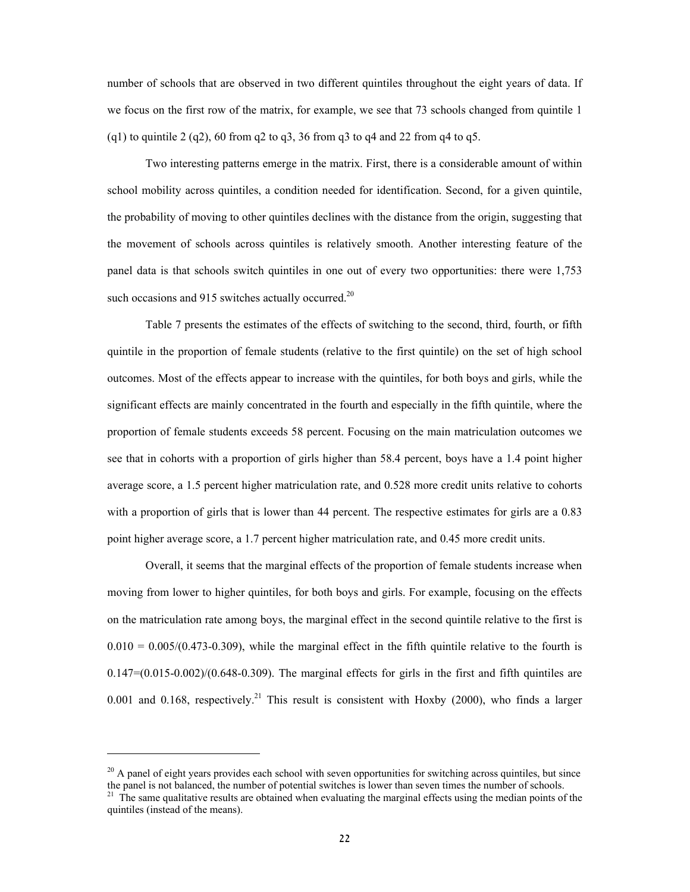number of schools that are observed in two different quintiles throughout the eight years of data. If we focus on the first row of the matrix, for example, we see that 73 schools changed from quintile 1 (q1) to quintile 2 (q2), 60 from q2 to q3, 36 from q3 to q4 and 22 from q4 to q5.

Two interesting patterns emerge in the matrix. First, there is a considerable amount of within school mobility across quintiles, a condition needed for identification. Second, for a given quintile, the probability of moving to other quintiles declines with the distance from the origin, suggesting that the movement of schools across quintiles is relatively smooth. Another interesting feature of the panel data is that schools switch quintiles in one out of every two opportunities: there were 1,753 such occasions and 915 switches actually occurred.[20]

Table 7 presents the estimates of the effects of switching to the second, third, fourth, or fifth quintile in the proportion of female students (relative to the first quintile) on the set of high school outcomes. Most of the effects appear to increase with the quintiles, for both boys and girls, while the significant effects are mainly concentrated in the fourth and especially in the fifth quintile, where the proportion of female students exceeds 58 percent. Focusing on the main matriculation outcomes we see that in cohorts with a proportion of girls higher than 58.4 percent, boys have a 1.4 point higher average score, a 1.5 percent higher matriculation rate, and 0.528 more credit units relative to cohorts with a proportion of girls that is lower than 44 percent. The respective estimates for girls are a 0.83 point higher average score, a 1.7 percent higher matriculation rate, and 0.45 more credit units.

Overall, it seems that the marginal effects of the proportion of female students increase when moving from lower to higher quintiles, for both boys and girls. For example, focusing on the effects on the matriculation rate among boys, the marginal effect in the second quintile relative to the first is $0.010 = 0.005/(0.473-0.309)$, while the marginal effect in the fifth quintile relative to the fourth is $0.147=(0.015-0.002)/(0.648-0.309)$. The marginal effects for girls in the first and fifth quintiles are 0.001 and 0.168, respectively.[21] This result is consistent with Hoxby (2000), who finds a larger

[20] A panel of eight years provides each school with seven opportunities for switching across quintiles, but since the panel is not balanced, the number of potential switches is lower than seven times the number of schools.

[21] The same qualitative results are obtained when evaluating the marginal effects using the median points of the quintiles (instead of the means).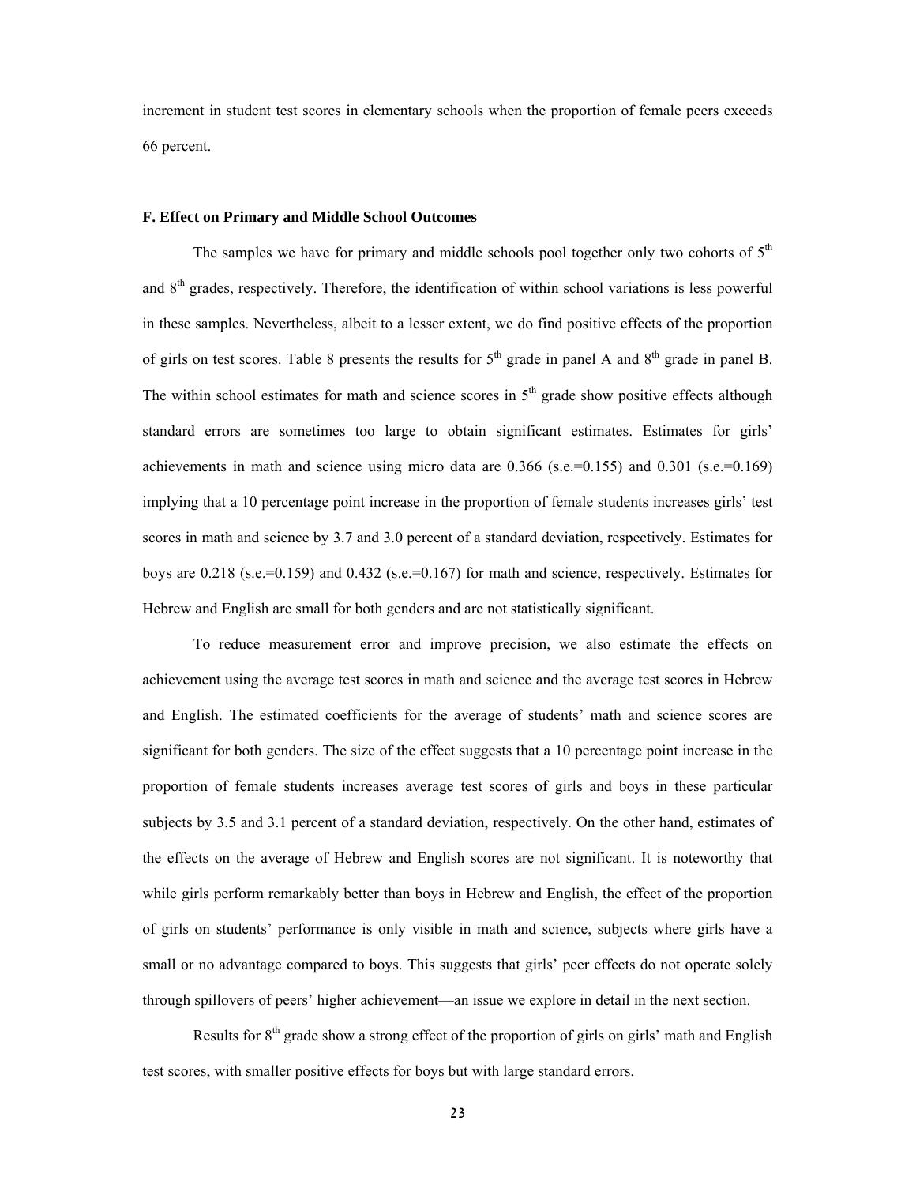increment in student test scores in elementary schools when the proportion of female peers exceeds 66 percent.

### F. Effect on Primary and Middle School Outcomes

The samples we have for primary and middle schools pool together only two cohorts of 5th and 8th grades, respectively. Therefore, the identification of within school variations is less powerful in these samples. Nevertheless, albeit to a lesser extent, we do find positive effects of the proportion of girls on test scores. Table 8 presents the results for 5th grade in panel A and 8th grade in panel B. The within school estimates for math and science scores in 5th grade show positive effects although standard errors are sometimes too large to obtain significant estimates. Estimates for girls' achievements in math and science using micro data are 0.366 (s.e.=0.155) and 0.301 (s.e.=0.169) implying that a 10 percentage point increase in the proportion of female students increases girls' test scores in math and science by 3.7 and 3.0 percent of a standard deviation, respectively. Estimates for boys are 0.218 (s.e.=0.159) and 0.432 (s.e.=0.167) for math and science, respectively. Estimates for Hebrew and English are small for both genders and are not statistically significant.

To reduce measurement error and improve precision, we also estimate the effects on achievement using the average test scores in math and science and the average test scores in Hebrew and English. The estimated coefficients for the average of students' math and science scores are significant for both genders. The size of the effect suggests that a 10 percentage point increase in the proportion of female students increases average test scores of girls and boys in these particular subjects by 3.5 and 3.1 percent of a standard deviation, respectively. On the other hand, estimates of the effects on the average of Hebrew and English scores are not significant. It is noteworthy that while girls perform remarkably better than boys in Hebrew and English, the effect of the proportion of girls on students' performance is only visible in math and science, subjects where girls have a small or no advantage compared to boys. This suggests that girls' peer effects do not operate solely through spillovers of peers' higher achievement—an issue we explore in detail in the next section.

Results for 8th grade show a strong effect of the proportion of girls on girls' math and English test scores, with smaller positive effects for boys but with large standard errors.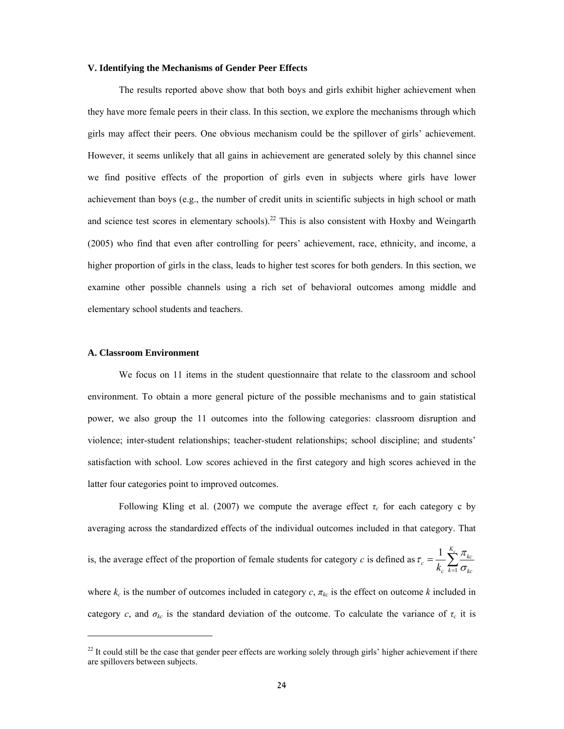### V. Identifying the Mechanisms of Gender Peer Effects

The results reported above show that both boys and girls exhibit higher achievement when they have more female peers in their class. In this section, we explore the mechanisms through which girls may affect their peers. One obvious mechanism could be the spillover of girls' achievement. However, it seems unlikely that all gains in achievement are generated solely by this channel since we find positive effects of the proportion of girls even in subjects where girls have lower achievement than boys (e.g., the number of credit units in scientific subjects in high school or math and science test scores in elementary schools).[22] This is also consistent with Hoxby and Weingarth (2005) who find that even after controlling for peers' achievement, race, ethnicity, and income, a higher proportion of girls in the class, leads to higher test scores for both genders. In this section, we examine other possible channels using a rich set of behavioral outcomes among middle and elementary school students and teachers.

#### A. Classroom Environment

We focus on 11 items in the student questionnaire that relate to the classroom and school environment. To obtain a more general picture of the possible mechanisms and to gain statistical power, we also group the 11 outcomes into the following categories: classroom disruption and violence; inter-student relationships; teacher-student relationships; school discipline; and students' satisfaction with school. Low scores achieved in the first category and high scores achieved in the latter four categories point to improved outcomes.

Following Kling et al. (2007) we compute the average effect $\tau_c$ for each category c by averaging across the standardized effects of the individual outcomes included in that category. That is, the average effect of the proportion of female students for category $c$ is defined as $\tau_c = \frac{1}{k_c}\sum_{k=1}^{K_c}\frac{\pi_{kc}}{\sigma_{kc}}$

where $k_c$ is the number of outcomes included in category $c$, $\pi_{kc}$ is the effect on outcome $k$ included in category $c$, and $\sigma_{kc}$ is the standard deviation of the outcome. To calculate the variance of $\tau_c$ it is

[22] It could still be the case that gender peer effects are working solely through girls' higher achievement if there are spillovers between subjects.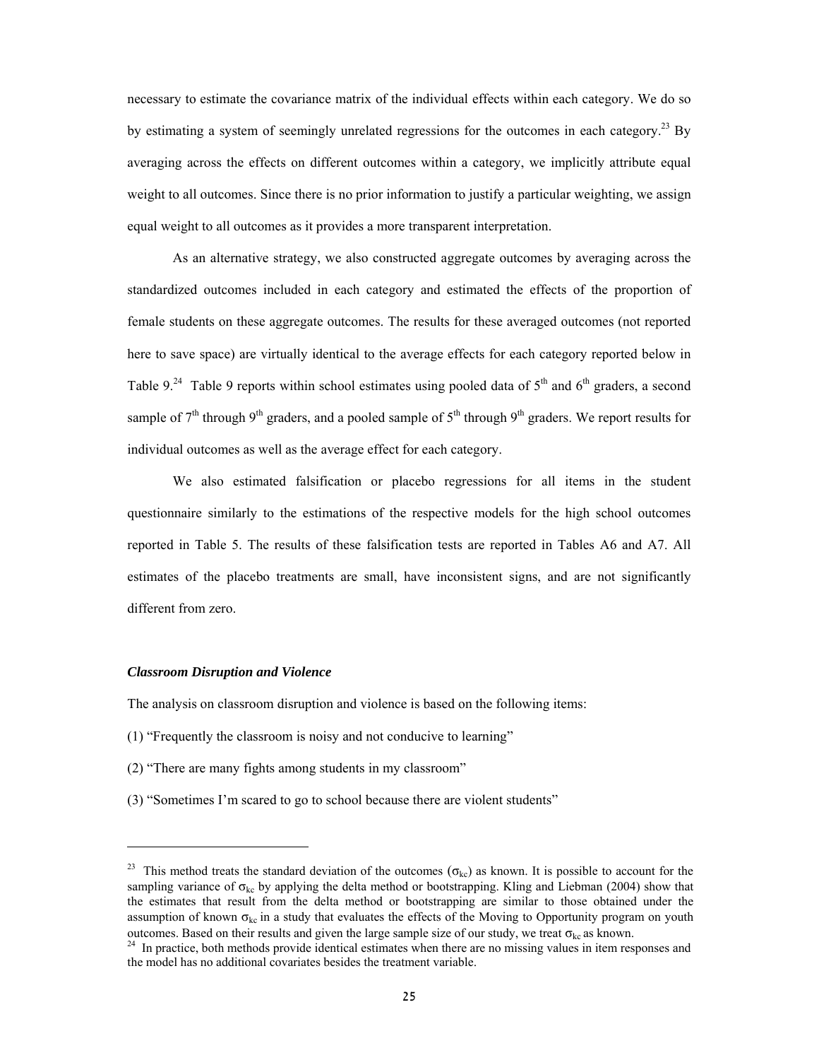necessary to estimate the covariance matrix of the individual effects within each category. We do so by estimating a system of seemingly unrelated regressions for the outcomes in each category.[23] By averaging across the effects on different outcomes within a category, we implicitly attribute equal weight to all outcomes. Since there is no prior information to justify a particular weighting, we assign equal weight to all outcomes as it provides a more transparent interpretation.

As an alternative strategy, we also constructed aggregate outcomes by averaging across the standardized outcomes included in each category and estimated the effects of the proportion of female students on these aggregate outcomes. The results for these averaged outcomes (not reported here to save space) are virtually identical to the average effects for each category reported below in Table 9.[24] Table 9 reports within school estimates using pooled data of 5th and 6th graders, a second sample of 7th through 9th graders, and a pooled sample of 5th through 9th graders. We report results for individual outcomes as well as the average effect for each category.

We also estimated falsification or placebo regressions for all items in the student questionnaire similarly to the estimations of the respective models for the high school outcomes reported in Table 5. The results of these falsification tests are reported in Tables A6 and A7. All estimates of the placebo treatments are small, have inconsistent signs, and are not significantly different from zero.

### *Classroom Disruption and Violence*

The analysis on classroom disruption and violence is based on the following items:

(1) "Frequently the classroom is noisy and not conducive to learning"

(2) "There are many fights among students in my classroom"

(3) "Sometimes I'm scared to go to school because there are violent students"

---

[23] This method treats the standard deviation of the outcomes ($\sigma_{kc}$) as known. It is possible to account for the sampling variance of $\sigma_{kc}$ by applying the delta method or bootstrapping. Kling and Liebman (2004) show that the estimates that result from the delta method or bootstrapping are similar to those obtained under the assumption of known $\sigma_{kc}$ in a study that evaluates the effects of the Moving to Opportunity program on youth outcomes. Based on their results and given the large sample size of our study, we treat $\sigma_{kc}$ as known.

[24] In practice, both methods provide identical estimates when there are no missing values in item responses and the model has no additional covariates besides the treatment variable.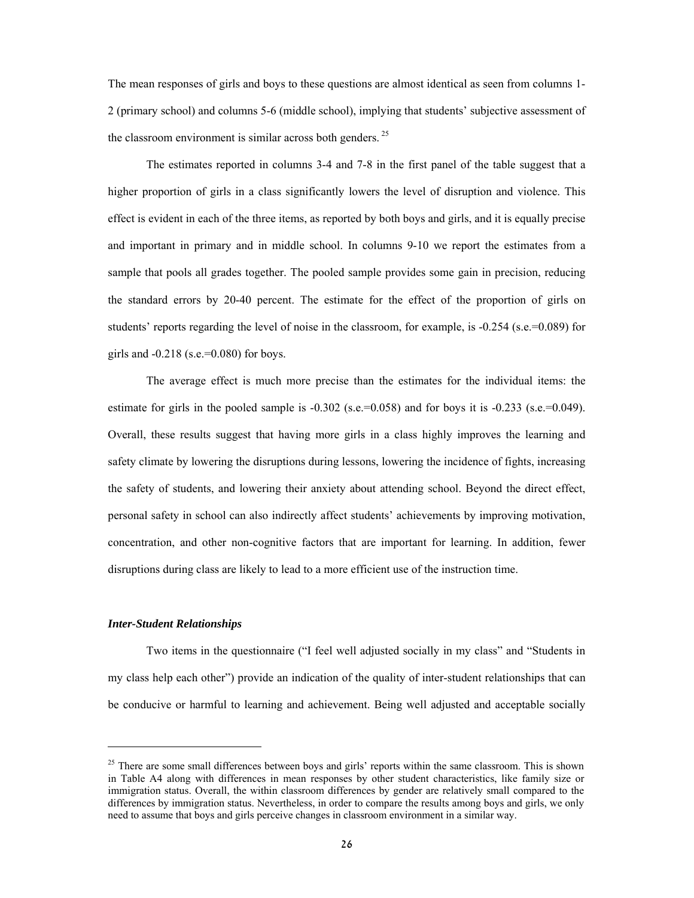The mean responses of girls and boys to these questions are almost identical as seen from columns 1-2 (primary school) and columns 5-6 (middle school), implying that students' subjective assessment of the classroom environment is similar across both genders. [25]

The estimates reported in columns 3-4 and 7-8 in the first panel of the table suggest that a higher proportion of girls in a class significantly lowers the level of disruption and violence. This effect is evident in each of the three items, as reported by both boys and girls, and it is equally precise and important in primary and in middle school. In columns 9-10 we report the estimates from a sample that pools all grades together. The pooled sample provides some gain in precision, reducing the standard errors by 20-40 percent. The estimate for the effect of the proportion of girls on students' reports regarding the level of noise in the classroom, for example, is -0.254 (s.e.=0.089) for girls and -0.218 (s.e.=0.080) for boys.

The average effect is much more precise than the estimates for the individual items: the estimate for girls in the pooled sample is -0.302 (s.e.=0.058) and for boys it is -0.233 (s.e.=0.049). Overall, these results suggest that having more girls in a class highly improves the learning and safety climate by lowering the disruptions during lessons, lowering the incidence of fights, increasing the safety of students, and lowering their anxiety about attending school. Beyond the direct effect, personal safety in school can also indirectly affect students' achievements by improving motivation, concentration, and other non-cognitive factors that are important for learning. In addition, fewer disruptions during class are likely to lead to a more efficient use of the instruction time.

***Inter-Student Relationships***

Two items in the questionnaire ("I feel well adjusted socially in my class" and "Students in my class help each other") provide an indication of the quality of inter-student relationships that can be conducive or harmful to learning and achievement. Being well adjusted and acceptable socially

---

[25] There are some small differences between boys and girls' reports within the same classroom. This is shown in Table A4 along with differences in mean responses by other student characteristics, like family size or immigration status. Overall, the within classroom differences by gender are relatively small compared to the differences by immigration status. Nevertheless, in order to compare the results among boys and girls, we only need to assume that boys and girls perceive changes in classroom environment in a similar way.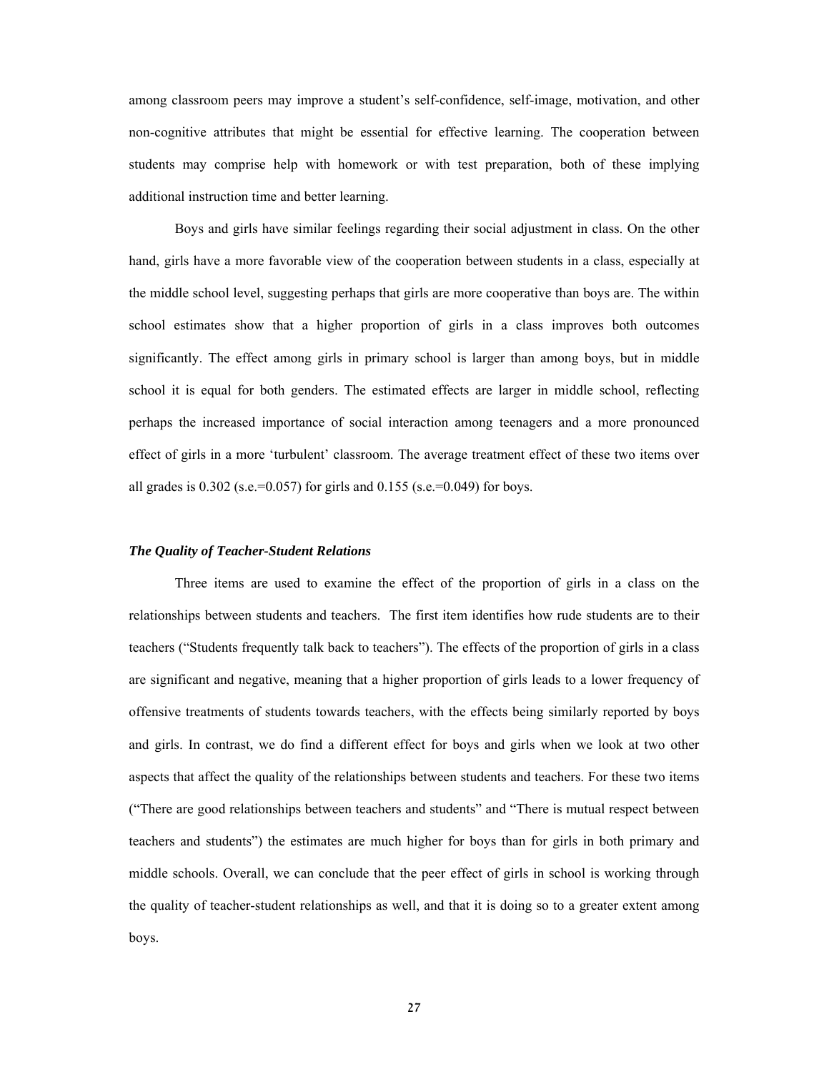among classroom peers may improve a student's self-confidence, self-image, motivation, and other non-cognitive attributes that might be essential for effective learning. The cooperation between students may comprise help with homework or with test preparation, both of these implying additional instruction time and better learning.

Boys and girls have similar feelings regarding their social adjustment in class. On the other hand, girls have a more favorable view of the cooperation between students in a class, especially at the middle school level, suggesting perhaps that girls are more cooperative than boys are. The within school estimates show that a higher proportion of girls in a class improves both outcomes significantly. The effect among girls in primary school is larger than among boys, but in middle school it is equal for both genders. The estimated effects are larger in middle school, reflecting perhaps the increased importance of social interaction among teenagers and a more pronounced effect of girls in a more 'turbulent' classroom. The average treatment effect of these two items over all grades is 0.302 (s.e.=0.057) for girls and 0.155 (s.e.=0.049) for boys.

### *The Quality of Teacher-Student Relations*

Three items are used to examine the effect of the proportion of girls in a class on the relationships between students and teachers. The first item identifies how rude students are to their teachers ("Students frequently talk back to teachers"). The effects of the proportion of girls in a class are significant and negative, meaning that a higher proportion of girls leads to a lower frequency of offensive treatments of students towards teachers, with the effects being similarly reported by boys and girls. In contrast, we do find a different effect for boys and girls when we look at two other aspects that affect the quality of the relationships between students and teachers. For these two items ("There are good relationships between teachers and students" and "There is mutual respect between teachers and students") the estimates are much higher for boys than for girls in both primary and middle schools. Overall, we can conclude that the peer effect of girls in school is working through the quality of teacher-student relationships as well, and that it is doing so to a greater extent among boys.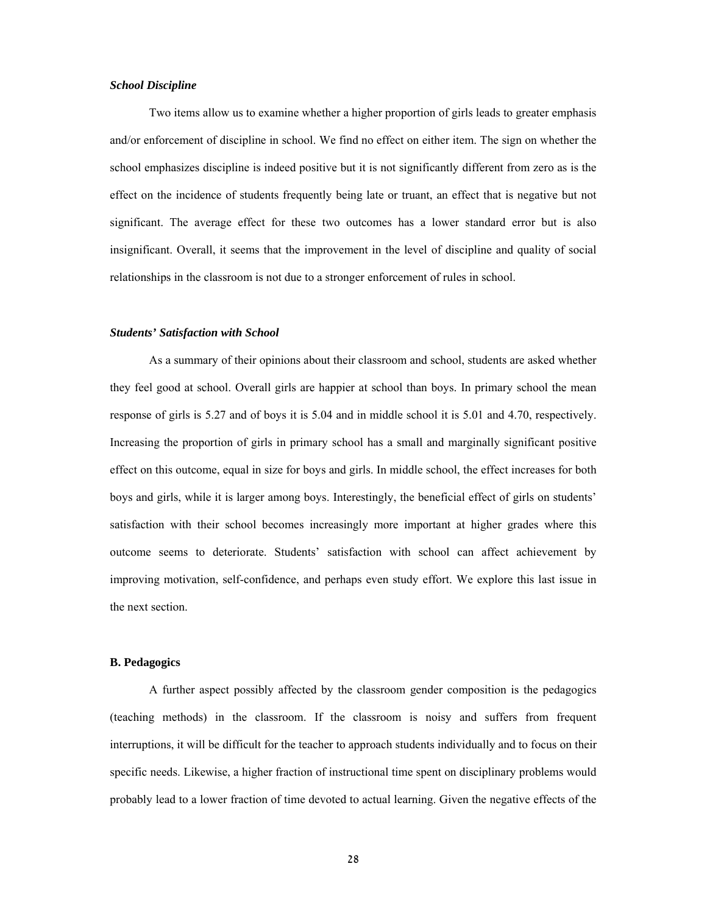### *School Discipline*

Two items allow us to examine whether a higher proportion of girls leads to greater emphasis and/or enforcement of discipline in school. We find no effect on either item. The sign on whether the school emphasizes discipline is indeed positive but it is not significantly different from zero as is the effect on the incidence of students frequently being late or truant, an effect that is negative but not significant. The average effect for these two outcomes has a lower standard error but is also insignificant. Overall, it seems that the improvement in the level of discipline and quality of social relationships in the classroom is not due to a stronger enforcement of rules in school.

### *Students' Satisfaction with School*

As a summary of their opinions about their classroom and school, students are asked whether they feel good at school. Overall girls are happier at school than boys. In primary school the mean response of girls is 5.27 and of boys it is 5.04 and in middle school it is 5.01 and 4.70, respectively. Increasing the proportion of girls in primary school has a small and marginally significant positive effect on this outcome, equal in size for boys and girls. In middle school, the effect increases for both boys and girls, while it is larger among boys. Interestingly, the beneficial effect of girls on students' satisfaction with their school becomes increasingly more important at higher grades where this outcome seems to deteriorate. Students' satisfaction with school can affect achievement by improving motivation, self-confidence, and perhaps even study effort. We explore this last issue in the next section.

## B. Pedagogics

A further aspect possibly affected by the classroom gender composition is the pedagogics (teaching methods) in the classroom. If the classroom is noisy and suffers from frequent interruptions, it will be difficult for the teacher to approach students individually and to focus on their specific needs. Likewise, a higher fraction of instructional time spent on disciplinary problems would probably lead to a lower fraction of time devoted to actual learning. Given the negative effects of the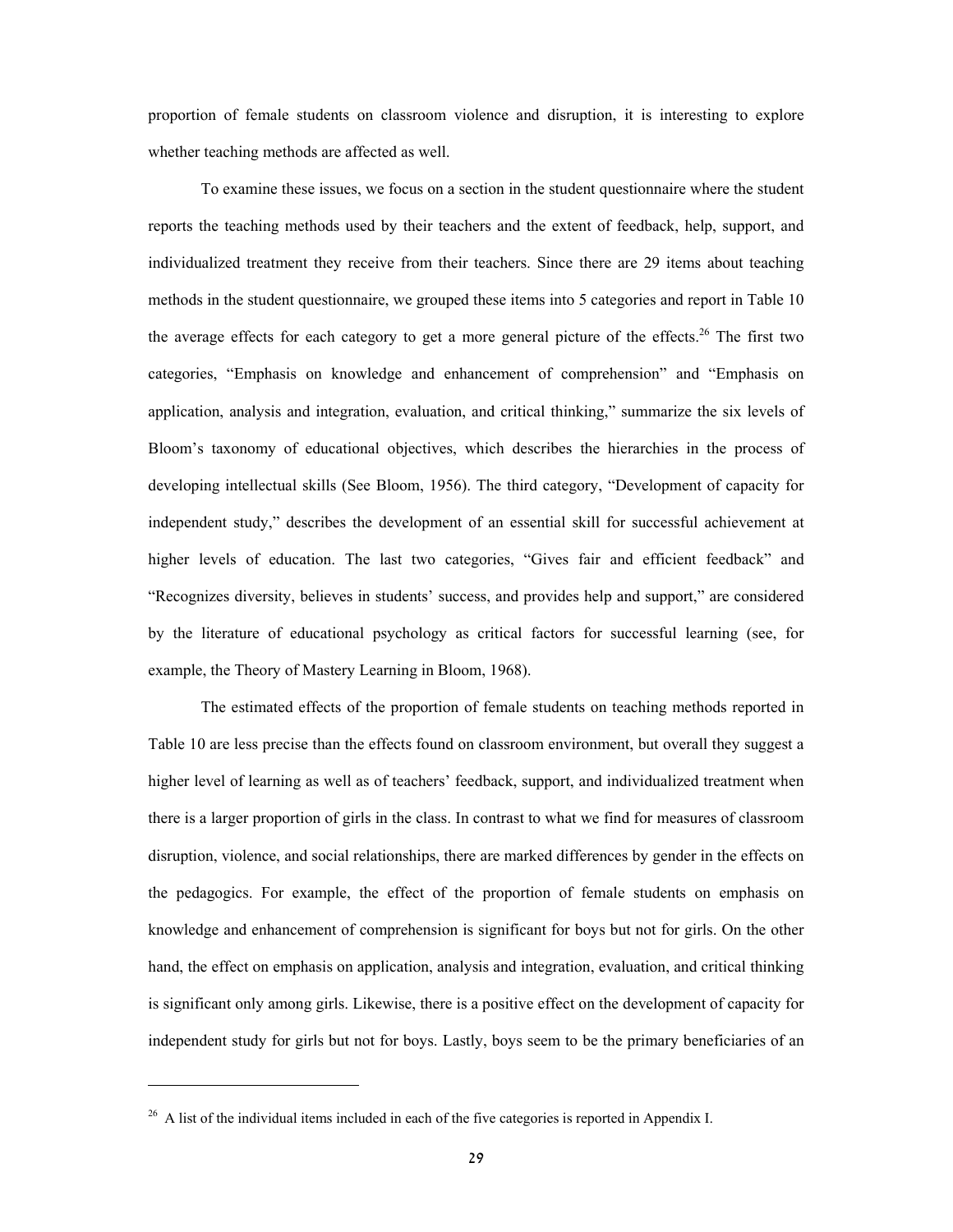proportion of female students on classroom violence and disruption, it is interesting to explore whether teaching methods are affected as well.

To examine these issues, we focus on a section in the student questionnaire where the student reports the teaching methods used by their teachers and the extent of feedback, help, support, and individualized treatment they receive from their teachers. Since there are 29 items about teaching methods in the student questionnaire, we grouped these items into 5 categories and report in Table 10 the average effects for each category to get a more general picture of the effects.[26] The first two categories, "Emphasis on knowledge and enhancement of comprehension" and "Emphasis on application, analysis and integration, evaluation, and critical thinking," summarize the six levels of Bloom's taxonomy of educational objectives, which describes the hierarchies in the process of developing intellectual skills (See Bloom, 1956). The third category, "Development of capacity for independent study," describes the development of an essential skill for successful achievement at higher levels of education. The last two categories, "Gives fair and efficient feedback" and "Recognizes diversity, believes in students' success, and provides help and support," are considered by the literature of educational psychology as critical factors for successful learning (see, for example, the Theory of Mastery Learning in Bloom, 1968).

The estimated effects of the proportion of female students on teaching methods reported in Table 10 are less precise than the effects found on classroom environment, but overall they suggest a higher level of learning as well as of teachers' feedback, support, and individualized treatment when there is a larger proportion of girls in the class. In contrast to what we find for measures of classroom disruption, violence, and social relationships, there are marked differences by gender in the effects on the pedagogics. For example, the effect of the proportion of female students on emphasis on knowledge and enhancement of comprehension is significant for boys but not for girls. On the other hand, the effect on emphasis on application, analysis and integration, evaluation, and critical thinking is significant only among girls. Likewise, there is a positive effect on the development of capacity for independent study for girls but not for boys. Lastly, boys seem to be the primary beneficiaries of an

[26] A list of the individual items included in each of the five categories is reported in Appendix I.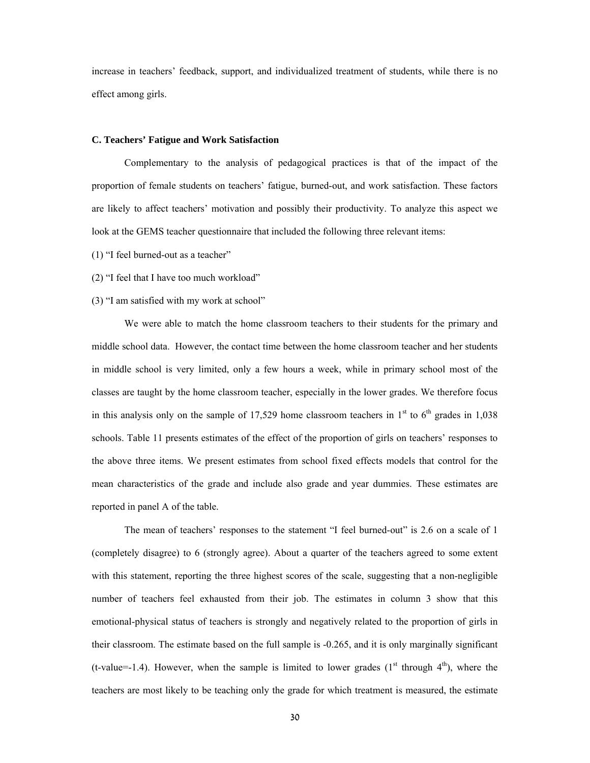increase in teachers' feedback, support, and individualized treatment of students, while there is no effect among girls.

### C. Teachers' Fatigue and Work Satisfaction

Complementary to the analysis of pedagogical practices is that of the impact of the proportion of female students on teachers' fatigue, burned-out, and work satisfaction. These factors are likely to affect teachers' motivation and possibly their productivity. To analyze this aspect we look at the GEMS teacher questionnaire that included the following three relevant items:

(1) "I feel burned-out as a teacher"

(2) "I feel that I have too much workload"

(3) "I am satisfied with my work at school"

We were able to match the home classroom teachers to their students for the primary and middle school data. However, the contact time between the home classroom teacher and her students in middle school is very limited, only a few hours a week, while in primary school most of the classes are taught by the home classroom teacher, especially in the lower grades. We therefore focus in this analysis only on the sample of 17,529 home classroom teachers in 1st to 6th grades in 1,038 schools. Table 11 presents estimates of the effect of the proportion of girls on teachers' responses to the above three items. We present estimates from school fixed effects models that control for the mean characteristics of the grade and include also grade and year dummies. These estimates are reported in panel A of the table.

The mean of teachers' responses to the statement "I feel burned-out" is 2.6 on a scale of 1 (completely disagree) to 6 (strongly agree). About a quarter of the teachers agreed to some extent with this statement, reporting the three highest scores of the scale, suggesting that a non-negligible number of teachers feel exhausted from their job. The estimates in column 3 show that this emotional-physical status of teachers is strongly and negatively related to the proportion of girls in their classroom. The estimate based on the full sample is -0.265, and it is only marginally significant (t-value=-1.4). However, when the sample is limited to lower grades (1st through 4th), where the teachers are most likely to be teaching only the grade for which treatment is measured, the estimate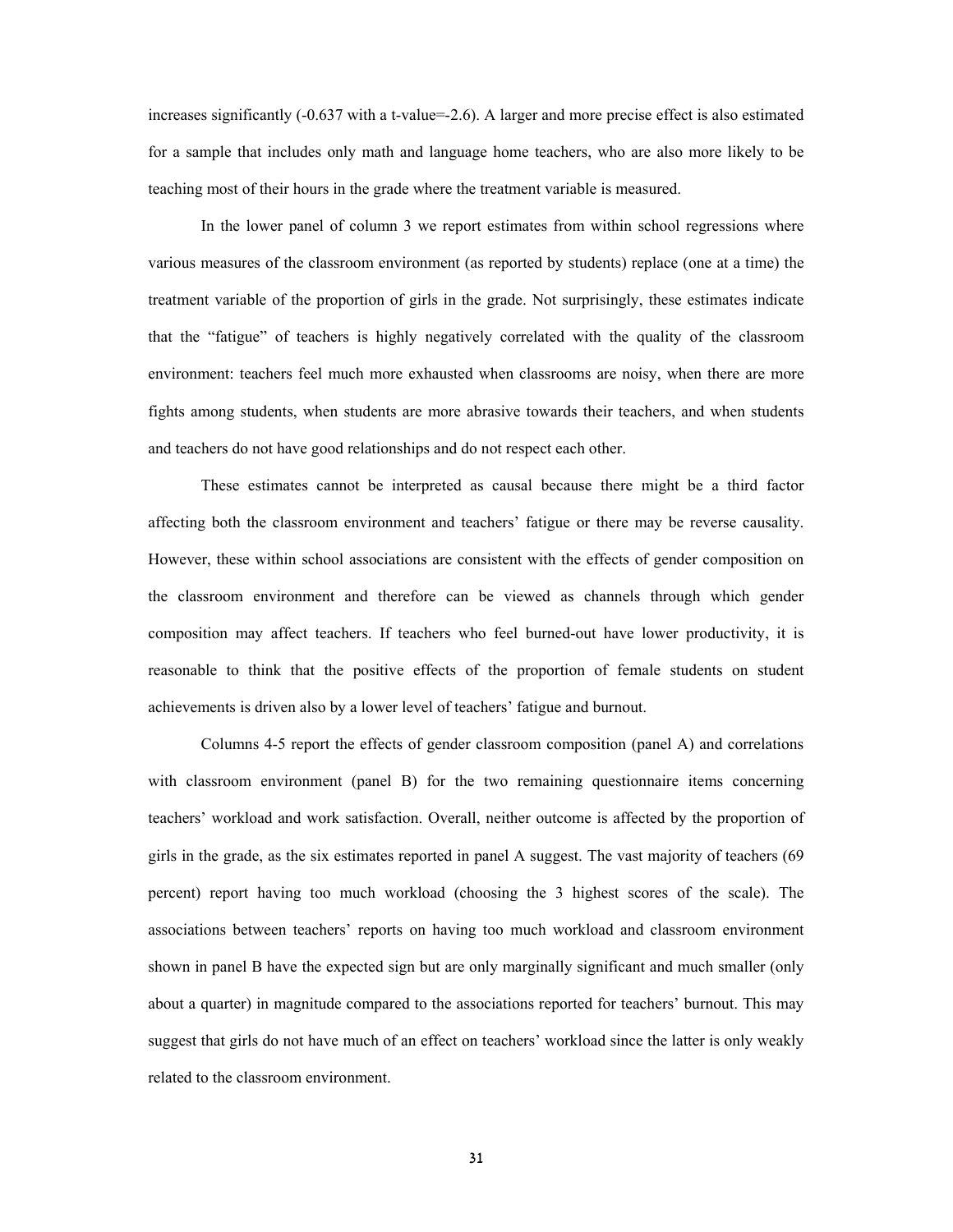increases significantly (-0.637 with a t-value=-2.6). A larger and more precise effect is also estimated for a sample that includes only math and language home teachers, who are also more likely to be teaching most of their hours in the grade where the treatment variable is measured.

In the lower panel of column 3 we report estimates from within school regressions where various measures of the classroom environment (as reported by students) replace (one at a time) the treatment variable of the proportion of girls in the grade. Not surprisingly, these estimates indicate that the "fatigue" of teachers is highly negatively correlated with the quality of the classroom environment: teachers feel much more exhausted when classrooms are noisy, when there are more fights among students, when students are more abrasive towards their teachers, and when students and teachers do not have good relationships and do not respect each other.

These estimates cannot be interpreted as causal because there might be a third factor affecting both the classroom environment and teachers' fatigue or there may be reverse causality. However, these within school associations are consistent with the effects of gender composition on the classroom environment and therefore can be viewed as channels through which gender composition may affect teachers. If teachers who feel burned-out have lower productivity, it is reasonable to think that the positive effects of the proportion of female students on student achievements is driven also by a lower level of teachers' fatigue and burnout.

Columns 4-5 report the effects of gender classroom composition (panel A) and correlations with classroom environment (panel B) for the two remaining questionnaire items concerning teachers' workload and work satisfaction. Overall, neither outcome is affected by the proportion of girls in the grade, as the six estimates reported in panel A suggest. The vast majority of teachers (69 percent) report having too much workload (choosing the 3 highest scores of the scale). The associations between teachers' reports on having too much workload and classroom environment shown in panel B have the expected sign but are only marginally significant and much smaller (only about a quarter) in magnitude compared to the associations reported for teachers' burnout. This may suggest that girls do not have much of an effect on teachers' workload since the latter is only weakly related to the classroom environment.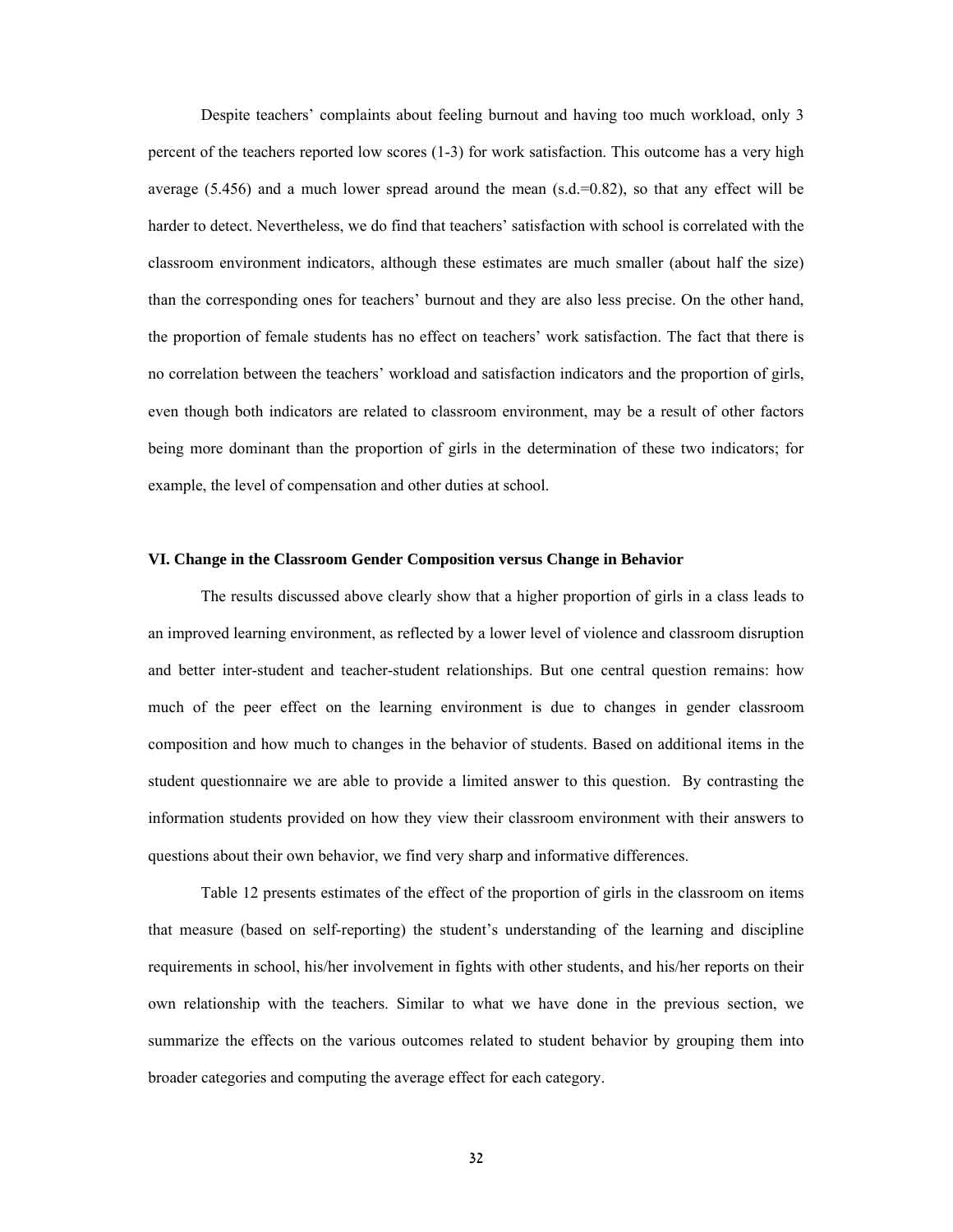Despite teachers' complaints about feeling burnout and having too much workload, only 3 percent of the teachers reported low scores (1-3) for work satisfaction. This outcome has a very high average (5.456) and a much lower spread around the mean (s.d.=0.82), so that any effect will be harder to detect. Nevertheless, we do find that teachers' satisfaction with school is correlated with the classroom environment indicators, although these estimates are much smaller (about half the size) than the corresponding ones for teachers' burnout and they are also less precise. On the other hand, the proportion of female students has no effect on teachers' work satisfaction. The fact that there is no correlation between the teachers' workload and satisfaction indicators and the proportion of girls, even though both indicators are related to classroom environment, may be a result of other factors being more dominant than the proportion of girls in the determination of these two indicators; for example, the level of compensation and other duties at school.

### VI. Change in the Classroom Gender Composition versus Change in Behavior

The results discussed above clearly show that a higher proportion of girls in a class leads to an improved learning environment, as reflected by a lower level of violence and classroom disruption and better inter-student and teacher-student relationships. But one central question remains: how much of the peer effect on the learning environment is due to changes in gender classroom composition and how much to changes in the behavior of students. Based on additional items in the student questionnaire we are able to provide a limited answer to this question. By contrasting the information students provided on how they view their classroom environment with their answers to questions about their own behavior, we find very sharp and informative differences.

Table 12 presents estimates of the effect of the proportion of girls in the classroom on items that measure (based on self-reporting) the student's understanding of the learning and discipline requirements in school, his/her involvement in fights with other students, and his/her reports on their own relationship with the teachers. Similar to what we have done in the previous section, we summarize the effects on the various outcomes related to student behavior by grouping them into broader categories and computing the average effect for each category.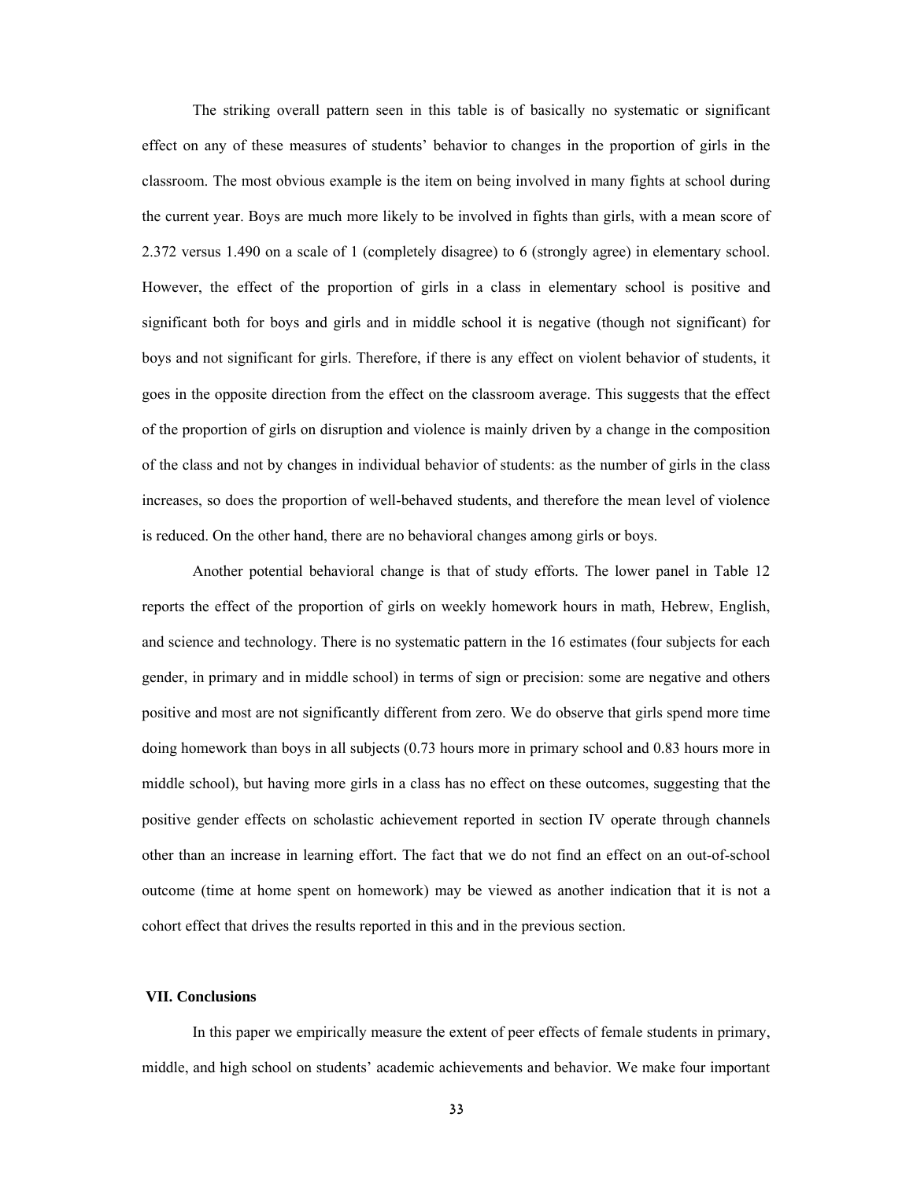The striking overall pattern seen in this table is of basically no systematic or significant effect on any of these measures of students' behavior to changes in the proportion of girls in the classroom. The most obvious example is the item on being involved in many fights at school during the current year. Boys are much more likely to be involved in fights than girls, with a mean score of 2.372 versus 1.490 on a scale of 1 (completely disagree) to 6 (strongly agree) in elementary school. However, the effect of the proportion of girls in a class in elementary school is positive and significant both for boys and girls and in middle school it is negative (though not significant) for boys and not significant for girls. Therefore, if there is any effect on violent behavior of students, it goes in the opposite direction from the effect on the classroom average. This suggests that the effect of the proportion of girls on disruption and violence is mainly driven by a change in the composition of the class and not by changes in individual behavior of students: as the number of girls in the class increases, so does the proportion of well-behaved students, and therefore the mean level of violence is reduced. On the other hand, there are no behavioral changes among girls or boys.

Another potential behavioral change is that of study efforts. The lower panel in Table 12 reports the effect of the proportion of girls on weekly homework hours in math, Hebrew, English, and science and technology. There is no systematic pattern in the 16 estimates (four subjects for each gender, in primary and in middle school) in terms of sign or precision: some are negative and others positive and most are not significantly different from zero. We do observe that girls spend more time doing homework than boys in all subjects (0.73 hours more in primary school and 0.83 hours more in middle school), but having more girls in a class has no effect on these outcomes, suggesting that the positive gender effects on scholastic achievement reported in section IV operate through channels other than an increase in learning effort. The fact that we do not find an effect on an out-of-school outcome (time at home spent on homework) may be viewed as another indication that it is not a cohort effect that drives the results reported in this and in the previous section.

## VII. Conclusions

In this paper we empirically measure the extent of peer effects of female students in primary, middle, and high school on students' academic achievements and behavior. We make four important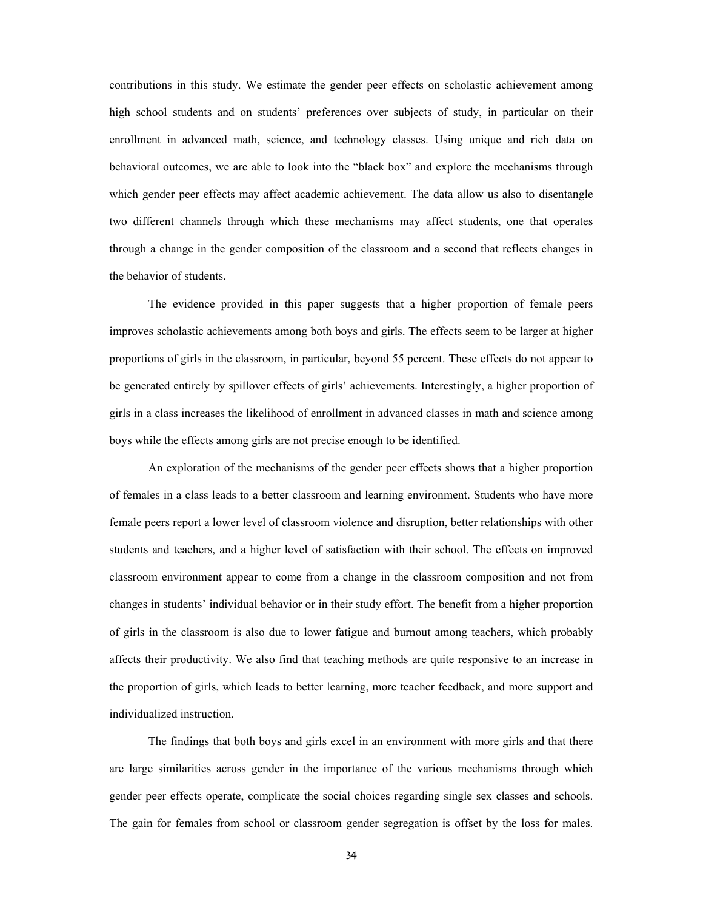contributions in this study. We estimate the gender peer effects on scholastic achievement among high school students and on students' preferences over subjects of study, in particular on their enrollment in advanced math, science, and technology classes. Using unique and rich data on behavioral outcomes, we are able to look into the "black box" and explore the mechanisms through which gender peer effects may affect academic achievement. The data allow us also to disentangle two different channels through which these mechanisms may affect students, one that operates through a change in the gender composition of the classroom and a second that reflects changes in the behavior of students.

The evidence provided in this paper suggests that a higher proportion of female peers improves scholastic achievements among both boys and girls. The effects seem to be larger at higher proportions of girls in the classroom, in particular, beyond 55 percent. These effects do not appear to be generated entirely by spillover effects of girls' achievements. Interestingly, a higher proportion of girls in a class increases the likelihood of enrollment in advanced classes in math and science among boys while the effects among girls are not precise enough to be identified.

An exploration of the mechanisms of the gender peer effects shows that a higher proportion of females in a class leads to a better classroom and learning environment. Students who have more female peers report a lower level of classroom violence and disruption, better relationships with other students and teachers, and a higher level of satisfaction with their school. The effects on improved classroom environment appear to come from a change in the classroom composition and not from changes in students' individual behavior or in their study effort. The benefit from a higher proportion of girls in the classroom is also due to lower fatigue and burnout among teachers, which probably affects their productivity. We also find that teaching methods are quite responsive to an increase in the proportion of girls, which leads to better learning, more teacher feedback, and more support and individualized instruction.

The findings that both boys and girls excel in an environment with more girls and that there are large similarities across gender in the importance of the various mechanisms through which gender peer effects operate, complicate the social choices regarding single sex classes and schools. The gain for females from school or classroom gender segregation is offset by the loss for males.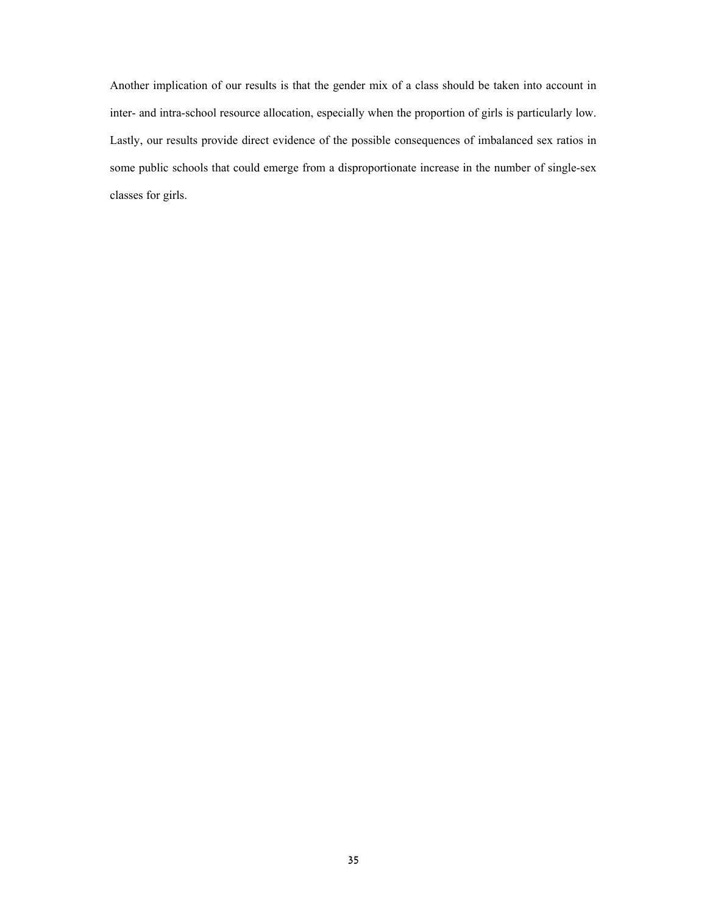Another implication of our results is that the gender mix of a class should be taken into account in inter- and intra-school resource allocation, especially when the proportion of girls is particularly low. Lastly, our results provide direct evidence of the possible consequences of imbalanced sex ratios in some public schools that could emerge from a disproportionate increase in the number of single-sex classes for girls.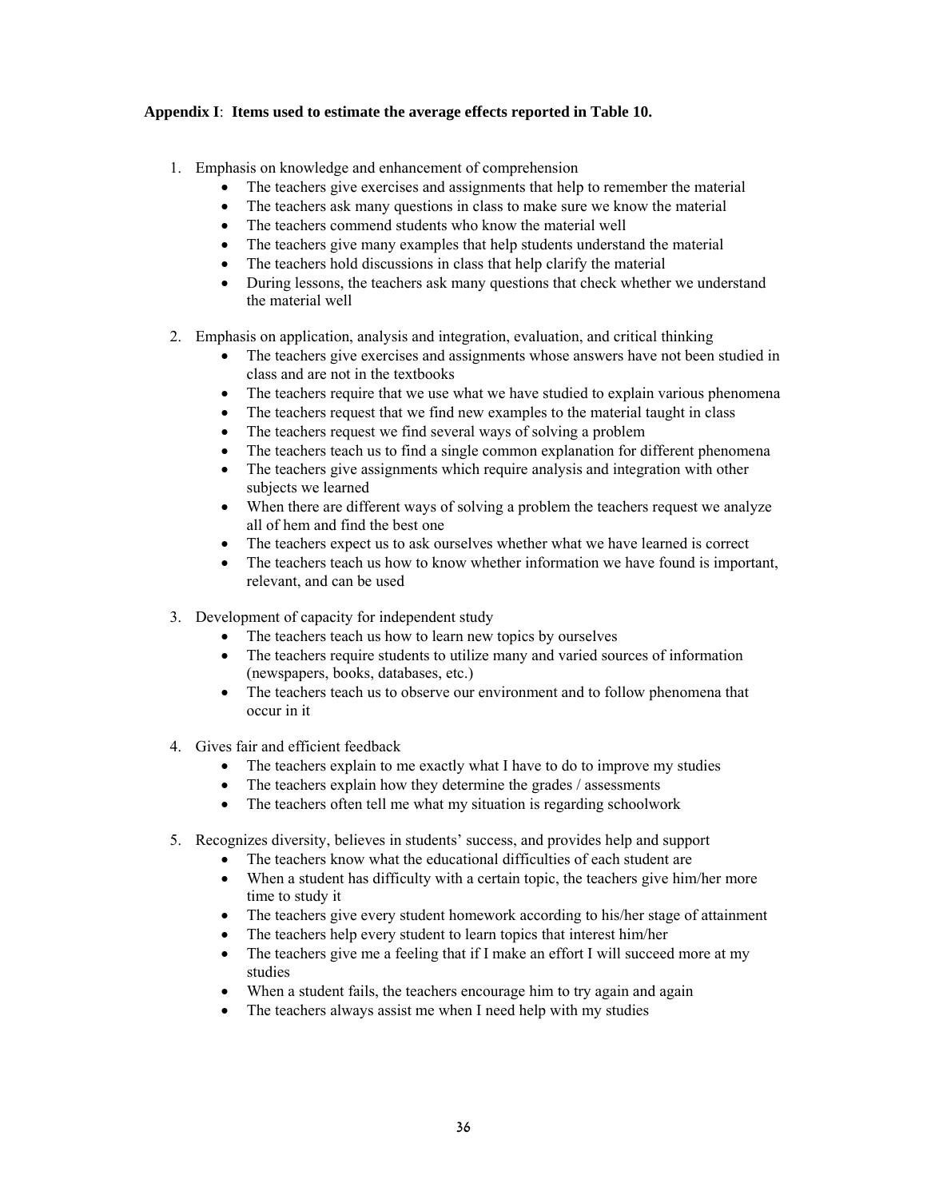**Appendix I**: **Items used to estimate the average effects reported in Table 10.**

1. Emphasis on knowledge and enhancement of comprehension
   - The teachers give exercises and assignments that help to remember the material
   - The teachers ask many questions in class to make sure we know the material
   - The teachers commend students who know the material well
   - The teachers give many examples that help students understand the material
   - The teachers hold discussions in class that help clarify the material
   - During lessons, the teachers ask many questions that check whether we understand the material well
2. Emphasis on application, analysis and integration, evaluation, and critical thinking
   - The teachers give exercises and assignments whose answers have not been studied in class and are not in the textbooks
   - The teachers require that we use what we have studied to explain various phenomena
   - The teachers request that we find new examples to the material taught in class
   - The teachers request we find several ways of solving a problem
   - The teachers teach us to find a single common explanation for different phenomena
   - The teachers give assignments which require analysis and integration with other subjects we learned
   - When there are different ways of solving a problem the teachers request we analyze all of hem and find the best one
   - The teachers expect us to ask ourselves whether what we have learned is correct
   - The teachers teach us how to know whether information we have found is important, relevant, and can be used
3. Development of capacity for independent study
   - The teachers teach us how to learn new topics by ourselves
   - The teachers require students to utilize many and varied sources of information (newspapers, books, databases, etc.)
   - The teachers teach us to observe our environment and to follow phenomena that occur in it
4. Gives fair and efficient feedback
   - The teachers explain to me exactly what I have to do to improve my studies
   - The teachers explain how they determine the grades / assessments
   - The teachers often tell me what my situation is regarding schoolwork
5. Recognizes diversity, believes in students' success, and provides help and support
   - The teachers know what the educational difficulties of each student are
   - When a student has difficulty with a certain topic, the teachers give him/her more time to study it
   - The teachers give every student homework according to his/her stage of attainment
   - The teachers help every student to learn topics that interest him/her
   - The teachers give me a feeling that if I make an effort I will succeed more at my studies
   - When a student fails, the teachers encourage him to try again and again
   - The teachers always assist me when I need help with my studies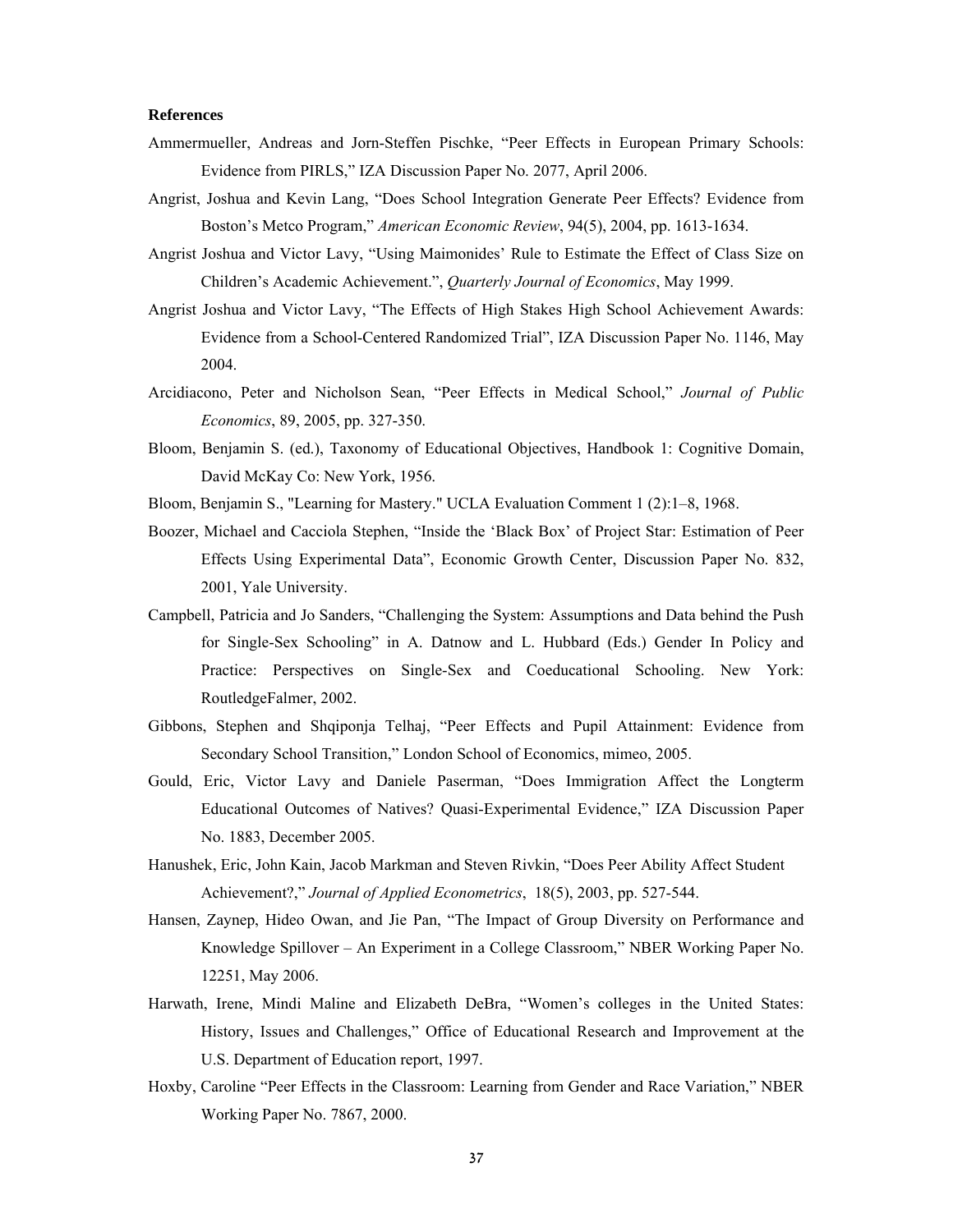**References**

Ammermueller, Andreas and Jorn-Steffen Pischke, “Peer Effects in European Primary Schools: Evidence from PIRLS,” IZA Discussion Paper No. 2077, April 2006.

Angrist, Joshua and Kevin Lang, “Does School Integration Generate Peer Effects? Evidence from Boston’s Metco Program,” *American Economic Review*, 94(5), 2004, pp. 1613-1634.

Angrist Joshua and Victor Lavy, “Using Maimonides’ Rule to Estimate the Effect of Class Size on Children’s Academic Achievement.”, *Quarterly Journal of Economics*, May 1999.

Angrist Joshua and Victor Lavy, “The Effects of High Stakes High School Achievement Awards: Evidence from a School-Centered Randomized Trial”, IZA Discussion Paper No. 1146, May 2004.

Arcidiacono, Peter and Nicholson Sean, “Peer Effects in Medical School,” *Journal of Public Economics*, 89, 2005, pp. 327-350.

Bloom, Benjamin S. (ed.), Taxonomy of Educational Objectives, Handbook 1: Cognitive Domain, David McKay Co: New York, 1956.

Bloom, Benjamin S., "Learning for Mastery." UCLA Evaluation Comment 1 (2):1–8, 1968.

Boozer, Michael and Cacciola Stephen, “Inside the ‘Black Box’ of Project Star: Estimation of Peer Effects Using Experimental Data”, Economic Growth Center, Discussion Paper No. 832, 2001, Yale University.

Campbell, Patricia and Jo Sanders, “Challenging the System: Assumptions and Data behind the Push for Single-Sex Schooling” in A. Datnow and L. Hubbard (Eds.) Gender In Policy and Practice: Perspectives on Single-Sex and Coeducational Schooling. New York: RoutledgeFalmer, 2002.

Gibbons, Stephen and Shqiponja Telhaj, “Peer Effects and Pupil Attainment: Evidence from Secondary School Transition,” London School of Economics, mimeo, 2005.

Gould, Eric, Victor Lavy and Daniele Paserman, “Does Immigration Affect the Longterm Educational Outcomes of Natives? Quasi-Experimental Evidence,” IZA Discussion Paper No. 1883, December 2005.

Hanushek, Eric, John Kain, Jacob Markman and Steven Rivkin, “Does Peer Ability Affect Student Achievement?,” *Journal of Applied Econometrics*, 18(5), 2003, pp. 527-544.

Hansen, Zaynep, Hideo Owan, and Jie Pan, “The Impact of Group Diversity on Performance and Knowledge Spillover – An Experiment in a College Classroom,” NBER Working Paper No. 12251, May 2006.

Harwath, Irene, Mindi Maline and Elizabeth DeBra, “Women’s colleges in the United States: History, Issues and Challenges,” Office of Educational Research and Improvement at the U.S. Department of Education report, 1997.

Hoxby, Caroline “Peer Effects in the Classroom: Learning from Gender and Race Variation,” NBER Working Paper No. 7867, 2000.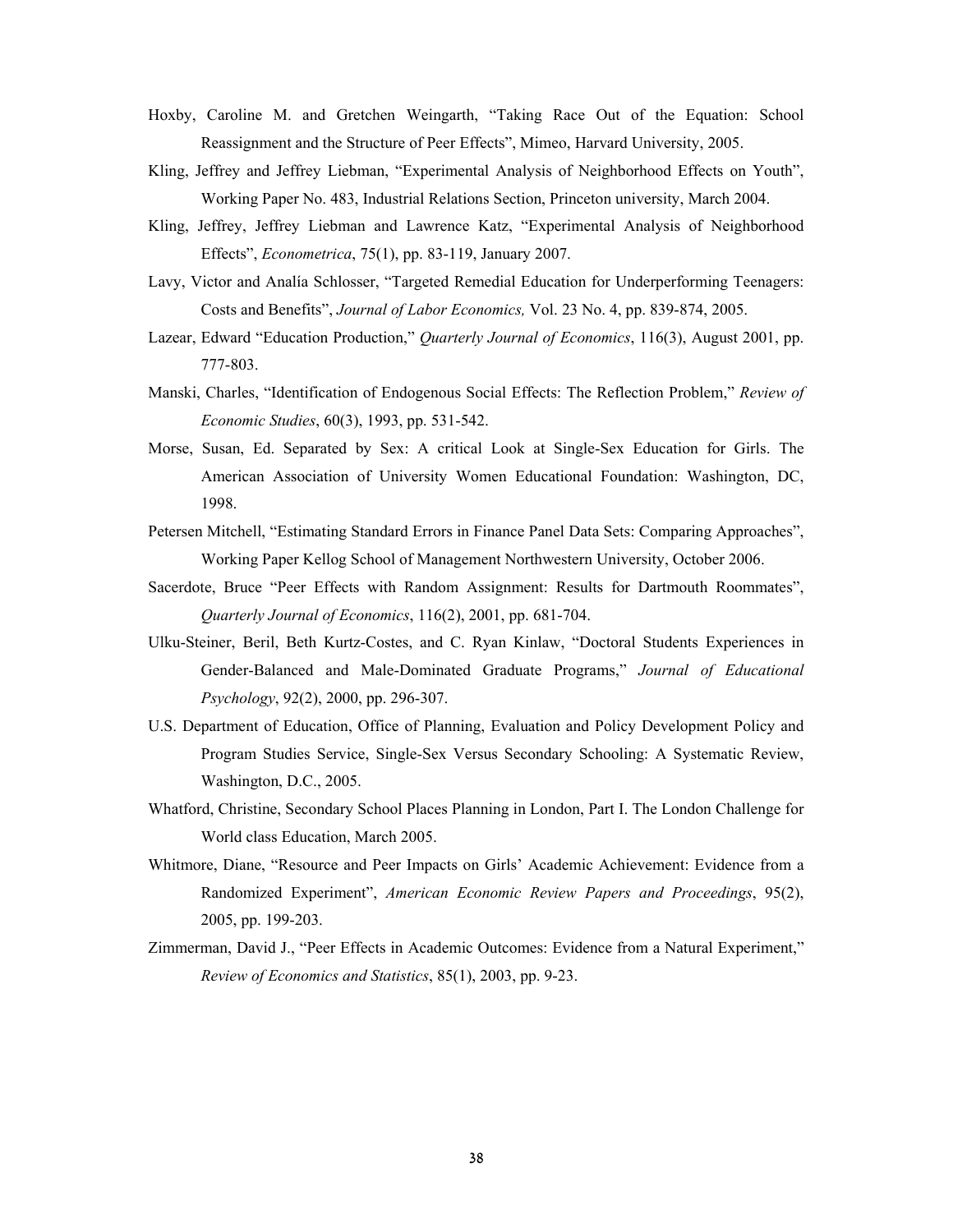Hoxby, Caroline M. and Gretchen Weingarth, "Taking Race Out of the Equation: School Reassignment and the Structure of Peer Effects", Mimeo, Harvard University, 2005.

Kling, Jeffrey and Jeffrey Liebman, "Experimental Analysis of Neighborhood Effects on Youth", Working Paper No. 483, Industrial Relations Section, Princeton university, March 2004.

Kling, Jeffrey, Jeffrey Liebman and Lawrence Katz, "Experimental Analysis of Neighborhood Effects", *Econometrica*, 75(1), pp. 83-119, January 2007.

Lavy, Victor and Analía Schlosser, "Targeted Remedial Education for Underperforming Teenagers: Costs and Benefits", *Journal of Labor Economics,* Vol. 23 No. 4, pp. 839-874, 2005.

Lazear, Edward "Education Production," *Quarterly Journal of Economics*, 116(3), August 2001, pp. 777-803.

Manski, Charles, "Identification of Endogenous Social Effects: The Reflection Problem," *Review of Economic Studies*, 60(3), 1993, pp. 531-542.

Morse, Susan, Ed. Separated by Sex: A critical Look at Single-Sex Education for Girls. The American Association of University Women Educational Foundation: Washington, DC, 1998.

Petersen Mitchell, "Estimating Standard Errors in Finance Panel Data Sets: Comparing Approaches", Working Paper Kellog School of Management Northwestern University, October 2006.

Sacerdote, Bruce "Peer Effects with Random Assignment: Results for Dartmouth Roommates", *Quarterly Journal of Economics*, 116(2), 2001, pp. 681-704.

Ulku-Steiner, Beril, Beth Kurtz-Costes, and C. Ryan Kinlaw, "Doctoral Students Experiences in Gender-Balanced and Male-Dominated Graduate Programs," *Journal of Educational Psychology*, 92(2), 2000, pp. 296-307.

U.S. Department of Education, Office of Planning, Evaluation and Policy Development Policy and Program Studies Service, Single-Sex Versus Secondary Schooling: A Systematic Review, Washington, D.C., 2005.

Whatford, Christine, Secondary School Places Planning in London, Part I. The London Challenge for World class Education, March 2005.

Whitmore, Diane, "Resource and Peer Impacts on Girls' Academic Achievement: Evidence from a Randomized Experiment", *American Economic Review Papers and Proceedings*, 95(2), 2005, pp. 199-203.

Zimmerman, David J., "Peer Effects in Academic Outcomes: Evidence from a Natural Experiment," *Review of Economics and Statistics*, 85(1), 2003, pp. 9-23.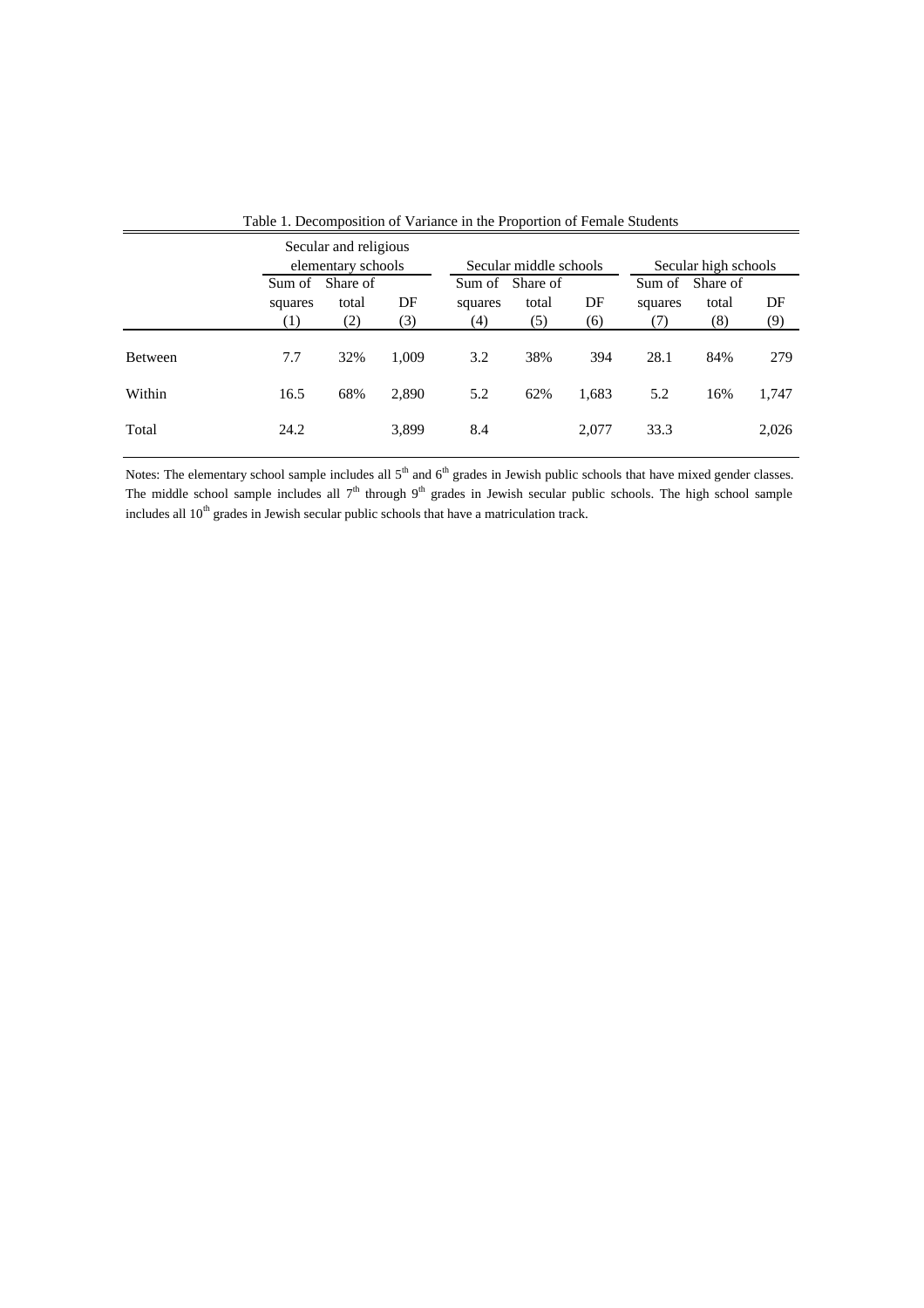Table 1. Decomposition of Variance in the Proportion of Female Students

| | Secular and religious elementary schools | | | Secular middle schools | | | Secular high schools | | |
|---|---|---|---|---|---|---|---|---|---|
| | Sum of squares | Share of total | DF | Sum of squares | Share of total | DF | Sum of squares | Share of total | DF |
| | (1) | (2) | (3) | (4) | (5) | (6) | (7) | (8) | (9) |
| Between | 7.7 | 32% | 1,009 | 3.2 | 38% | 394 | 28.1 | 84% | 279 |
| Within | 16.5 | 68% | 2,890 | 5.2 | 62% | 1,683 | 5.2 | 16% | 1,747 |
| Total | 24.2 | | 3,899 | 8.4 | | 2,077 | 33.3 | | 2,026 |

Notes: The elementary school sample includes all $5^{th}$ and $6^{th}$ grades in Jewish public schools that have mixed gender classes. The middle school sample includes all $7^{th}$ through $9^{th}$ grades in Jewish secular public schools. The high school sample includes all $10^{th}$ grades in Jewish secular public schools that have a matriculation track.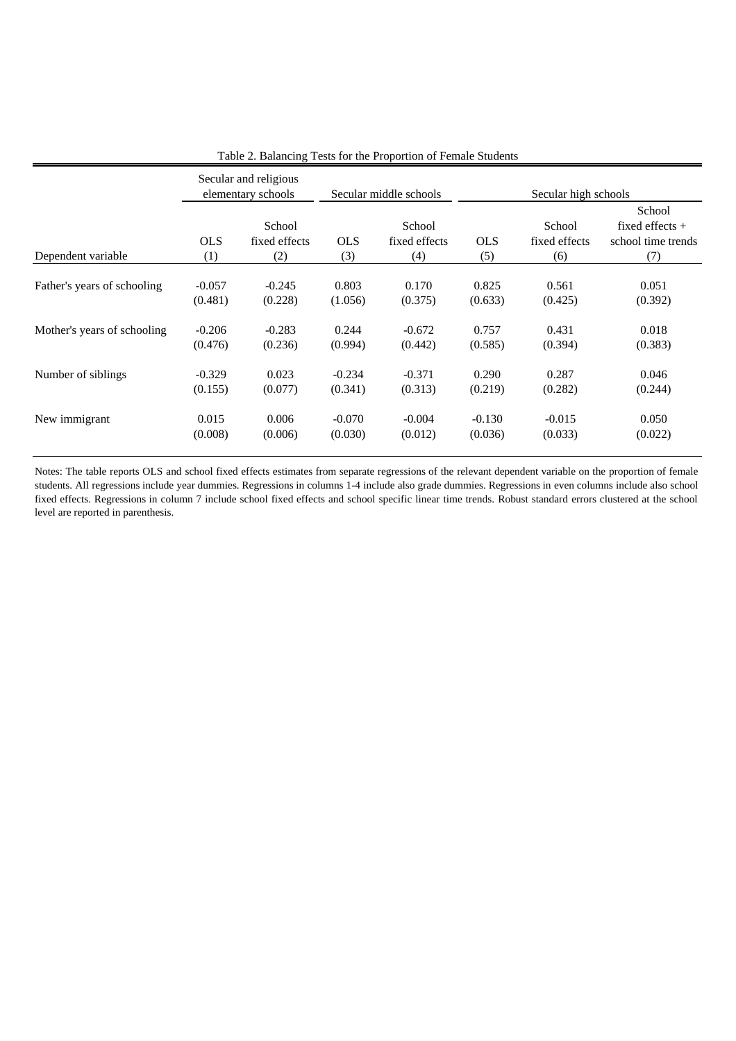Table 2. Balancing Tests for the Proportion of Female Students

| | Secular and religious elementary schools | | Secular middle schools | | Secular high schools | | |
|---|---|---|---|---|---|---|---|
| Dependent variable | OLS (1) | School fixed effects (2) | OLS (3) | School fixed effects (4) | OLS (5) | School fixed effects (6) | School fixed effects + school time trends (7) |
| Father's years of schooling | -0.057 | -0.245 | 0.803 | 0.170 | 0.825 | 0.561 | 0.051 |
| | (0.481) | (0.228) | (1.056) | (0.375) | (0.633) | (0.425) | (0.392) |
| Mother's years of schooling | -0.206 | -0.283 | 0.244 | -0.672 | 0.757 | 0.431 | 0.018 |
| | (0.476) | (0.236) | (0.994) | (0.442) | (0.585) | (0.394) | (0.383) |
| Number of siblings | -0.329 | 0.023 | -0.234 | -0.371 | 0.290 | 0.287 | 0.046 |
| | (0.155) | (0.077) | (0.341) | (0.313) | (0.219) | (0.282) | (0.244) |
| New immigrant | 0.015 | 0.006 | -0.070 | -0.004 | -0.130 | -0.015 | 0.050 |
| | (0.008) | (0.006) | (0.030) | (0.012) | (0.036) | (0.033) | (0.022) |

Notes: The table reports OLS and school fixed effects estimates from separate regressions of the relevant dependent variable on the proportion of female students. All regressions include year dummies. Regressions in columns 1-4 include also grade dummies. Regressions in even columns include also school fixed effects. Regressions in column 7 include school fixed effects and school specific linear time trends. Robust standard errors clustered at the school level are reported in parenthesis.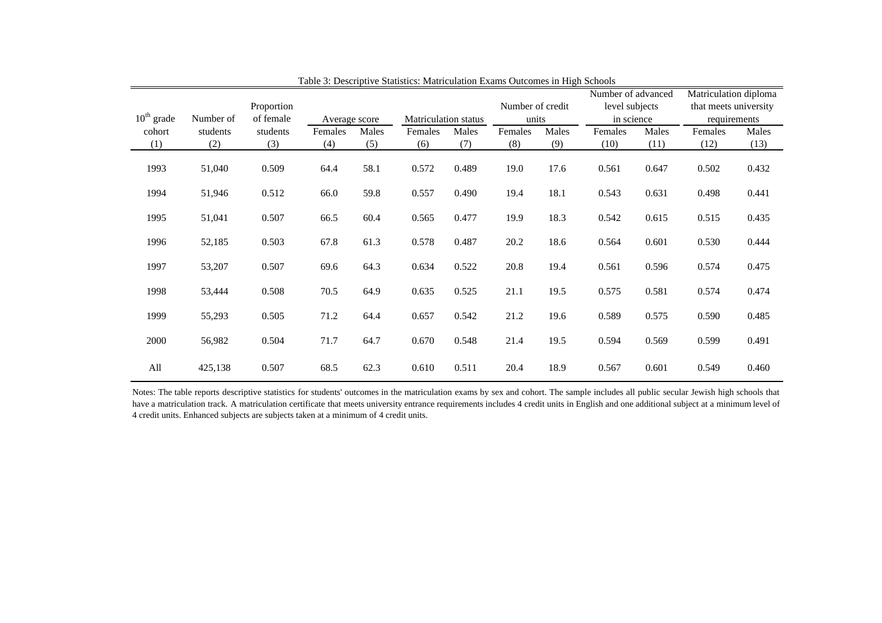Table 3: Descriptive Statistics: Matriculation Exams Outcomes in High Schools

| $10^{th}$ grade cohort | Number of students | Proportion of female students | Average score | | Matriculation status | | Number of credit units | | Number of advanced level subjects in science | | Matriculation diploma that meets university requirements | |
|---|---|---|---|---|---|---|---|---|---|---|---|---|
| | | | Females | Males | Females | Males | Females | Males | Females | Males | Females | Males |
| (1) | (2) | (3) | (4) | (5) | (6) | (7) | (8) | (9) | (10) | (11) | (12) | (13) |
| 1993 | 51,040 | 0.509 | 64.4 | 58.1 | 0.572 | 0.489 | 19.0 | 17.6 | 0.561 | 0.647 | 0.502 | 0.432 |
| 1994 | 51,946 | 0.512 | 66.0 | 59.8 | 0.557 | 0.490 | 19.4 | 18.1 | 0.543 | 0.631 | 0.498 | 0.441 |
| 1995 | 51,041 | 0.507 | 66.5 | 60.4 | 0.565 | 0.477 | 19.9 | 18.3 | 0.542 | 0.615 | 0.515 | 0.435 |
| 1996 | 52,185 | 0.503 | 67.8 | 61.3 | 0.578 | 0.487 | 20.2 | 18.6 | 0.564 | 0.601 | 0.530 | 0.444 |
| 1997 | 53,207 | 0.507 | 69.6 | 64.3 | 0.634 | 0.522 | 20.8 | 19.4 | 0.561 | 0.596 | 0.574 | 0.475 |
| 1998 | 53,444 | 0.508 | 70.5 | 64.9 | 0.635 | 0.525 | 21.1 | 19.5 | 0.575 | 0.581 | 0.574 | 0.474 |
| 1999 | 55,293 | 0.505 | 71.2 | 64.4 | 0.657 | 0.542 | 21.2 | 19.6 | 0.589 | 0.575 | 0.590 | 0.485 |
| 2000 | 56,982 | 0.504 | 71.7 | 64.7 | 0.670 | 0.548 | 21.4 | 19.5 | 0.594 | 0.569 | 0.599 | 0.491 |
| All | 425,138 | 0.507 | 68.5 | 62.3 | 0.610 | 0.511 | 20.4 | 18.9 | 0.567 | 0.601 | 0.549 | 0.460 |

Notes: The table reports descriptive statistics for students' outcomes in the matriculation exams by sex and cohort. The sample includes all public secular Jewish high schools that have a matriculation track. A matriculation certificate that meets university entrance requirements includes 4 credit units in English and one additional subject at a minimum level of 4 credit units. Enhanced subjects are subjects taken at a minimum of 4 credit units.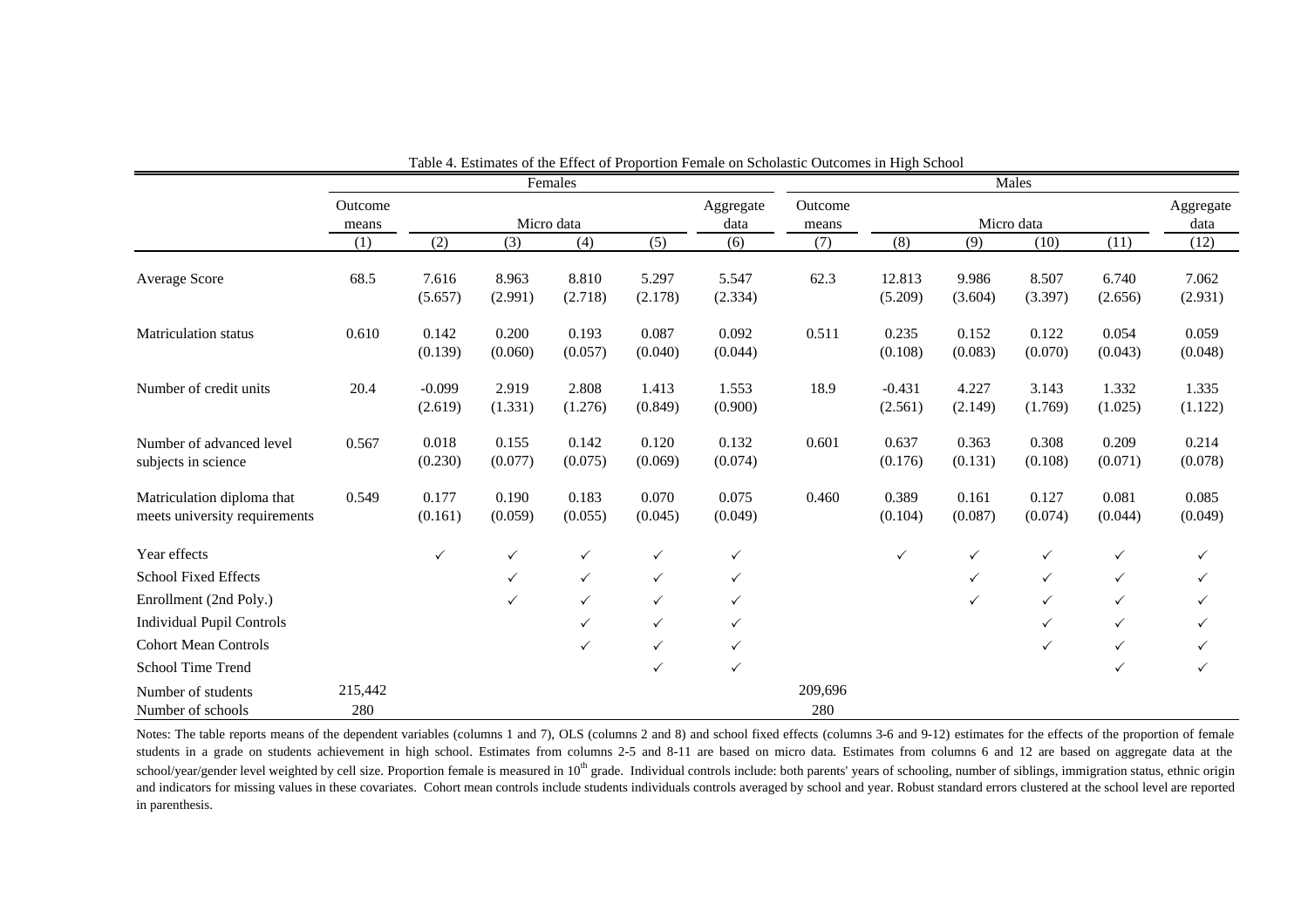Table 4. Estimates of the Effect of Proportion Female on Scholastic Outcomes in High School

| | Females | | | | | | Males | | | | | |
|---|---|---|---|---|---|---|---|---|---|---|---|---|
| | Outcome means | Micro data | | | | Aggregate data | Outcome means | Micro data | | | | Aggregate data |
| | (1) | (2) | (3) | (4) | (5) | (6) | (7) | (8) | (9) | (10) | (11) | (12) |
| Average Score | 68.5 | 7.616 | 8.963 | 8.810 | 5.297 | 5.547 | 62.3 | 12.813 | 9.986 | 8.507 | 6.740 | 7.062 |
| | | (5.657) | (2.991) | (2.718) | (2.178) | (2.334) | | (5.209) | (3.604) | (3.397) | (2.656) | (2.931) |
| Matriculation status | 0.610 | 0.142 | 0.200 | 0.193 | 0.087 | 0.092 | 0.511 | 0.235 | 0.152 | 0.122 | 0.054 | 0.059 |
| | | (0.139) | (0.060) | (0.057) | (0.040) | (0.044) | | (0.108) | (0.083) | (0.070) | (0.043) | (0.048) |
| Number of credit units | 20.4 | -0.099 | 2.919 | 2.808 | 1.413 | 1.553 | 18.9 | -0.431 | 4.227 | 3.143 | 1.332 | 1.335 |
| | | (2.619) | (1.331) | (1.276) | (0.849) | (0.900) | | (2.561) | (2.149) | (1.769) | (1.025) | (1.122) |
| Number of advanced level subjects in science | 0.567 | 0.018 | 0.155 | 0.142 | 0.120 | 0.132 | 0.601 | 0.637 | 0.363 | 0.308 | 0.209 | 0.214 |
| | | (0.230) | (0.077) | (0.075) | (0.069) | (0.074) | | (0.176) | (0.131) | (0.108) | (0.071) | (0.078) |
| Matriculation diploma that meets university requirements | 0.549 | 0.177 | 0.190 | 0.183 | 0.070 | 0.075 | 0.460 | 0.389 | 0.161 | 0.127 | 0.081 | 0.085 |
| | | (0.161) | (0.059) | (0.055) | (0.045) | (0.049) | | (0.104) | (0.087) | (0.074) | (0.044) | (0.049) |
| Year effects | | ✓ | ✓ | ✓ | ✓ | ✓ | | ✓ | ✓ | ✓ | ✓ | ✓ |
| School Fixed Effects | | | ✓ | ✓ | ✓ | ✓ | | | ✓ | ✓ | ✓ | ✓ |
| Enrollment (2nd Poly.) | | | ✓ | ✓ | ✓ | ✓ | | | ✓ | ✓ | ✓ | ✓ |
| Individual Pupil Controls | | | | ✓ | ✓ | ✓ | | | | ✓ | ✓ | ✓ |
| Cohort Mean Controls | | | | ✓ | ✓ | ✓ | | | | ✓ | ✓ | ✓ |
| School Time Trend | | | | | ✓ | ✓ | | | | | ✓ | ✓ |
| Number of students | 215,442 | | | | | | 209,696 | | | | | |
| Number of schools | 280 | | | | | | 280 | | | | | |

Notes: The table reports means of the dependent variables (columns 1 and 7), OLS (columns 2 and 8) and school fixed effects (columns 3-6 and 9-12) estimates for the effects of the proportion of female students in a grade on students achievement in high school. Estimates from columns 2-5 and 8-11 are based on micro data. Estimates from columns 6 and 12 are based on aggregate data at the school/year/gender level weighted by cell size. Proportion female is measured in 10th grade. Individual controls include: both parents' years of schooling, number of siblings, immigration status, ethnic origin and indicators for missing values in these covariates. Cohort mean controls include students individuals controls averaged by school and year. Robust standard errors clustered at the school level are reported in parenthesis.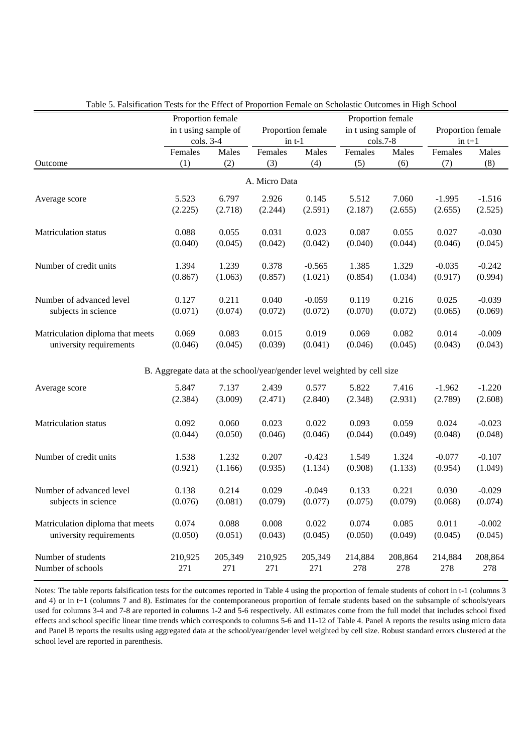Table 5. Falsification Tests for the Effect of Proportion Female on Scholastic Outcomes in High School

| | Proportion female in t using sample of cols. 3-4 | | Proportion female in t-1 | | Proportion female in t using sample of cols.7-8 | | Proportion female in t+1 | |
|---|---|---|---|---|---|---|---|---|
| | Females | Males | Females | Males | Females | Males | Females | Males |
| Outcome | (1) | (2) | (3) | (4) | (5) | (6) | (7) | (8) |
| A. Micro Data | | | | | | | | |
| Average score | 5.523 | 6.797 | 2.926 | 0.145 | 5.512 | 7.060 | -1.995 | -1.516 |
| | (2.225) | (2.718) | (2.244) | (2.591) | (2.187) | (2.655) | (2.655) | (2.525) |
| Matriculation status | 0.088 | 0.055 | 0.031 | 0.023 | 0.087 | 0.055 | 0.027 | -0.030 |
| | (0.040) | (0.045) | (0.042) | (0.042) | (0.040) | (0.044) | (0.046) | (0.045) |
| Number of credit units | 1.394 | 1.239 | 0.378 | -0.565 | 1.385 | 1.329 | -0.035 | -0.242 |
| | (0.867) | (1.063) | (0.857) | (1.021) | (0.854) | (1.034) | (0.917) | (0.994) |
| Number of advanced level subjects in science | 0.127 | 0.211 | 0.040 | -0.059 | 0.119 | 0.216 | 0.025 | -0.039 |
| | (0.071) | (0.074) | (0.072) | (0.072) | (0.070) | (0.072) | (0.065) | (0.069) |
| Matriculation diploma that meets university requirements | 0.069 | 0.083 | 0.015 | 0.019 | 0.069 | 0.082 | 0.014 | -0.009 |
| | (0.046) | (0.045) | (0.039) | (0.041) | (0.046) | (0.045) | (0.043) | (0.043) |
| B. Aggregate data at the school/year/gender level weighted by cell size | | | | | | | | |
| Average score | 5.847 | 7.137 | 2.439 | 0.577 | 5.822 | 7.416 | -1.962 | -1.220 |
| | (2.384) | (3.009) | (2.471) | (2.840) | (2.348) | (2.931) | (2.789) | (2.608) |
| Matriculation status | 0.092 | 0.060 | 0.023 | 0.022 | 0.093 | 0.059 | 0.024 | -0.023 |
| | (0.044) | (0.050) | (0.046) | (0.046) | (0.044) | (0.049) | (0.048) | (0.048) |
| Number of credit units | 1.538 | 1.232 | 0.207 | -0.423 | 1.549 | 1.324 | -0.077 | -0.107 |
| | (0.921) | (1.166) | (0.935) | (1.134) | (0.908) | (1.133) | (0.954) | (1.049) |
| Number of advanced level subjects in science | 0.138 | 0.214 | 0.029 | -0.049 | 0.133 | 0.221 | 0.030 | -0.029 |
| | (0.076) | (0.081) | (0.079) | (0.077) | (0.075) | (0.079) | (0.068) | (0.074) |
| Matriculation diploma that meets university requirements | 0.074 | 0.088 | 0.008 | 0.022 | 0.074 | 0.085 | 0.011 | -0.002 |
| | (0.050) | (0.051) | (0.043) | (0.045) | (0.050) | (0.049) | (0.045) | (0.045) |
| Number of students | 210,925 | 205,349 | 210,925 | 205,349 | 214,884 | 208,864 | 214,884 | 208,864 |
| Number of schools | 271 | 271 | 271 | 271 | 278 | 278 | 278 | 278 |

Notes: The table reports falsification tests for the outcomes reported in Table 4 using the proportion of female students of cohort in t-1 (columns 3 and 4) or in t+1 (columns 7 and 8). Estimates for the contemporaneous proportion of female students based on the subsample of schools/years used for columns 3-4 and 7-8 are reported in columns 1-2 and 5-6 respectively. All estimates come from the full model that includes school fixed effects and school specific linear time trends which corresponds to columns 5-6 and 11-12 of Table 4. Panel A reports the results using micro data and Panel B reports the results using aggregated data at the school/year/gender level weighted by cell size. Robust standard errors clustered at the school level are reported in parenthesis.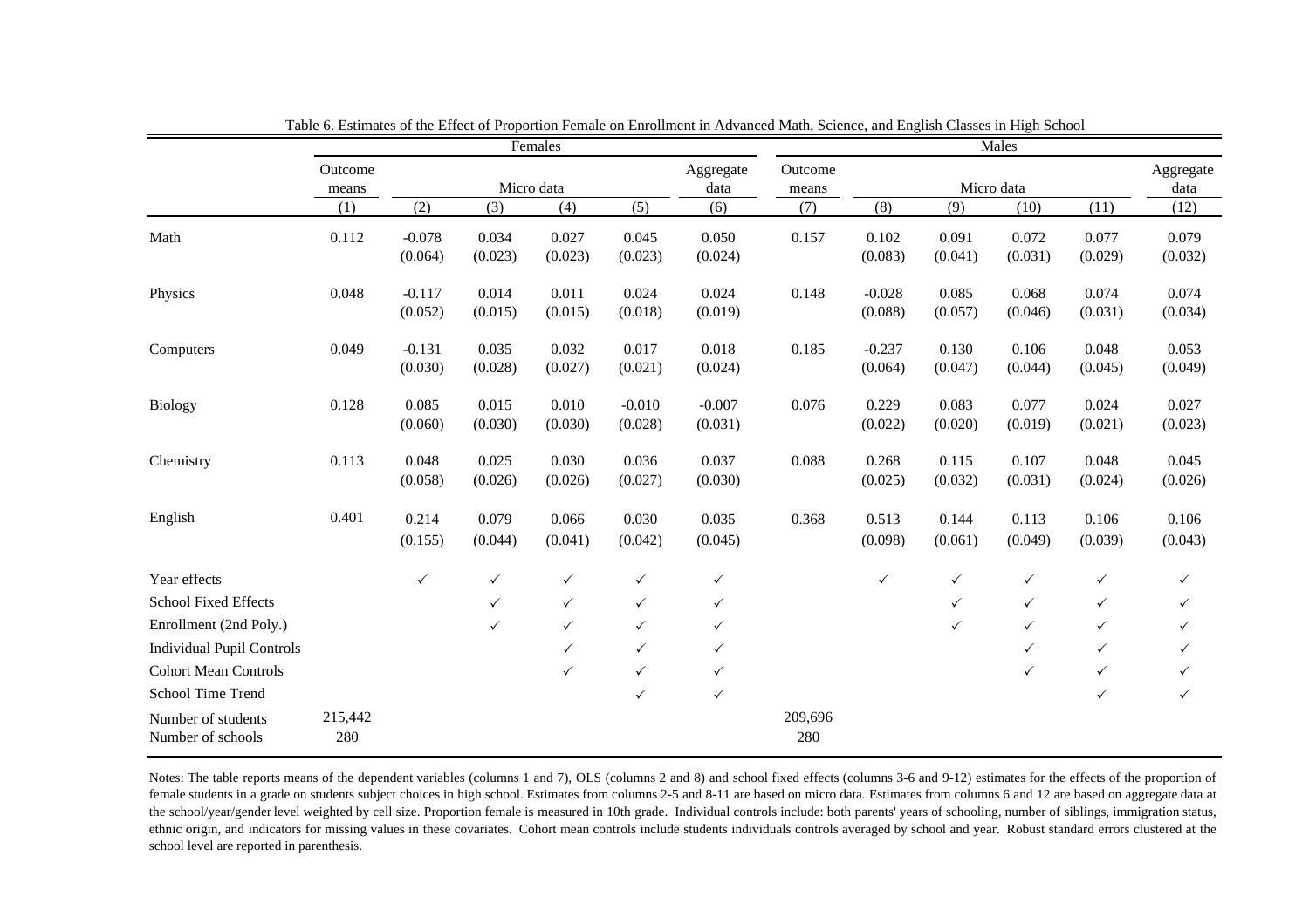Table 6. Estimates of the Effect of Proportion Female on Enrollment in Advanced Math, Science, and English Classes in High School

| | Females | | | | | | Males | | | | | |
|---|---|---|---|---|---|---|---|---|---|---|---|---|
| | Outcome means | Micro data | | | | Aggregate data | Outcome means | Micro data | | | | Aggregate data |
| | (1) | (2) | (3) | (4) | (5) | (6) | (7) | (8) | (9) | (10) | (11) | (12) |
| Math | 0.112 | -0.078 | 0.034 | 0.027 | 0.045 | 0.050 | 0.157 | 0.102 | 0.091 | 0.072 | 0.077 | 0.079 |
| | | (0.064) | (0.023) | (0.023) | (0.023) | (0.024) | | (0.083) | (0.041) | (0.031) | (0.029) | (0.032) |
| Physics | 0.048 | -0.117 | 0.014 | 0.011 | 0.024 | 0.024 | 0.148 | -0.028 | 0.085 | 0.068 | 0.074 | 0.074 |
| | | (0.052) | (0.015) | (0.015) | (0.018) | (0.019) | | (0.088) | (0.057) | (0.046) | (0.031) | (0.034) |
| Computers | 0.049 | -0.131 | 0.035 | 0.032 | 0.017 | 0.018 | 0.185 | -0.237 | 0.130 | 0.106 | 0.048 | 0.053 |
| | | (0.030) | (0.028) | (0.027) | (0.021) | (0.024) | | (0.064) | (0.047) | (0.044) | (0.045) | (0.049) |
| Biology | 0.128 | 0.085 | 0.015 | 0.010 | -0.010 | -0.007 | 0.076 | 0.229 | 0.083 | 0.077 | 0.024 | 0.027 |
| | | (0.060) | (0.030) | (0.030) | (0.028) | (0.031) | | (0.022) | (0.020) | (0.019) | (0.021) | (0.023) |
| Chemistry | 0.113 | 0.048 | 0.025 | 0.030 | 0.036 | 0.037 | 0.088 | 0.268 | 0.115 | 0.107 | 0.048 | 0.045 |
| | | (0.058) | (0.026) | (0.026) | (0.027) | (0.030) | | (0.025) | (0.032) | (0.031) | (0.024) | (0.026) |
| English | 0.401 | 0.214 | 0.079 | 0.066 | 0.030 | 0.035 | 0.368 | 0.513 | 0.144 | 0.113 | 0.106 | 0.106 |
| | | (0.155) | (0.044) | (0.041) | (0.042) | (0.045) | | (0.098) | (0.061) | (0.049) | (0.039) | (0.043) |
| Year effects | | ✓ | ✓ | ✓ | ✓ | ✓ | | ✓ | ✓ | ✓ | ✓ | ✓ |
| School Fixed Effects | | | ✓ | ✓ | ✓ | ✓ | | | ✓ | ✓ | ✓ | ✓ |
| Enrollment (2nd Poly.) | | | ✓ | ✓ | ✓ | ✓ | | | ✓ | ✓ | ✓ | ✓ |
| Individual Pupil Controls | | | | ✓ | ✓ | ✓ | | | | ✓ | ✓ | ✓ |
| Cohort Mean Controls | | | | ✓ | ✓ | ✓ | | | | ✓ | ✓ | ✓ |
| School Time Trend | | | | | ✓ | ✓ | | | | | ✓ | ✓ |
| Number of students | 215,442 | | | | | | 209,696 | | | | | |
| Number of schools | 280 | | | | | | 280 | | | | | |

Notes: The table reports means of the dependent variables (columns 1 and 7), OLS (columns 2 and 8) and school fixed effects (columns 3-6 and 9-12) estimates for the effects of the proportion of female students in a grade on students subject choices in high school. Estimates from columns 2-5 and 8-11 are based on micro data. Estimates from columns 6 and 12 are based on aggregate data at the school/year/gender level weighted by cell size. Proportion female is measured in 10th grade. Individual controls include: both parents' years of schooling, number of siblings, immigration status, ethnic origin, and indicators for missing values in these covariates. Cohort mean controls include students individuals controls averaged by school and year. Robust standard errors clustered at the school level are reported in parenthesis.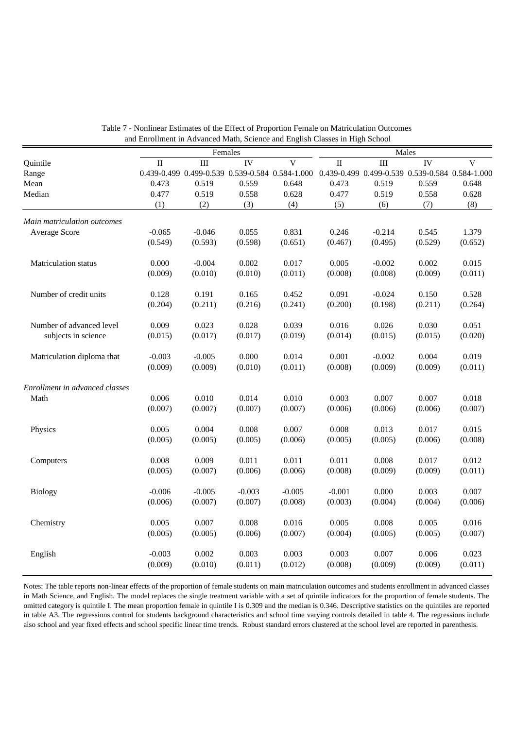Table 7 - Nonlinear Estimates of the Effect of Proportion Female on Matriculation Outcomes and Enrollment in Advanced Math, Science and English Classes in High School

| | Females | | | | Males | | | |
|---|---|---|---|---|---|---|---|---|
| Quintile | II | III | IV | V | II | III | IV | V |
| Range | 0.439-0.499 | 0.499-0.539 | 0.539-0.584 | 0.584-1.000 | 0.439-0.499 | 0.499-0.539 | 0.539-0.584 | 0.584-1.000 |
| Mean | 0.473 | 0.519 | 0.559 | 0.648 | 0.473 | 0.519 | 0.559 | 0.648 |
| Median | 0.477 | 0.519 | 0.558 | 0.628 | 0.477 | 0.519 | 0.558 | 0.628 |
| | (1) | (2) | (3) | (4) | (5) | (6) | (7) | (8) |
| *Main matriculation outcomes* | | | | | | | | |
| Average Score | -0.065 | -0.046 | 0.055 | 0.831 | 0.246 | -0.214 | 0.545 | 1.379 |
| | (0.549) | (0.593) | (0.598) | (0.651) | (0.467) | (0.495) | (0.529) | (0.652) |
| Matriculation status | 0.000 | -0.004 | 0.002 | 0.017 | 0.005 | -0.002 | 0.002 | 0.015 |
| | (0.009) | (0.010) | (0.010) | (0.011) | (0.008) | (0.008) | (0.009) | (0.011) |
| Number of credit units | 0.128 | 0.191 | 0.165 | 0.452 | 0.091 | -0.024 | 0.150 | 0.528 |
| | (0.204) | (0.211) | (0.216) | (0.241) | (0.200) | (0.198) | (0.211) | (0.264) |
| Number of advanced level subjects in science | 0.009 | 0.023 | 0.028 | 0.039 | 0.016 | 0.026 | 0.030 | 0.051 |
| | (0.015) | (0.017) | (0.017) | (0.019) | (0.014) | (0.015) | (0.015) | (0.020) |
| Matriculation diploma that | -0.003 | -0.005 | 0.000 | 0.014 | 0.001 | -0.002 | 0.004 | 0.019 |
| | (0.009) | (0.009) | (0.010) | (0.011) | (0.008) | (0.009) | (0.009) | (0.011) |
| *Enrollment in advanced classes* | | | | | | | | |
| Math | 0.006 | 0.010 | 0.014 | 0.010 | 0.003 | 0.007 | 0.007 | 0.018 |
| | (0.007) | (0.007) | (0.007) | (0.007) | (0.006) | (0.006) | (0.006) | (0.007) |
| Physics | 0.005 | 0.004 | 0.008 | 0.007 | 0.008 | 0.013 | 0.017 | 0.015 |
| | (0.005) | (0.005) | (0.005) | (0.006) | (0.005) | (0.005) | (0.006) | (0.008) |
| Computers | 0.008 | 0.009 | 0.011 | 0.011 | 0.011 | 0.008 | 0.017 | 0.012 |
| | (0.005) | (0.007) | (0.006) | (0.006) | (0.008) | (0.009) | (0.009) | (0.011) |
| Biology | -0.006 | -0.005 | -0.003 | -0.005 | -0.001 | 0.000 | 0.003 | 0.007 |
| | (0.006) | (0.007) | (0.007) | (0.008) | (0.003) | (0.004) | (0.004) | (0.006) |
| Chemistry | 0.005 | 0.007 | 0.008 | 0.016 | 0.005 | 0.008 | 0.005 | 0.016 |
| | (0.005) | (0.005) | (0.006) | (0.007) | (0.004) | (0.005) | (0.005) | (0.007) |
| English | -0.003 | 0.002 | 0.003 | 0.003 | 0.003 | 0.007 | 0.006 | 0.023 |
| | (0.009) | (0.010) | (0.011) | (0.012) | (0.008) | (0.009) | (0.009) | (0.011) |

Notes: The table reports non-linear effects of the proportion of female students on main matriculation outcomes and students enrollment in advanced classes in Math Science, and English. The model replaces the single treatment variable with a set of quintile indicators for the proportion of female students. The omitted category is quintile I. The mean proportion female in quintile I is 0.309 and the median is 0.346. Descriptive statistics on the quintiles are reported in table A3. The regressions control for students background characteristics and school time varying controls detailed in table 4. The regressions include also school and year fixed effects and school specific linear time trends. Robust standard errors clustered at the school level are reported in parenthesis.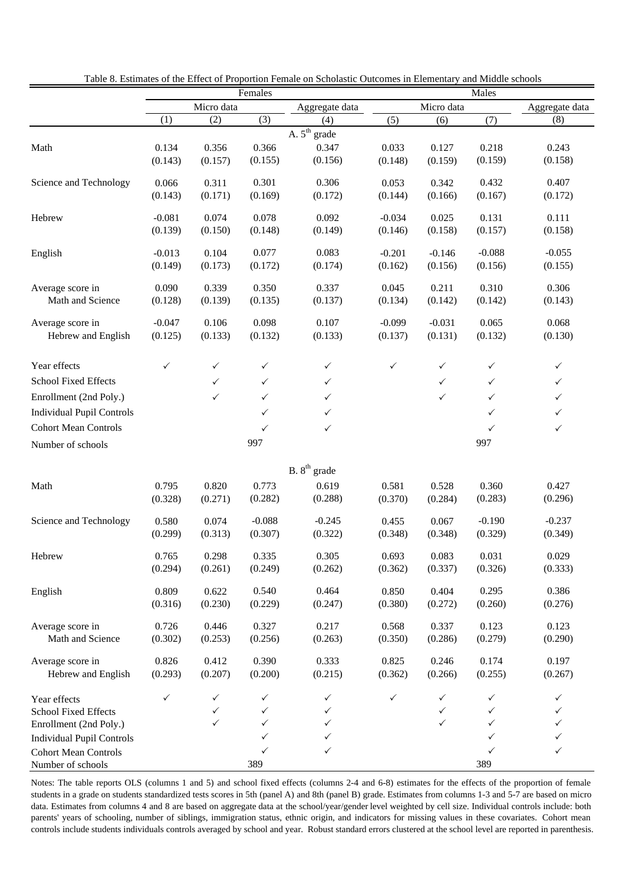Table 8. Estimates of the Effect of Proportion Female on Scholastic Outcomes in Elementary and Middle schools

| | Females | | | | Males | | | |
|---|---|---|---|---|---|---|---|---|
| | Micro data | | | Aggregate data | Micro data | | | Aggregate data |
| | (1) | (2) | (3) | (4) | (5) | (6) | (7) | (8) |
| | | | | A. 5$^{th}$ grade | | | | |
| Math | 0.134 | 0.356 | 0.366 | 0.347 | 0.033 | 0.127 | 0.218 | 0.243 |
| | (0.143) | (0.157) | (0.155) | (0.156) | (0.148) | (0.159) | (0.159) | (0.158) |
| Science and Technology | 0.066 | 0.311 | 0.301 | 0.306 | 0.053 | 0.342 | 0.432 | 0.407 |
| | (0.143) | (0.171) | (0.169) | (0.172) | (0.144) | (0.166) | (0.167) | (0.172) |
| Hebrew | -0.081 | 0.074 | 0.078 | 0.092 | -0.034 | 0.025 | 0.131 | 0.111 |
| | (0.139) | (0.150) | (0.148) | (0.149) | (0.146) | (0.158) | (0.157) | (0.158) |
| English | -0.013 | 0.104 | 0.077 | 0.083 | -0.201 | -0.146 | -0.088 | -0.055 |
| | (0.149) | (0.173) | (0.172) | (0.174) | (0.162) | (0.156) | (0.156) | (0.155) |
| Average score in Math and Science | 0.090 | 0.339 | 0.350 | 0.337 | 0.045 | 0.211 | 0.310 | 0.306 |
| | (0.128) | (0.139) | (0.135) | (0.137) | (0.134) | (0.142) | (0.142) | (0.143) |
| Average score in Hebrew and English | -0.047 | 0.106 | 0.098 | 0.107 | -0.099 | -0.031 | 0.065 | 0.068 |
| | (0.125) | (0.133) | (0.132) | (0.133) | (0.137) | (0.131) | (0.132) | (0.130) |
| Year effects | ✓ | ✓ | ✓ | ✓ | ✓ | ✓ | ✓ | ✓ |
| School Fixed Effects | | ✓ | ✓ | ✓ | | ✓ | ✓ | ✓ |
| Enrollment (2nd Poly.) | | ✓ | ✓ | ✓ | | ✓ | ✓ | ✓ |
| Individual Pupil Controls | | | ✓ | ✓ | | | ✓ | ✓ |
| Cohort Mean Controls | | | ✓ | ✓ | | | ✓ | ✓ |
| Number of schools | | | 997 | | | | 997 | |
| | | | | B. 8$^{th}$ grade | | | | |
| Math | 0.795 | 0.820 | 0.773 | 0.619 | 0.581 | 0.528 | 0.360 | 0.427 |
| | (0.328) | (0.271) | (0.282) | (0.288) | (0.370) | (0.284) | (0.283) | (0.296) |
| Science and Technology | 0.580 | 0.074 | -0.088 | -0.245 | 0.455 | 0.067 | -0.190 | -0.237 |
| | (0.299) | (0.313) | (0.307) | (0.322) | (0.348) | (0.348) | (0.329) | (0.349) |
| Hebrew | 0.765 | 0.298 | 0.335 | 0.305 | 0.693 | 0.083 | 0.031 | 0.029 |
| | (0.294) | (0.261) | (0.249) | (0.262) | (0.362) | (0.337) | (0.326) | (0.333) |
| English | 0.809 | 0.622 | 0.540 | 0.464 | 0.850 | 0.404 | 0.295 | 0.386 |
| | (0.316) | (0.230) | (0.229) | (0.247) | (0.380) | (0.272) | (0.260) | (0.276) |
| Average score in Math and Science | 0.726 | 0.446 | 0.327 | 0.217 | 0.568 | 0.337 | 0.123 | 0.123 |
| | (0.302) | (0.253) | (0.256) | (0.263) | (0.350) | (0.286) | (0.279) | (0.290) |
| Average score in Hebrew and English | 0.826 | 0.412 | 0.390 | 0.333 | 0.825 | 0.246 | 0.174 | 0.197 |
| | (0.293) | (0.207) | (0.200) | (0.215) | (0.362) | (0.266) | (0.255) | (0.267) |
| Year effects | ✓ | ✓ | ✓ | ✓ | ✓ | ✓ | ✓ | ✓ |
| School Fixed Effects | | ✓ | ✓ | ✓ | | ✓ | ✓ | ✓ |
| Enrollment (2nd Poly.) | | ✓ | ✓ | ✓ | | ✓ | ✓ | ✓ |
| Individual Pupil Controls | | | ✓ | ✓ | | | ✓ | ✓ |
| Cohort Mean Controls | | | ✓ | ✓ | | | ✓ | ✓ |
| Number of schools | | | 389 | | | | 389 | |

Notes: The table reports OLS (columns 1 and 5) and school fixed effects (columns 2-4 and 6-8) estimates for the effects of the proportion of female students in a grade on students standardized tests scores in 5th (panel A) and 8th (panel B) grade. Estimates from columns 1-3 and 5-7 are based on micro data. Estimates from columns 4 and 8 are based on aggregate data at the school/year/gender level weighted by cell size. Individual controls include: both parents' years of schooling, number of siblings, immigration status, ethnic origin, and indicators for missing values in these covariates. Cohort mean controls include students individuals controls averaged by school and year. Robust standard errors clustered at the school level are reported in parenthesis.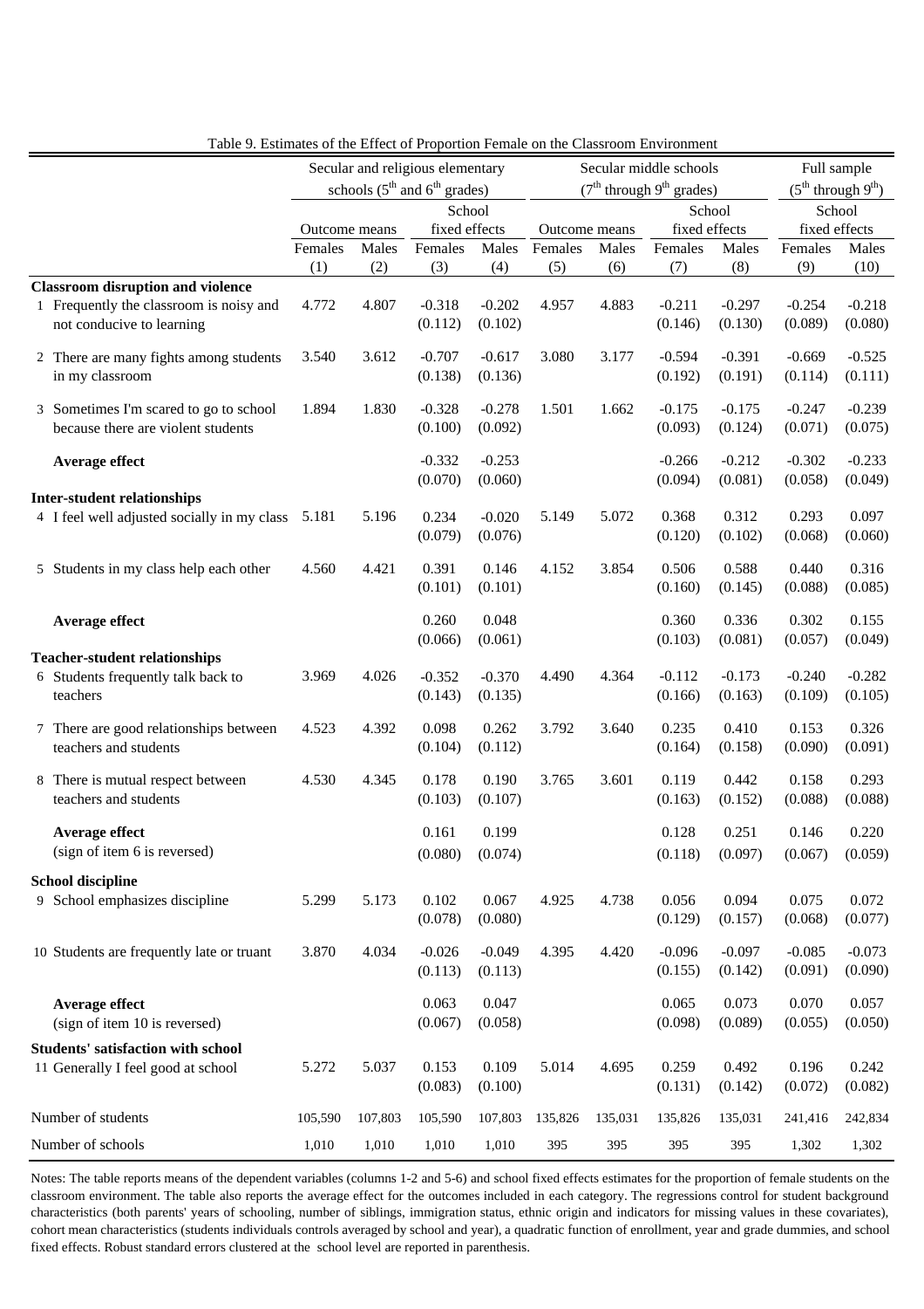Table 9. Estimates of the Effect of Proportion Female on the Classroom Environment

| | Secular and religious elementary schools ($5^{th}$ and $6^{th}$ grades) | | | | Secular middle schools ($7^{th}$ through $9^{th}$ grades) | | | | Full sample ($5^{th}$ through $9^{th}$) | |
|---|---|---|---|---|---|---|---|---|---|---|
| | Outcome means | | School fixed effects | | Outcome means | | School fixed effects | | School fixed effects | |
| | Females | Males | Females | Males | Females | Males | Females | Males | Females | Males |
| | (1) | (2) | (3) | (4) | (5) | (6) | (7) | (8) | (9) | (10) |
| **Classroom disruption and violence** | | | | | | | | | | |
| 1 Frequently the classroom is noisy and not conducive to learning | 4.772 | 4.807 | -0.318 | -0.202 | 4.957 | 4.883 | -0.211 | -0.297 | -0.254 | -0.218 |
| | | | (0.112) | (0.102) | | | (0.146) | (0.130) | (0.089) | (0.080) |
| 2 There are many fights among students in my classroom | 3.540 | 3.612 | -0.707 | -0.617 | 3.080 | 3.177 | -0.594 | -0.391 | -0.669 | -0.525 |
| | | | (0.138) | (0.136) | | | (0.192) | (0.191) | (0.114) | (0.111) |
| 3 Sometimes I'm scared to go to school because there are violent students | 1.894 | 1.830 | -0.328 | -0.278 | 1.501 | 1.662 | -0.175 | -0.175 | -0.247 | -0.239 |
| | | | (0.100) | (0.092) | | | (0.093) | (0.124) | (0.071) | (0.075) |
| **Average effect** | | | -0.332 | -0.253 | | | -0.266 | -0.212 | -0.302 | -0.233 |
| | | | (0.070) | (0.060) | | | (0.094) | (0.081) | (0.058) | (0.049) |
| **Inter-student relationships** | | | | | | | | | | |
| 4 I feel well adjusted socially in my class | 5.181 | 5.196 | 0.234 | -0.020 | 5.149 | 5.072 | 0.368 | 0.312 | 0.293 | 0.097 |
| | | | (0.079) | (0.076) | | | (0.120) | (0.102) | (0.068) | (0.060) |
| 5 Students in my class help each other | 4.560 | 4.421 | 0.391 | 0.146 | 4.152 | 3.854 | 0.506 | 0.588 | 0.440 | 0.316 |
| | | | (0.101) | (0.101) | | | (0.160) | (0.145) | (0.088) | (0.085) |
| **Average effect** | | | 0.260 | 0.048 | | | 0.360 | 0.336 | 0.302 | 0.155 |
| | | | (0.066) | (0.061) | | | (0.103) | (0.081) | (0.057) | (0.049) |
| **Teacher-student relationships** | | | | | | | | | | |
| 6 Students frequently talk back to teachers | 3.969 | 4.026 | -0.352 | -0.370 | 4.490 | 4.364 | -0.112 | -0.173 | -0.240 | -0.282 |
| | | | (0.143) | (0.135) | | | (0.166) | (0.163) | (0.109) | (0.105) |
| 7 There are good relationships between teachers and students | 4.523 | 4.392 | 0.098 | 0.262 | 3.792 | 3.640 | 0.235 | 0.410 | 0.153 | 0.326 |
| | | | (0.104) | (0.112) | | | (0.164) | (0.158) | (0.090) | (0.091) |
| 8 There is mutual respect between teachers and students | 4.530 | 4.345 | 0.178 | 0.190 | 3.765 | 3.601 | 0.119 | 0.442 | 0.158 | 0.293 |
| | | | (0.103) | (0.107) | | | (0.163) | (0.152) | (0.088) | (0.088) |
| **Average effect** (sign of item 6 is reversed) | | | 0.161 | 0.199 | | | 0.128 | 0.251 | 0.146 | 0.220 |
| | | | (0.080) | (0.074) | | | (0.118) | (0.097) | (0.067) | (0.059) |
| **School discipline** | | | | | | | | | | |
| 9 School emphasizes discipline | 5.299 | 5.173 | 0.102 | 0.067 | 4.925 | 4.738 | 0.056 | 0.094 | 0.075 | 0.072 |
| | | | (0.078) | (0.080) | | | (0.129) | (0.157) | (0.068) | (0.077) |
| 10 Students are frequently late or truant | 3.870 | 4.034 | -0.026 | -0.049 | 4.395 | 4.420 | -0.096 | -0.097 | -0.085 | -0.073 |
| | | | (0.113) | (0.113) | | | (0.155) | (0.142) | (0.091) | (0.090) |
| **Average effect** (sign of item 10 is reversed) | | | 0.063 | 0.047 | | | 0.065 | 0.073 | 0.070 | 0.057 |
| | | | (0.067) | (0.058) | | | (0.098) | (0.089) | (0.055) | (0.050) |
| **Students' satisfaction with school** | | | | | | | | | | |
| 11 Generally I feel good at school | 5.272 | 5.037 | 0.153 | 0.109 | 5.014 | 4.695 | 0.259 | 0.492 | 0.196 | 0.242 |
| | | | (0.083) | (0.100) | | | (0.131) | (0.142) | (0.072) | (0.082) |
| Number of students | 105,590 | 107,803 | 105,590 | 107,803 | 135,826 | 135,031 | 135,826 | 135,031 | 241,416 | 242,834 |
| Number of schools | 1,010 | 1,010 | 1,010 | 1,010 | 395 | 395 | 395 | 395 | 1,302 | 1,302 |

Notes: The table reports means of the dependent variables (columns 1-2 and 5-6) and school fixed effects estimates for the proportion of female students on the classroom environment. The table also reports the average effect for the outcomes included in each category. The regressions control for student background characteristics (both parents' years of schooling, number of siblings, immigration status, ethnic origin and indicators for missing values in these covariates), cohort mean characteristics (students individuals controls averaged by school and year), a quadratic function of enrollment, year and grade dummies, and school fixed effects. Robust standard errors clustered at the school level are reported in parenthesis.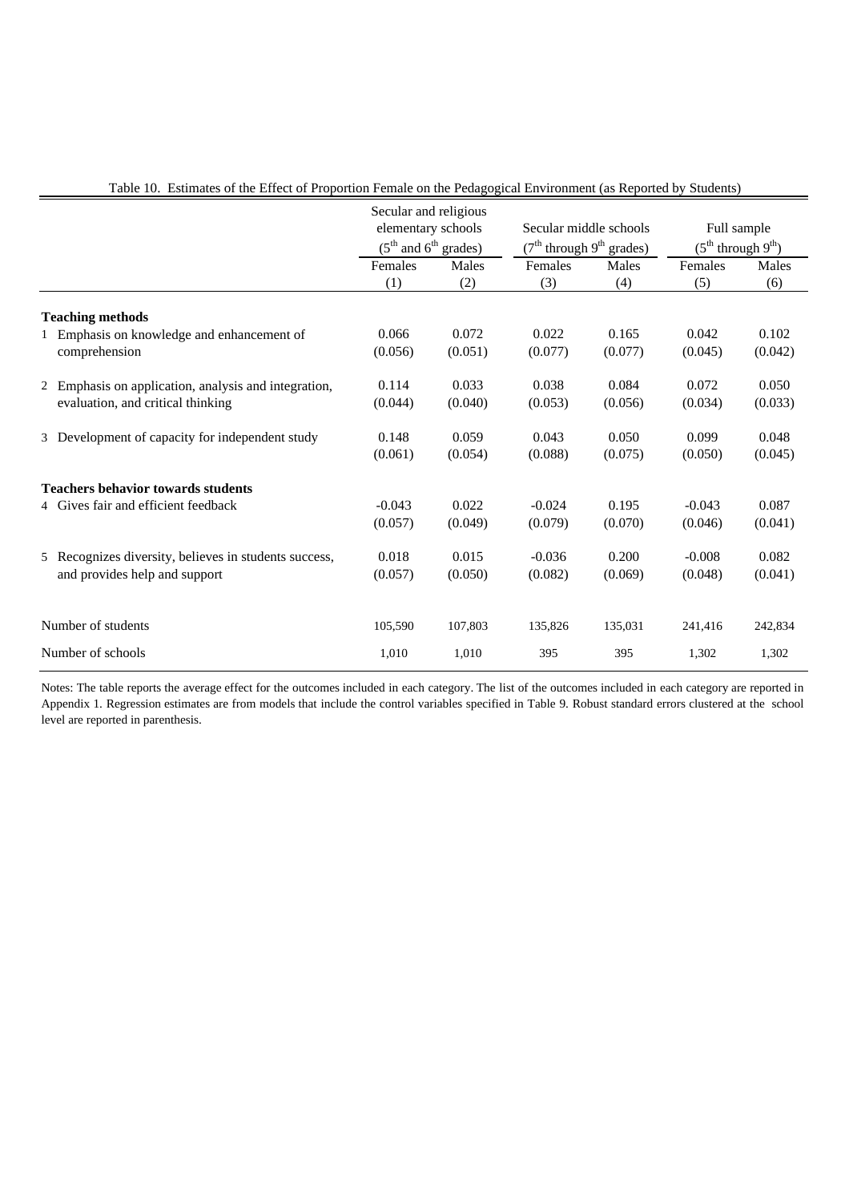Table 10. Estimates of the Effect of Proportion Female on the Pedagogical Environment (as Reported by Students)

| | Secular and religious elementary schools ($5^{th}$ and $6^{th}$ grades) | | Secular middle schools ($7^{th}$ through $9^{th}$ grades) | | Full sample ($5^{th}$ through $9^{th}$) | |
|---|---|---|---|---|---|---|
| | Females | Males | Females | Males | Females | Males |
| | (1) | (2) | (3) | (4) | (5) | (6) |
| **Teaching methods** | | | | | | |
| 1 Emphasis on knowledge and enhancement of comprehension | 0.066 | 0.072 | 0.022 | 0.165 | 0.042 | 0.102 |
| | (0.056) | (0.051) | (0.077) | (0.077) | (0.045) | (0.042) |
| 2 Emphasis on application, analysis and integration, evaluation, and critical thinking | 0.114 | 0.033 | 0.038 | 0.084 | 0.072 | 0.050 |
| | (0.044) | (0.040) | (0.053) | (0.056) | (0.034) | (0.033) |
| 3 Development of capacity for independent study | 0.148 | 0.059 | 0.043 | 0.050 | 0.099 | 0.048 |
| | (0.061) | (0.054) | (0.088) | (0.075) | (0.050) | (0.045) |
| **Teachers behavior towards students** | | | | | | |
| 4 Gives fair and efficient feedback | -0.043 | 0.022 | -0.024 | 0.195 | -0.043 | 0.087 |
| | (0.057) | (0.049) | (0.079) | (0.070) | (0.046) | (0.041) |
| 5 Recognizes diversity, believes in students success, and provides help and support | 0.018 | 0.015 | -0.036 | 0.200 | -0.008 | 0.082 |
| | (0.057) | (0.050) | (0.082) | (0.069) | (0.048) | (0.041) |
| Number of students | 105,590 | 107,803 | 135,826 | 135,031 | 241,416 | 242,834 |
| Number of schools | 1,010 | 1,010 | 395 | 395 | 1,302 | 1,302 |

Notes: The table reports the average effect for the outcomes included in each category. The list of the outcomes included in each category are reported in Appendix 1. Regression estimates are from models that include the control variables specified in Table 9. Robust standard errors clustered at the school level are reported in parenthesis.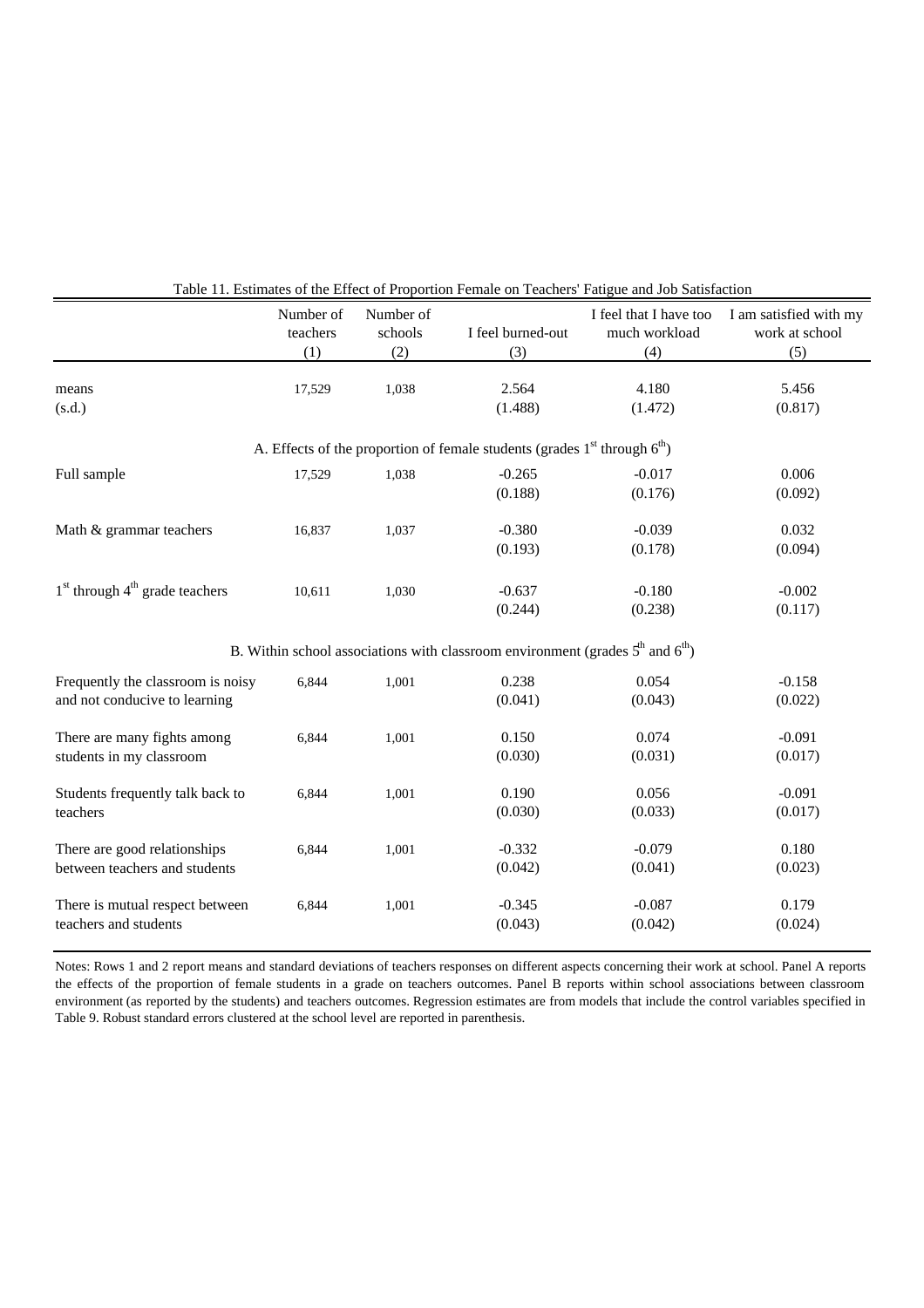Table 11. Estimates of the Effect of Proportion Female on Teachers' Fatigue and Job Satisfaction

| | Number of teachers (1) | Number of schools (2) | I feel burned-out (3) | I feel that I have too much workload (4) | I am satisfied with my work at school (5) |
|---|---|---|---|---|---|
| means | 17,529 | 1,038 | 2.564 | 4.180 | 5.456 |
| (s.d.) | | | (1.488) | (1.472) | (0.817) |
| A. Effects of the proportion of female students (grades 1st through 6th) | | | | | |
| Full sample | 17,529 | 1,038 | -0.265 | -0.017 | 0.006 |
| | | | (0.188) | (0.176) | (0.092) |
| Math & grammar teachers | 16,837 | 1,037 | -0.380 | -0.039 | 0.032 |
| | | | (0.193) | (0.178) | (0.094) |
| 1st through 4th grade teachers | 10,611 | 1,030 | -0.637 | -0.180 | -0.002 |
| | | | (0.244) | (0.238) | (0.117) |
| B. Within school associations with classroom environment (grades 5th and 6th) | | | | | |
| Frequently the classroom is noisy and not conducive to learning | 6,844 | 1,001 | 0.238 | 0.054 | -0.158 |
| | | | (0.041) | (0.043) | (0.022) |
| There are many fights among students in my classroom | 6,844 | 1,001 | 0.150 | 0.074 | -0.091 |
| | | | (0.030) | (0.031) | (0.017) |
| Students frequently talk back to teachers | 6,844 | 1,001 | 0.190 | 0.056 | -0.091 |
| | | | (0.030) | (0.033) | (0.017) |
| There are good relationships between teachers and students | 6,844 | 1,001 | -0.332 | -0.079 | 0.180 |
| | | | (0.042) | (0.041) | (0.023) |
| There is mutual respect between teachers and students | 6,844 | 1,001 | -0.345 | -0.087 | 0.179 |
| | | | (0.043) | (0.042) | (0.024) |

Notes: Rows 1 and 2 report means and standard deviations of teachers responses on different aspects concerning their work at school. Panel A reports the effects of the proportion of female students in a grade on teachers outcomes. Panel B reports within school associations between classroom environment (as reported by the students) and teachers outcomes. Regression estimates are from models that include the control variables specified in Table 9. Robust standard errors clustered at the school level are reported in parenthesis.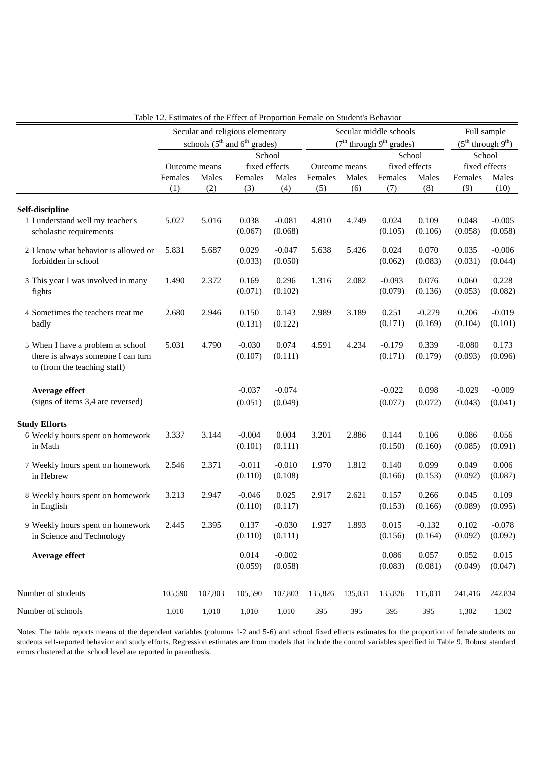Table 12. Estimates of the Effect of Proportion Female on Student's Behavior

| | Secular and religious elementary schools ($5^{th}$ and $6^{th}$ grades) | | | | Secular middle schools ($7^{th}$ through $9^{th}$ grades) | | | | Full sample ($5^{th}$ through $9^{th}$) | |
|---|---|---|---|---|---|---|---|---|---|---|
| | Outcome means | | School fixed effects | | Outcome means | | School fixed effects | | School fixed effects | |
| | Females | Males | Females | Males | Females | Males | Females | Males | Females | Males |
| | (1) | (2) | (3) | (4) | (5) | (6) | (7) | (8) | (9) | (10) |
| **Self-discipline** | | | | | | | | | | |
| 1 I understand well my teacher's scholastic requirements | 5.027 | 5.016 | 0.038 | -0.081 | 4.810 | 4.749 | 0.024 | 0.109 | 0.048 | -0.005 |
| | | | (0.067) | (0.068) | | | (0.105) | (0.106) | (0.058) | (0.058) |
| 2 I know what behavior is allowed or forbidden in school | 5.831 | 5.687 | 0.029 | -0.047 | 5.638 | 5.426 | 0.024 | 0.070 | 0.035 | -0.006 |
| | | | (0.033) | (0.050) | | | (0.062) | (0.083) | (0.031) | (0.044) |
| 3 This year I was involved in many fights | 1.490 | 2.372 | 0.169 | 0.296 | 1.316 | 2.082 | -0.093 | 0.076 | 0.060 | 0.228 |
| | | | (0.071) | (0.102) | | | (0.079) | (0.136) | (0.053) | (0.082) |
| 4 Sometimes the teachers treat me badly | 2.680 | 2.946 | 0.150 | 0.143 | 2.989 | 3.189 | 0.251 | -0.279 | 0.206 | -0.019 |
| | | | (0.131) | (0.122) | | | (0.171) | (0.169) | (0.104) | (0.101) |
| 5 When I have a problem at school there is always someone I can turn to (from the teaching staff) | 5.031 | 4.790 | -0.030 | 0.074 | 4.591 | 4.234 | -0.179 | 0.339 | -0.080 | 0.173 |
| | | | (0.107) | (0.111) | | | (0.171) | (0.179) | (0.093) | (0.096) |
| **Average effect** | | | -0.037 | -0.074 | | | -0.022 | 0.098 | -0.029 | -0.009 |
| (signs of items 3,4 are reversed) | | | (0.051) | (0.049) | | | (0.077) | (0.072) | (0.043) | (0.041) |
| **Study Efforts** | | | | | | | | | | |
| 6 Weekly hours spent on homework in Math | 3.337 | 3.144 | -0.004 | 0.004 | 3.201 | 2.886 | 0.144 | 0.106 | 0.086 | 0.056 |
| | | | (0.101) | (0.111) | | | (0.150) | (0.160) | (0.085) | (0.091) |
| 7 Weekly hours spent on homework in Hebrew | 2.546 | 2.371 | -0.011 | -0.010 | 1.970 | 1.812 | 0.140 | 0.099 | 0.049 | 0.006 |
| | | | (0.110) | (0.108) | | | (0.166) | (0.153) | (0.092) | (0.087) |
| 8 Weekly hours spent on homework in English | 3.213 | 2.947 | -0.046 | 0.025 | 2.917 | 2.621 | 0.157 | 0.266 | 0.045 | 0.109 |
| | | | (0.110) | (0.117) | | | (0.153) | (0.166) | (0.089) | (0.095) |
| 9 Weekly hours spent on homework in Science and Technology | 2.445 | 2.395 | 0.137 | -0.030 | 1.927 | 1.893 | 0.015 | -0.132 | 0.102 | -0.078 |
| | | | (0.110) | (0.111) | | | (0.156) | (0.164) | (0.092) | (0.092) |
| **Average effect** | | | 0.014 | -0.002 | | | 0.086 | 0.057 | 0.052 | 0.015 |
| | | | (0.059) | (0.058) | | | (0.083) | (0.081) | (0.049) | (0.047) |
| Number of students | 105,590 | 107,803 | 105,590 | 107,803 | 135,826 | 135,031 | 135,826 | 135,031 | 241,416 | 242,834 |
| Number of schools | 1,010 | 1,010 | 1,010 | 1,010 | 395 | 395 | 395 | 395 | 1,302 | 1,302 |

Notes: The table reports means of the dependent variables (columns 1-2 and 5-6) and school fixed effects estimates for the proportion of female students on students self-reported behavior and study efforts. Regression estimates are from models that include the control variables specified in Table 9. Robust standard errors clustered at the school level are reported in parenthesis.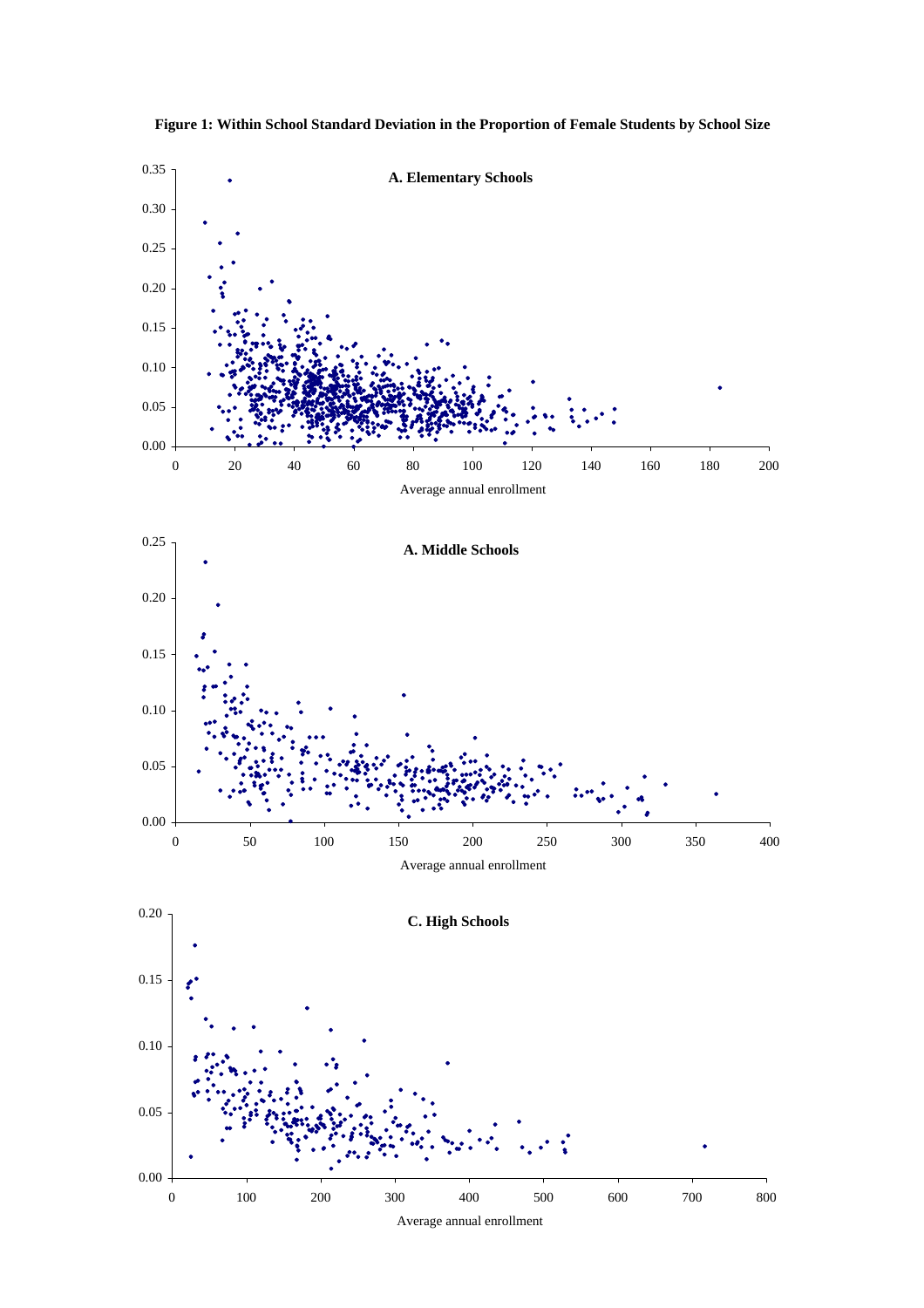**Figure 1: Within School Standard Deviation in the Proportion of Female Students by School Size**

**A. Elementary Schools**

Average annual enrollment

**A. Middle Schools**

Average annual enrollment

**C. High Schools**

Average annual enrollment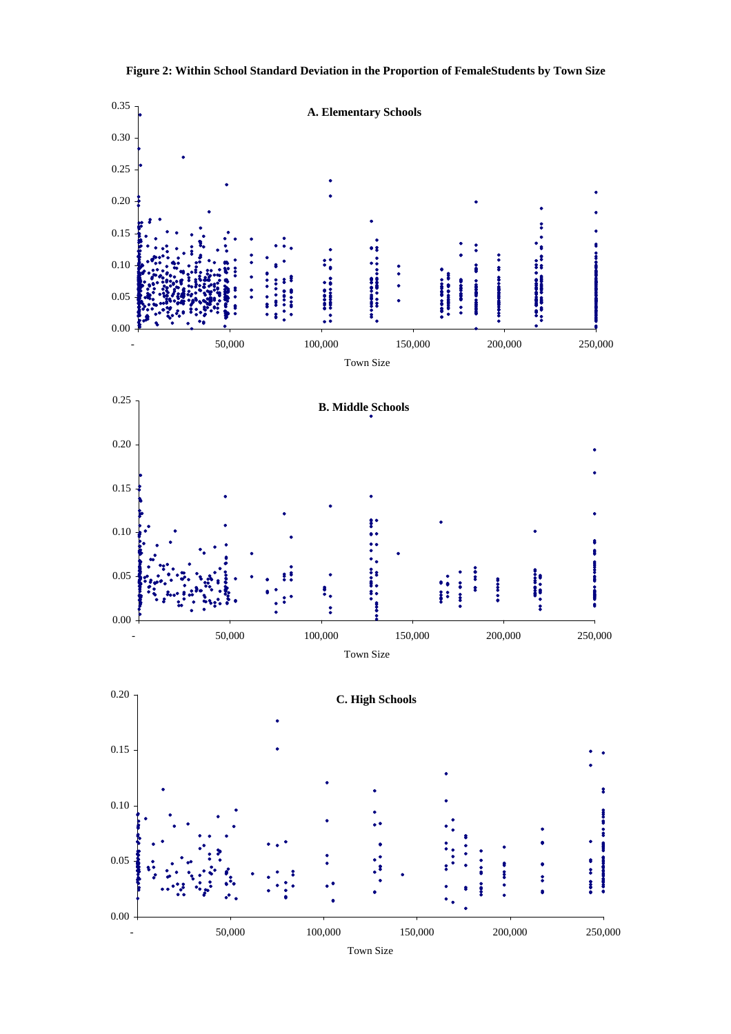**Figure 2: Within School Standard Deviation in the Proportion of FemaleStudents by Town Size**

A. Elementary Schools

B. Middle Schools

C. High Schools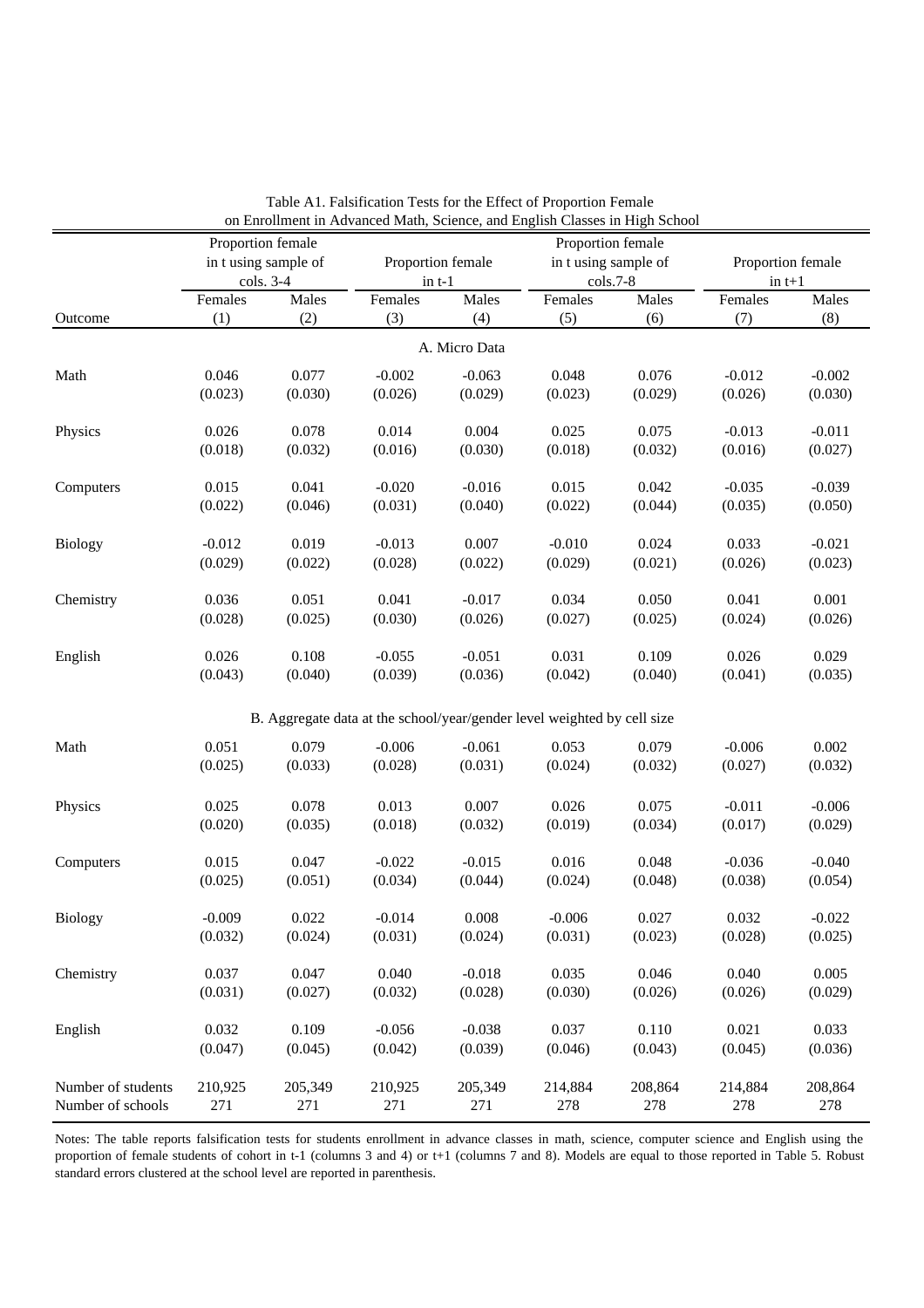Table A1. Falsification Tests for the Effect of Proportion Female on Enrollment in Advanced Math, Science, and English Classes in High School

| | Proportion female in t using sample of cols. 3-4 | | Proportion female in t-1 | | Proportion female in t using sample of cols.7-8 | | Proportion female in t+1 | |
|---|---|---|---|---|---|---|---|---|
| | Females | Males | Females | Males | Females | Males | Females | Males |
| Outcome | (1) | (2) | (3) | (4) | (5) | (6) | (7) | (8) |
| | | | | A. Micro Data | | | | |
| Math | 0.046 | 0.077 | -0.002 | -0.063 | 0.048 | 0.076 | -0.012 | -0.002 |
| | (0.023) | (0.030) | (0.026) | (0.029) | (0.023) | (0.029) | (0.026) | (0.030) |
| Physics | 0.026 | 0.078 | 0.014 | 0.004 | 0.025 | 0.075 | -0.013 | -0.011 |
| | (0.018) | (0.032) | (0.016) | (0.030) | (0.018) | (0.032) | (0.016) | (0.027) |
| Computers | 0.015 | 0.041 | -0.020 | -0.016 | 0.015 | 0.042 | -0.035 | -0.039 |
| | (0.022) | (0.046) | (0.031) | (0.040) | (0.022) | (0.044) | (0.035) | (0.050) |
| Biology | -0.012 | 0.019 | -0.013 | 0.007 | -0.010 | 0.024 | 0.033 | -0.021 |
| | (0.029) | (0.022) | (0.028) | (0.022) | (0.029) | (0.021) | (0.026) | (0.023) |
| Chemistry | 0.036 | 0.051 | 0.041 | -0.017 | 0.034 | 0.050 | 0.041 | 0.001 |
| | (0.028) | (0.025) | (0.030) | (0.026) | (0.027) | (0.025) | (0.024) | (0.026) |
| English | 0.026 | 0.108 | -0.055 | -0.051 | 0.031 | 0.109 | 0.026 | 0.029 |
| | (0.043) | (0.040) | (0.039) | (0.036) | (0.042) | (0.040) | (0.041) | (0.035) |
| | | | B. Aggregate data at the school/year/gender level weighted by cell size | | | | | |
| Math | 0.051 | 0.079 | -0.006 | -0.061 | 0.053 | 0.079 | -0.006 | 0.002 |
| | (0.025) | (0.033) | (0.028) | (0.031) | (0.024) | (0.032) | (0.027) | (0.032) |
| Physics | 0.025 | 0.078 | 0.013 | 0.007 | 0.026 | 0.075 | -0.011 | -0.006 |
| | (0.020) | (0.035) | (0.018) | (0.032) | (0.019) | (0.034) | (0.017) | (0.029) |
| Computers | 0.015 | 0.047 | -0.022 | -0.015 | 0.016 | 0.048 | -0.036 | -0.040 |
| | (0.025) | (0.051) | (0.034) | (0.044) | (0.024) | (0.048) | (0.038) | (0.054) |
| Biology | -0.009 | 0.022 | -0.014 | 0.008 | -0.006 | 0.027 | 0.032 | -0.022 |
| | (0.032) | (0.024) | (0.031) | (0.024) | (0.031) | (0.023) | (0.028) | (0.025) |
| Chemistry | 0.037 | 0.047 | 0.040 | -0.018 | 0.035 | 0.046 | 0.040 | 0.005 |
| | (0.031) | (0.027) | (0.032) | (0.028) | (0.030) | (0.026) | (0.026) | (0.029) |
| English | 0.032 | 0.109 | -0.056 | -0.038 | 0.037 | 0.110 | 0.021 | 0.033 |
| | (0.047) | (0.045) | (0.042) | (0.039) | (0.046) | (0.043) | (0.045) | (0.036) |
| Number of students | 210,925 | 205,349 | 210,925 | 205,349 | 214,884 | 208,864 | 214,884 | 208,864 |
| Number of schools | 271 | 271 | 271 | 271 | 278 | 278 | 278 | 278 |

Notes: The table reports falsification tests for students enrollment in advance classes in math, science, computer science and English using the proportion of female students of cohort in t-1 (columns 3 and 4) or t+1 (columns 7 and 8). Models are equal to those reported in Table 5. Robust standard errors clustered at the school level are reported in parenthesis.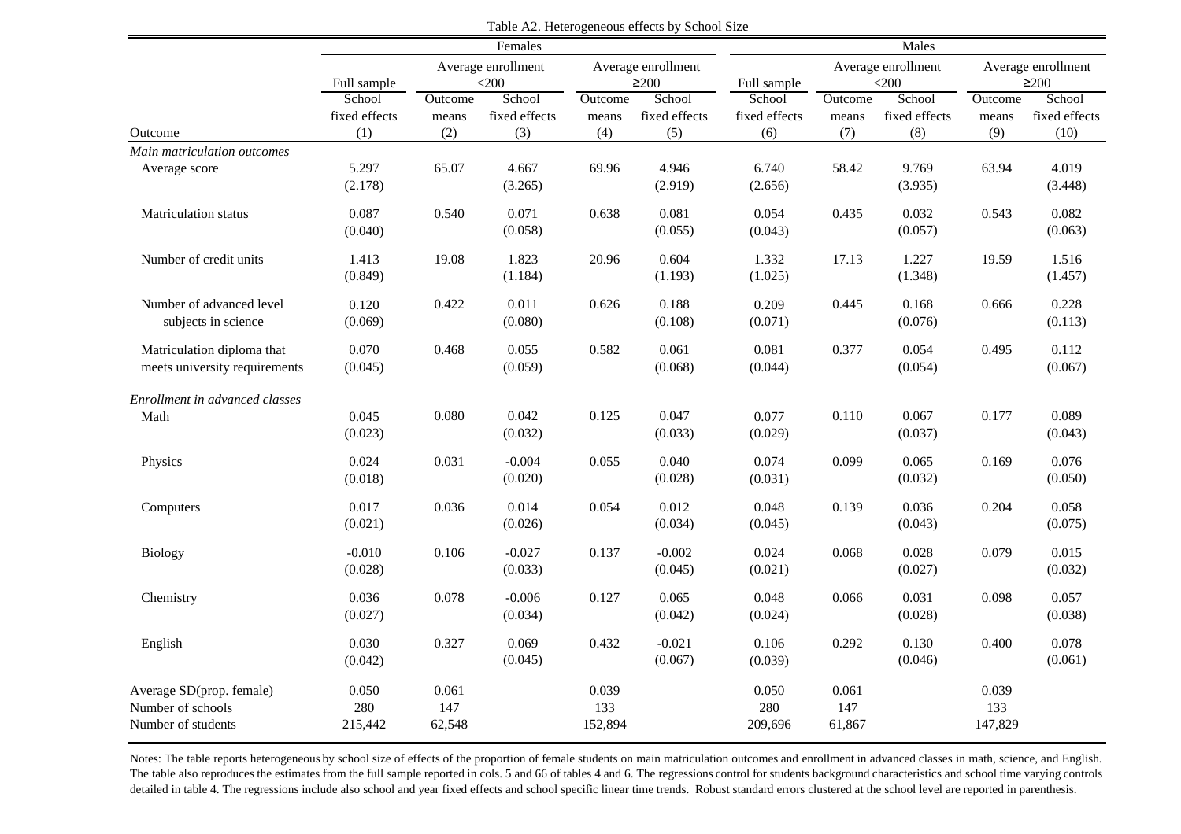Table A2. Heterogeneous effects by School Size

| | Females | | | | | Males | | | | |
|---|---|---|---|---|---|---|---|---|---|---|
| | Full sample | Average enrollment <200 | | Average enrollment ≥200 | | Full sample | Average enrollment <200 | | Average enrollment ≥200 | |
| | School fixed effects | Outcome means | School fixed effects | Outcome means | School fixed effects | School fixed effects | Outcome means | School fixed effects | Outcome means | School fixed effects |
| Outcome | (1) | (2) | (3) | (4) | (5) | (6) | (7) | (8) | (9) | (10) |
| *Main matriculation outcomes* | | | | | | | | | | |
| Average score | 5.297 | 65.07 | 4.667 | 69.96 | 4.946 | 6.740 | 58.42 | 9.769 | 63.94 | 4.019 |
| | (2.178) | | (3.265) | | (2.919) | (2.656) | | (3.935) | | (3.448) |
| Matriculation status | 0.087 | 0.540 | 0.071 | 0.638 | 0.081 | 0.054 | 0.435 | 0.032 | 0.543 | 0.082 |
| | (0.040) | | (0.058) | | (0.055) | (0.043) | | (0.057) | | (0.063) |
| Number of credit units | 1.413 | 19.08 | 1.823 | 20.96 | 0.604 | 1.332 | 17.13 | 1.227 | 19.59 | 1.516 |
| | (0.849) | | (1.184) | | (1.193) | (1.025) | | (1.348) | | (1.457) |
| Number of advanced level subjects in science | 0.120 | 0.422 | 0.011 | 0.626 | 0.188 | 0.209 | 0.445 | 0.168 | 0.666 | 0.228 |
| | (0.069) | | (0.080) | | (0.108) | (0.071) | | (0.076) | | (0.113) |
| Matriculation diploma that meets university requirements | 0.070 | 0.468 | 0.055 | 0.582 | 0.061 | 0.081 | 0.377 | 0.054 | 0.495 | 0.112 |
| | (0.045) | | (0.059) | | (0.068) | (0.044) | | (0.054) | | (0.067) |
| *Enrollment in advanced classes* | | | | | | | | | | |
| Math | 0.045 | 0.080 | 0.042 | 0.125 | 0.047 | 0.077 | 0.110 | 0.067 | 0.177 | 0.089 |
| | (0.023) | | (0.032) | | (0.033) | (0.029) | | (0.037) | | (0.043) |
| Physics | 0.024 | 0.031 | -0.004 | 0.055 | 0.040 | 0.074 | 0.099 | 0.065 | 0.169 | 0.076 |
| | (0.018) | | (0.020) | | (0.028) | (0.031) | | (0.032) | | (0.050) |
| Computers | 0.017 | 0.036 | 0.014 | 0.054 | 0.012 | 0.048 | 0.139 | 0.036 | 0.204 | 0.058 |
| | (0.021) | | (0.026) | | (0.034) | (0.045) | | (0.043) | | (0.075) |
| Biology | -0.010 | 0.106 | -0.027 | 0.137 | -0.002 | 0.024 | 0.068 | 0.028 | 0.079 | 0.015 |
| | (0.028) | | (0.033) | | (0.045) | (0.021) | | (0.027) | | (0.032) |
| Chemistry | 0.036 | 0.078 | -0.006 | 0.127 | 0.065 | 0.048 | 0.066 | 0.031 | 0.098 | 0.057 |
| | (0.027) | | (0.034) | | (0.042) | (0.024) | | (0.028) | | (0.038) |
| English | 0.030 | 0.327 | 0.069 | 0.432 | -0.021 | 0.106 | 0.292 | 0.130 | 0.400 | 0.078 |
| | (0.042) | | (0.045) | | (0.067) | (0.039) | | (0.046) | | (0.061) |
| Average SD(prop. female) | 0.050 | 0.061 | | 0.039 | | 0.050 | 0.061 | | 0.039 | |
| Number of schools | 280 | 147 | | 133 | | 280 | 147 | | 133 | |
| Number of students | 215,442 | 62,548 | | 152,894 | | 209,696 | 61,867 | | 147,829 | |

Notes: The table reports heterogeneous by school size of effects of the proportion of female students on main matriculation outcomes and enrollment in advanced classes in math, science, and English. The table also reproduces the estimates from the full sample reported in cols. 5 and 66 of tables 4 and 6. The regressions control for students background characteristics and school time varying controls detailed in table 4. The regressions include also school and year fixed effects and school specific linear time trends. Robust standard errors clustered at the school level are reported in parenthesis.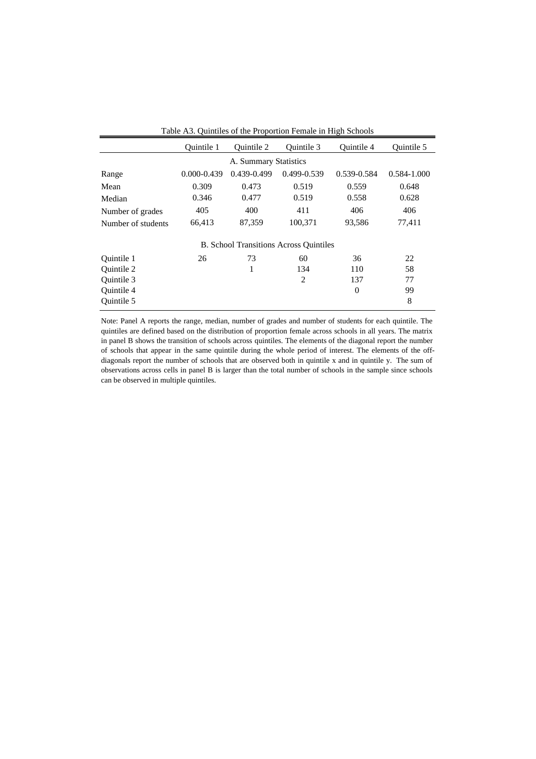Table A3. Quintiles of the Proportion Female in High Schools

| | Quintile 1 | Quintile 2 | Quintile 3 | Quintile 4 | Quintile 5 |
|---|---|---|---|---|---|
| A. Summary Statistics | | | | | |
| Range | 0.000-0.439 | 0.439-0.499 | 0.499-0.539 | 0.539-0.584 | 0.584-1.000 |
| Mean | 0.309 | 0.473 | 0.519 | 0.559 | 0.648 |
| Median | 0.346 | 0.477 | 0.519 | 0.558 | 0.628 |
| Number of grades | 405 | 400 | 411 | 406 | 406 |
| Number of students | 66,413 | 87,359 | 100,371 | 93,586 | 77,411 |
| B. School Transitions Across Quintiles | | | | | |
| Quintile 1 | 26 | 73 | 60 | 36 | 22 |
| Quintile 2 | | 1 | 134 | 110 | 58 |
| Quintile 3 | | | 2 | 137 | 77 |
| Quintile 4 | | | | 0 | 99 |
| Quintile 5 | | | | | 8 |

Note: Panel A reports the range, median, number of grades and number of students for each quintile. The quintiles are defined based on the distribution of proportion female across schools in all years. The matrix in panel B shows the transition of schools across quintiles. The elements of the diagonal report the number of schools that appear in the same quintile during the whole period of interest. The elements of the off-diagonals report the number of schools that are observed both in quintile x and in quintile y. The sum of observations across cells in panel B is larger than the total number of schools in the sample since schools can be observed in multiple quintiles.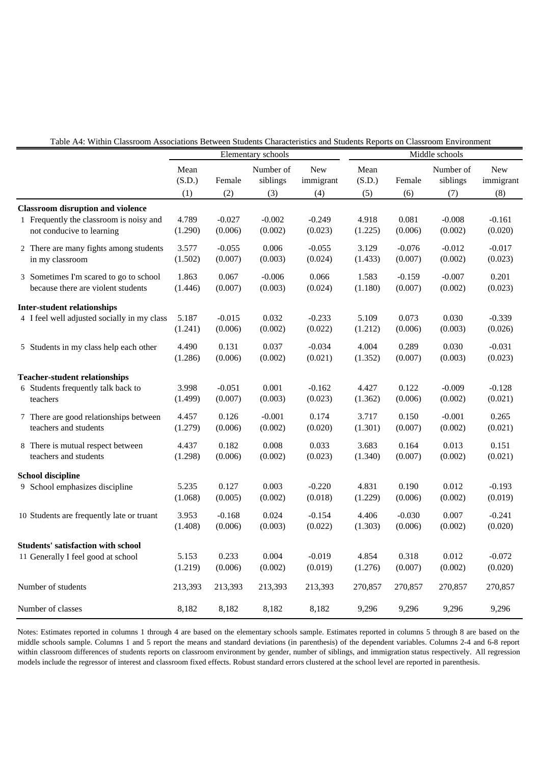Table A4: Within Classroom Associations Between Students Characteristics and Students Reports on Classroom Environment

| | Elementary schools | | | | Middle schools | | | |
|---|---|---|---|---|---|---|---|---|
| | Mean (S.D.) | Female | Number of siblings | New immigrant | Mean (S.D.) | Female | Number of siblings | New immigrant |
| | (1) | (2) | (3) | (4) | (5) | (6) | (7) | (8) |
| **Classroom disruption and violence** | | | | | | | | |
| 1 Frequently the classroom is noisy and not conducive to learning | 4.789 | -0.027 | -0.002 | -0.249 | 4.918 | 0.081 | -0.008 | -0.161 |
| | (1.290) | (0.006) | (0.002) | (0.023) | (1.225) | (0.006) | (0.002) | (0.020) |
| 2 There are many fights among students in my classroom | 3.577 | -0.055 | 0.006 | -0.055 | 3.129 | -0.076 | -0.012 | -0.017 |
| | (1.502) | (0.007) | (0.003) | (0.024) | (1.433) | (0.007) | (0.002) | (0.023) |
| 3 Sometimes I'm scared to go to school because there are violent students | 1.863 | 0.067 | -0.006 | 0.066 | 1.583 | -0.159 | -0.007 | 0.201 |
| | (1.446) | (0.007) | (0.003) | (0.024) | (1.180) | (0.007) | (0.002) | (0.023) |
| **Inter-student relationships** | | | | | | | | |
| 4 I feel well adjusted socially in my class | 5.187 | -0.015 | 0.032 | -0.233 | 5.109 | 0.073 | 0.030 | -0.339 |
| | (1.241) | (0.006) | (0.002) | (0.022) | (1.212) | (0.006) | (0.003) | (0.026) |
| 5 Students in my class help each other | 4.490 | 0.131 | 0.037 | -0.034 | 4.004 | 0.289 | 0.030 | -0.031 |
| | (1.286) | (0.006) | (0.002) | (0.021) | (1.352) | (0.007) | (0.003) | (0.023) |
| **Teacher-student relationships** | | | | | | | | |
| 6 Students frequently talk back to teachers | 3.998 | -0.051 | 0.001 | -0.162 | 4.427 | 0.122 | -0.009 | -0.128 |
| | (1.499) | (0.007) | (0.003) | (0.023) | (1.362) | (0.006) | (0.002) | (0.021) |
| 7 There are good relationships between teachers and students | 4.457 | 0.126 | -0.001 | 0.174 | 3.717 | 0.150 | -0.001 | 0.265 |
| | (1.279) | (0.006) | (0.002) | (0.020) | (1.301) | (0.007) | (0.002) | (0.021) |
| 8 There is mutual respect between teachers and students | 4.437 | 0.182 | 0.008 | 0.033 | 3.683 | 0.164 | 0.013 | 0.151 |
| | (1.298) | (0.006) | (0.002) | (0.023) | (1.340) | (0.007) | (0.002) | (0.021) |
| **School discipline** | | | | | | | | |
| 9 School emphasizes discipline | 5.235 | 0.127 | 0.003 | -0.220 | 4.831 | 0.190 | 0.012 | -0.193 |
| | (1.068) | (0.005) | (0.002) | (0.018) | (1.229) | (0.006) | (0.002) | (0.019) |
| 10 Students are frequently late or truant | 3.953 | -0.168 | 0.024 | -0.154 | 4.406 | -0.030 | 0.007 | -0.241 |
| | (1.408) | (0.006) | (0.003) | (0.022) | (1.303) | (0.006) | (0.002) | (0.020) |
| **Students' satisfaction with school** | | | | | | | | |
| 11 Generally I feel good at school | 5.153 | 0.233 | 0.004 | -0.019 | 4.854 | 0.318 | 0.012 | -0.072 |
| | (1.219) | (0.006) | (0.002) | (0.019) | (1.276) | (0.007) | (0.002) | (0.020) |
| Number of students | 213,393 | 213,393 | 213,393 | 213,393 | 270,857 | 270,857 | 270,857 | 270,857 |
| Number of classes | 8,182 | 8,182 | 8,182 | 8,182 | 9,296 | 9,296 | 9,296 | 9,296 |

Notes: Estimates reported in columns 1 through 4 are based on the elementary schools sample. Estimates reported in columns 5 through 8 are based on the middle schools sample. Columns 1 and 5 report the means and standard deviations (in parenthesis) of the dependent variables. Columns 2-4 and 6-8 report within classroom differences of students reports on classroom environment by gender, number of siblings, and immigration status respectively. All regression models include the regressor of interest and classroom fixed effects. Robust standard errors clustered at the school level are reported in parenthesis.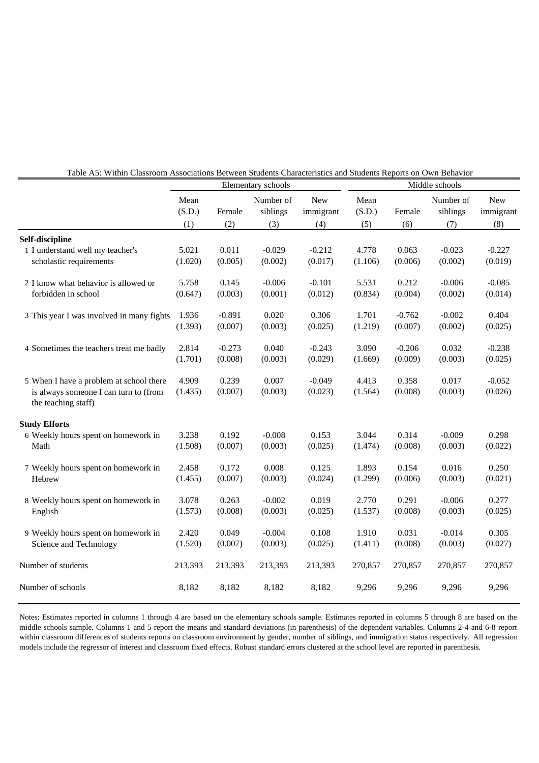Table A5: Within Classroom Associations Between Students Characteristics and Students Reports on Own Behavior

| | Elementary schools | | | | Middle schools | | | |
|---|---|---|---|---|---|---|---|---|
| | Mean (S.D.) | Female | Number of siblings | New immigrant | Mean (S.D.) | Female | Number of siblings | New immigrant |
| | (1) | (2) | (3) | (4) | (5) | (6) | (7) | (8) |
| **Self-discipline** | | | | | | | | |
| 1 I understand well my teacher's scholastic requirements | 5.021 | 0.011 | -0.029 | -0.212 | 4.778 | 0.063 | -0.023 | -0.227 |
| | (1.020) | (0.005) | (0.002) | (0.017) | (1.106) | (0.006) | (0.002) | (0.019) |
| 2 I know what behavior is allowed or forbidden in school | 5.758 | 0.145 | -0.006 | -0.101 | 5.531 | 0.212 | -0.006 | -0.085 |
| | (0.647) | (0.003) | (0.001) | (0.012) | (0.834) | (0.004) | (0.002) | (0.014) |
| 3 This year I was involved in many fights | 1.936 | -0.891 | 0.020 | 0.306 | 1.701 | -0.762 | -0.002 | 0.404 |
| | (1.393) | (0.007) | (0.003) | (0.025) | (1.219) | (0.007) | (0.002) | (0.025) |
| 4 Sometimes the teachers treat me badly | 2.814 | -0.273 | 0.040 | -0.243 | 3.090 | -0.206 | 0.032 | -0.238 |
| | (1.701) | (0.008) | (0.003) | (0.029) | (1.669) | (0.009) | (0.003) | (0.025) |
| 5 When I have a problem at school there is always someone I can turn to (from the teaching staff) | 4.909 | 0.239 | 0.007 | -0.049 | 4.413 | 0.358 | 0.017 | -0.052 |
| | (1.435) | (0.007) | (0.003) | (0.023) | (1.564) | (0.008) | (0.003) | (0.026) |
| **Study Efforts** | | | | | | | | |
| 6 Weekly hours spent on homework in Math | 3.238 | 0.192 | -0.008 | 0.153 | 3.044 | 0.314 | -0.009 | 0.298 |
| | (1.508) | (0.007) | (0.003) | (0.025) | (1.474) | (0.008) | (0.003) | (0.022) |
| 7 Weekly hours spent on homework in Hebrew | 2.458 | 0.172 | 0.008 | 0.125 | 1.893 | 0.154 | 0.016 | 0.250 |
| | (1.455) | (0.007) | (0.003) | (0.024) | (1.299) | (0.006) | (0.003) | (0.021) |
| 8 Weekly hours spent on homework in English | 3.078 | 0.263 | -0.002 | 0.019 | 2.770 | 0.291 | -0.006 | 0.277 |
| | (1.573) | (0.008) | (0.003) | (0.025) | (1.537) | (0.008) | (0.003) | (0.025) |
| 9 Weekly hours spent on homework in Science and Technology | 2.420 | 0.049 | -0.004 | 0.108 | 1.910 | 0.031 | -0.014 | 0.305 |
| | (1.520) | (0.007) | (0.003) | (0.025) | (1.411) | (0.008) | (0.003) | (0.027) |
| Number of students | 213,393 | 213,393 | 213,393 | 213,393 | 270,857 | 270,857 | 270,857 | 270,857 |
| Number of schools | 8,182 | 8,182 | 8,182 | 8,182 | 9,296 | 9,296 | 9,296 | 9,296 |

Notes: Estimates reported in columns 1 through 4 are based on the elementary schools sample. Estimates reported in columns 5 through 8 are based on the middle schools sample. Columns 1 and 5 report the means and standard deviations (in parenthesis) of the dependent variables. Columns 2-4 and 6-8 report within classroom differences of students reports on classroom environment by gender, number of siblings, and immigration status respectively. All regression models include the regressor of interest and classroom fixed effects. Robust standard errors clustered at the school level are reported in parenthesis.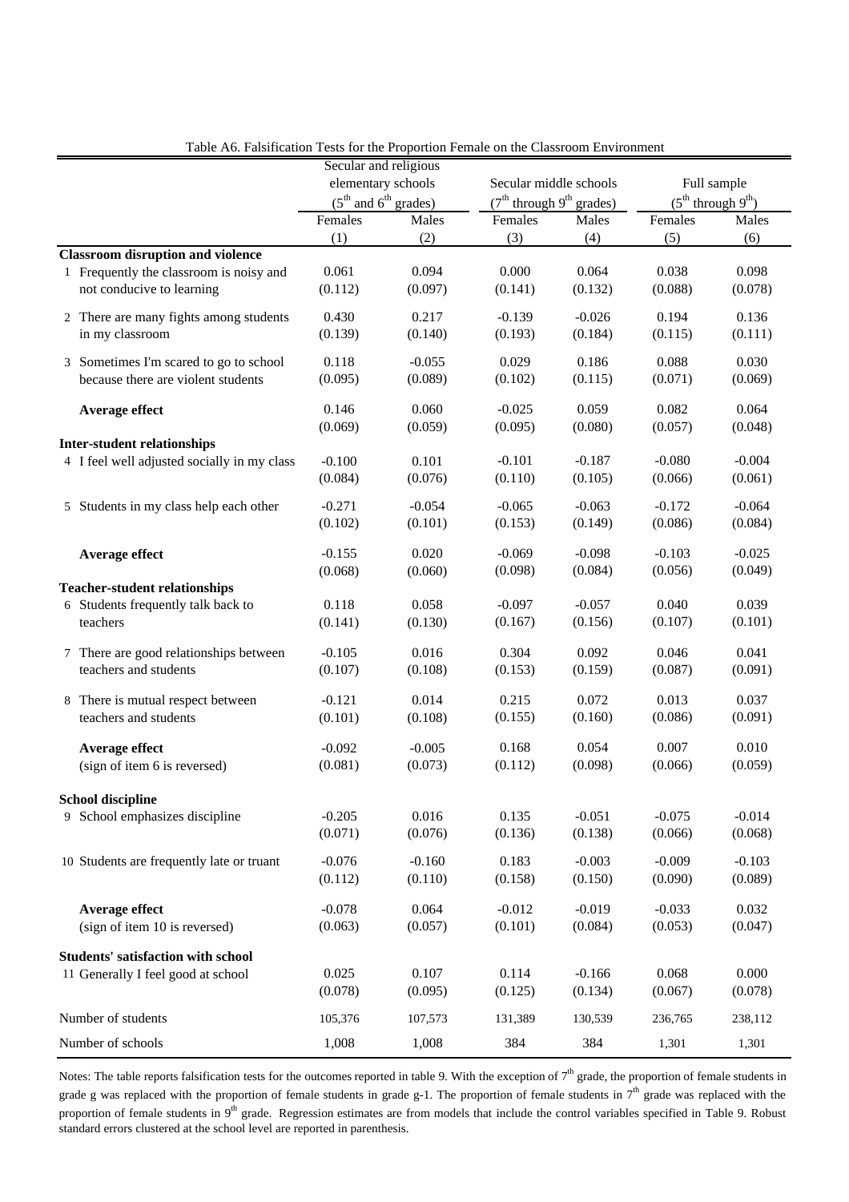Table A6. Falsification Tests for the Proportion Female on the Classroom Environment

| | Secular and religious elementary schools ($5^{th}$ and $6^{th}$ grades) | | Secular middle schools ($7^{th}$ through $9^{th}$ grades) | | Full sample ($5^{th}$ through $9^{th}$) | |
|---|---|---|---|---|---|---|
| | Females | Males | Females | Males | Females | Males |
| | (1) | (2) | (3) | (4) | (5) | (6) |
| **Classroom disruption and violence** | | | | | | |
| 1 Frequently the classroom is noisy and not conducive to learning | 0.061 | 0.094 | 0.000 | 0.064 | 0.038 | 0.098 |
| | (0.112) | (0.097) | (0.141) | (0.132) | (0.088) | (0.078) |
| 2 There are many fights among students in my classroom | 0.430 | 0.217 | -0.139 | -0.026 | 0.194 | 0.136 |
| | (0.139) | (0.140) | (0.193) | (0.184) | (0.115) | (0.111) |
| 3 Sometimes I'm scared to go to school because there are violent students | 0.118 | -0.055 | 0.029 | 0.186 | 0.088 | 0.030 |
| | (0.095) | (0.089) | (0.102) | (0.115) | (0.071) | (0.069) |
| **Average effect** | 0.146 | 0.060 | -0.025 | 0.059 | 0.082 | 0.064 |
| | (0.069) | (0.059) | (0.095) | (0.080) | (0.057) | (0.048) |
| **Inter-student relationships** | | | | | | |
| 4 I feel well adjusted socially in my class | -0.100 | 0.101 | -0.101 | -0.187 | -0.080 | -0.004 |
| | (0.084) | (0.076) | (0.110) | (0.105) | (0.066) | (0.061) |
| 5 Students in my class help each other | -0.271 | -0.054 | -0.065 | -0.063 | -0.172 | -0.064 |
| | (0.102) | (0.101) | (0.153) | (0.149) | (0.086) | (0.084) |
| **Average effect** | -0.155 | 0.020 | -0.069 | -0.098 | -0.103 | -0.025 |
| | (0.068) | (0.060) | (0.098) | (0.084) | (0.056) | (0.049) |
| **Teacher-student relationships** | | | | | | |
| 6 Students frequently talk back to teachers | 0.118 | 0.058 | -0.097 | -0.057 | 0.040 | 0.039 |
| | (0.141) | (0.130) | (0.167) | (0.156) | (0.107) | (0.101) |
| 7 There are good relationships between teachers and students | -0.105 | 0.016 | 0.304 | 0.092 | 0.046 | 0.041 |
| | (0.107) | (0.108) | (0.153) | (0.159) | (0.087) | (0.091) |
| 8 There is mutual respect between teachers and students | -0.121 | 0.014 | 0.215 | 0.072 | 0.013 | 0.037 |
| | (0.101) | (0.108) | (0.155) | (0.160) | (0.086) | (0.091) |
| **Average effect** (sign of item 6 is reversed) | -0.092 | -0.005 | 0.168 | 0.054 | 0.007 | 0.010 |
| | (0.081) | (0.073) | (0.112) | (0.098) | (0.066) | (0.059) |
| **School discipline** | | | | | | |
| 9 School emphasizes discipline | -0.205 | 0.016 | 0.135 | -0.051 | -0.075 | -0.014 |
| | (0.071) | (0.076) | (0.136) | (0.138) | (0.066) | (0.068) |
| 10 Students are frequently late or truant | -0.076 | -0.160 | 0.183 | -0.003 | -0.009 | -0.103 |
| | (0.112) | (0.110) | (0.158) | (0.150) | (0.090) | (0.089) |
| **Average effect** (sign of item 10 is reversed) | -0.078 | 0.064 | -0.012 | -0.019 | -0.033 | 0.032 |
| | (0.063) | (0.057) | (0.101) | (0.084) | (0.053) | (0.047) |
| **Students' satisfaction with school** | | | | | | |
| 11 Generally I feel good at school | 0.025 | 0.107 | 0.114 | -0.166 | 0.068 | 0.000 |
| | (0.078) | (0.095) | (0.125) | (0.134) | (0.067) | (0.078) |
| Number of students | 105,376 | 107,573 | 131,389 | 130,539 | 236,765 | 238,112 |
| Number of schools | 1,008 | 1,008 | 384 | 384 | 1,301 | 1,301 |

Notes: The table reports falsification tests for the outcomes reported in table 9. With the exception of $7^{th}$ grade, the proportion of female students in grade g was replaced with the proportion of female students in grade g-1. The proportion of female students in $7^{th}$ grade was replaced with the proportion of female students in $9^{th}$ grade. Regression estimates are from models that include the control variables specified in Table 9. Robust standard errors clustered at the school level are reported in parenthesis.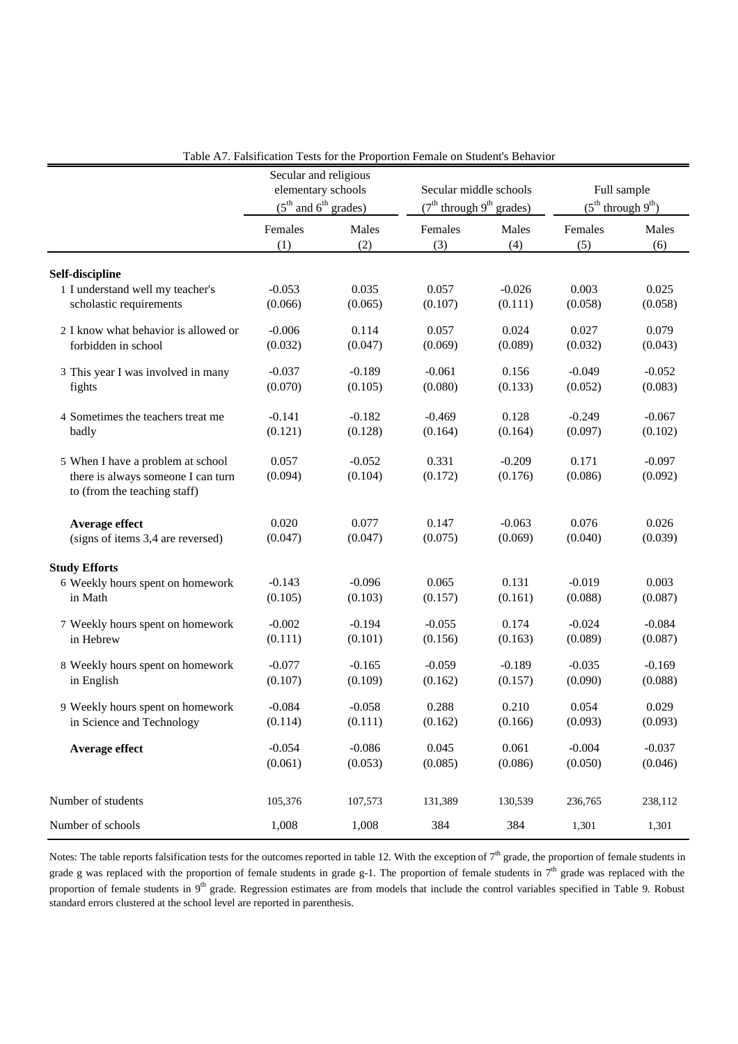Table A7. Falsification Tests for the Proportion Female on Student's Behavior

| | Secular and religious elementary schools ($5^{th}$ and $6^{th}$ grades) | | Secular middle schools ($7^{th}$ through $9^{th}$ grades) | | Full sample ($5^{th}$ through $9^{th}$) | |
|---|---|---|---|---|---|---|
| | Females | Males | Females | Males | Females | Males |
| | (1) | (2) | (3) | (4) | (5) | (6) |
| **Self-discipline** | | | | | | |
| 1 I understand well my teacher's scholastic requirements | -0.053 | 0.035 | 0.057 | -0.026 | 0.003 | 0.025 |
| | (0.066) | (0.065) | (0.107) | (0.111) | (0.058) | (0.058) |
| 2 I know what behavior is allowed or forbidden in school | -0.006 | 0.114 | 0.057 | 0.024 | 0.027 | 0.079 |
| | (0.032) | (0.047) | (0.069) | (0.089) | (0.032) | (0.043) |
| 3 This year I was involved in many fights | -0.037 | -0.189 | -0.061 | 0.156 | -0.049 | -0.052 |
| | (0.070) | (0.105) | (0.080) | (0.133) | (0.052) | (0.083) |
| 4 Sometimes the teachers treat me badly | -0.141 | -0.182 | -0.469 | 0.128 | -0.249 | -0.067 |
| | (0.121) | (0.128) | (0.164) | (0.164) | (0.097) | (0.102) |
| 5 When I have a problem at school there is always someone I can turn to (from the teaching staff) | 0.057 | -0.052 | 0.331 | -0.209 | 0.171 | -0.097 |
| | (0.094) | (0.104) | (0.172) | (0.176) | (0.086) | (0.092) |
| **Average effect** (signs of items 3,4 are reversed) | 0.020 | 0.077 | 0.147 | -0.063 | 0.076 | 0.026 |
| | (0.047) | (0.047) | (0.075) | (0.069) | (0.040) | (0.039) |
| **Study Efforts** | | | | | | |
| 6 Weekly hours spent on homework in Math | -0.143 | -0.096 | 0.065 | 0.131 | -0.019 | 0.003 |
| | (0.105) | (0.103) | (0.157) | (0.161) | (0.088) | (0.087) |
| 7 Weekly hours spent on homework in Hebrew | -0.002 | -0.194 | -0.055 | 0.174 | -0.024 | -0.084 |
| | (0.111) | (0.101) | (0.156) | (0.163) | (0.089) | (0.087) |
| 8 Weekly hours spent on homework in English | -0.077 | -0.165 | -0.059 | -0.189 | -0.035 | -0.169 |
| | (0.107) | (0.109) | (0.162) | (0.157) | (0.090) | (0.088) |
| 9 Weekly hours spent on homework in Science and Technology | -0.084 | -0.058 | 0.288 | 0.210 | 0.054 | 0.029 |
| | (0.114) | (0.111) | (0.162) | (0.166) | (0.093) | (0.093) |
| **Average effect** | -0.054 | -0.086 | 0.045 | 0.061 | -0.004 | -0.037 |
| | (0.061) | (0.053) | (0.085) | (0.086) | (0.050) | (0.046) |
| Number of students | 105,376 | 107,573 | 131,389 | 130,539 | 236,765 | 238,112 |
| Number of schools | 1,008 | 1,008 | 384 | 384 | 1,301 | 1,301 |

Notes: The table reports falsification tests for the outcomes reported in table 12. With the exception of $7^{th}$ grade, the proportion of female students in grade g was replaced with the proportion of female students in grade g-1. The proportion of female students in $7^{th}$ grade was replaced with the proportion of female students in $9^{th}$ grade. Regression estimates are from models that include the control variables specified in Table 9. Robust standard errors clustered at the school level are reported in parenthesis.